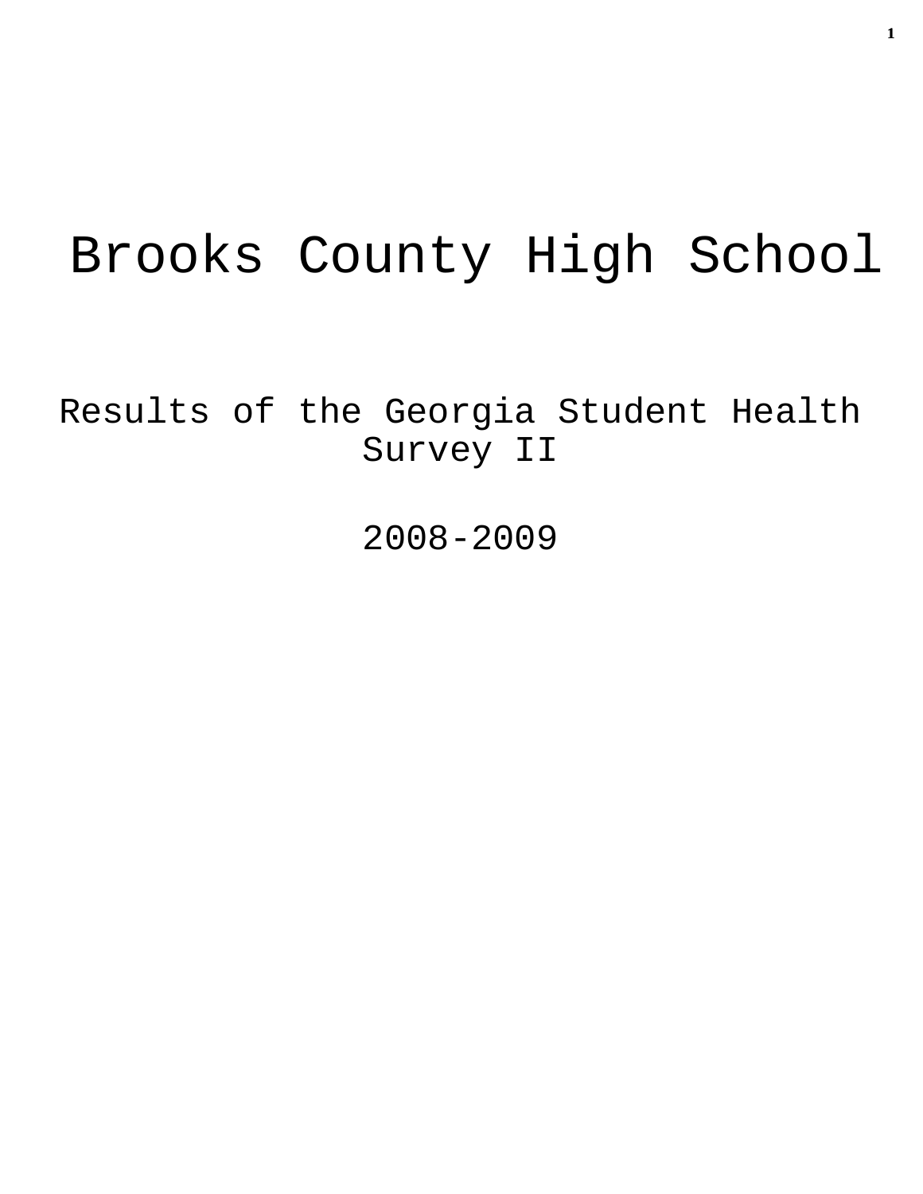# Brooks County High School

## Results of the Georgia Student Health Survey II

## 2008-2009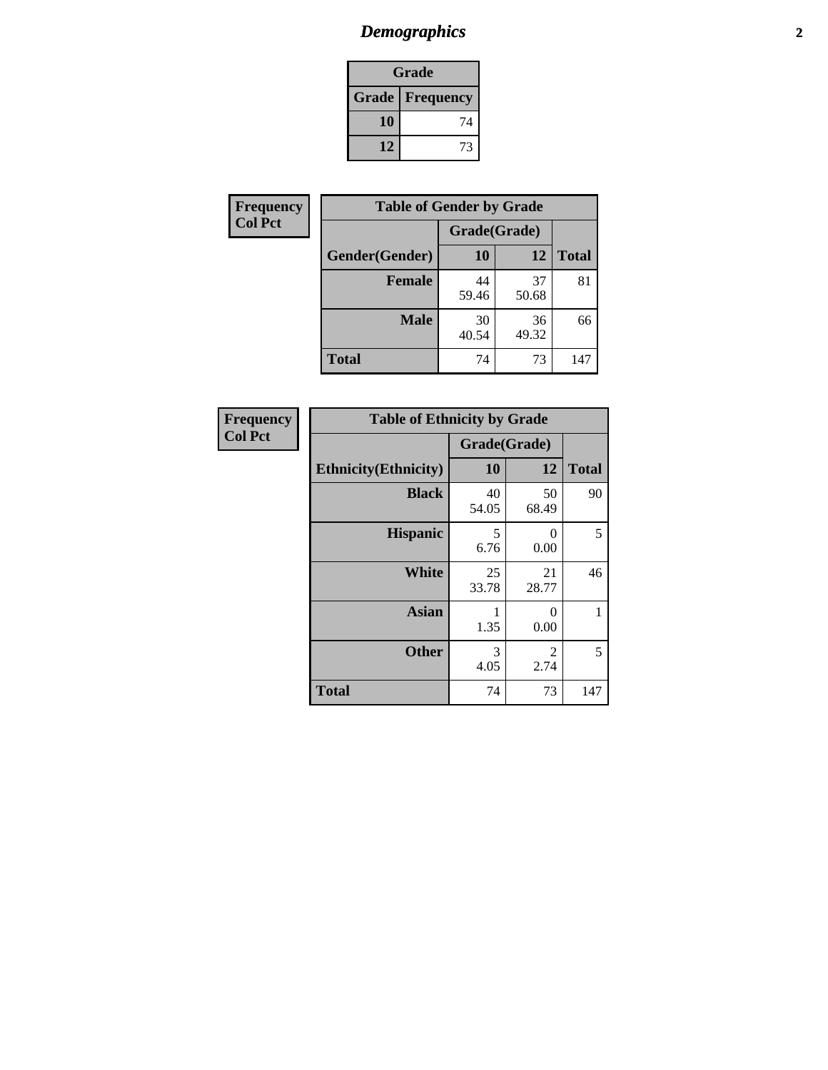# *Demographics*

| Grade | |
|---|---|
| **Grade** | **Frequency** |
| **10** | 74 |
| **12** | 73 |

**Frequency**
**Col Pct**

| Table of Gender by Grade | | | |
|---|---|---|---|
| | Grade(Grade) | | |
| **Gender(Gender)** | **10** | **12** | **Total** |
| **Female** | 44<br>59.46 | 37<br>50.68 | 81 |
| **Male** | 30<br>40.54 | 36<br>49.32 | 66 |
| **Total** | 74 | 73 | 147 |

**Frequency**
**Col Pct**

| Table of Ethnicity by Grade | | | |
|---|---|---|---|
| | Grade(Grade) | | |
| **Ethnicity(Ethnicity)** | **10** | **12** | **Total** |
| **Black** | 40<br>54.05 | 50<br>68.49 | 90 |
| **Hispanic** | 5<br>6.76 | 0<br>0.00 | 5 |
| **White** | 25<br>33.78 | 21<br>28.77 | 46 |
| **Asian** | 1<br>1.35 | 0<br>0.00 | 1 |
| **Other** | 3<br>4.05 | 2<br>2.74 | 5 |
| **Total** | 74 | 73 | 147 |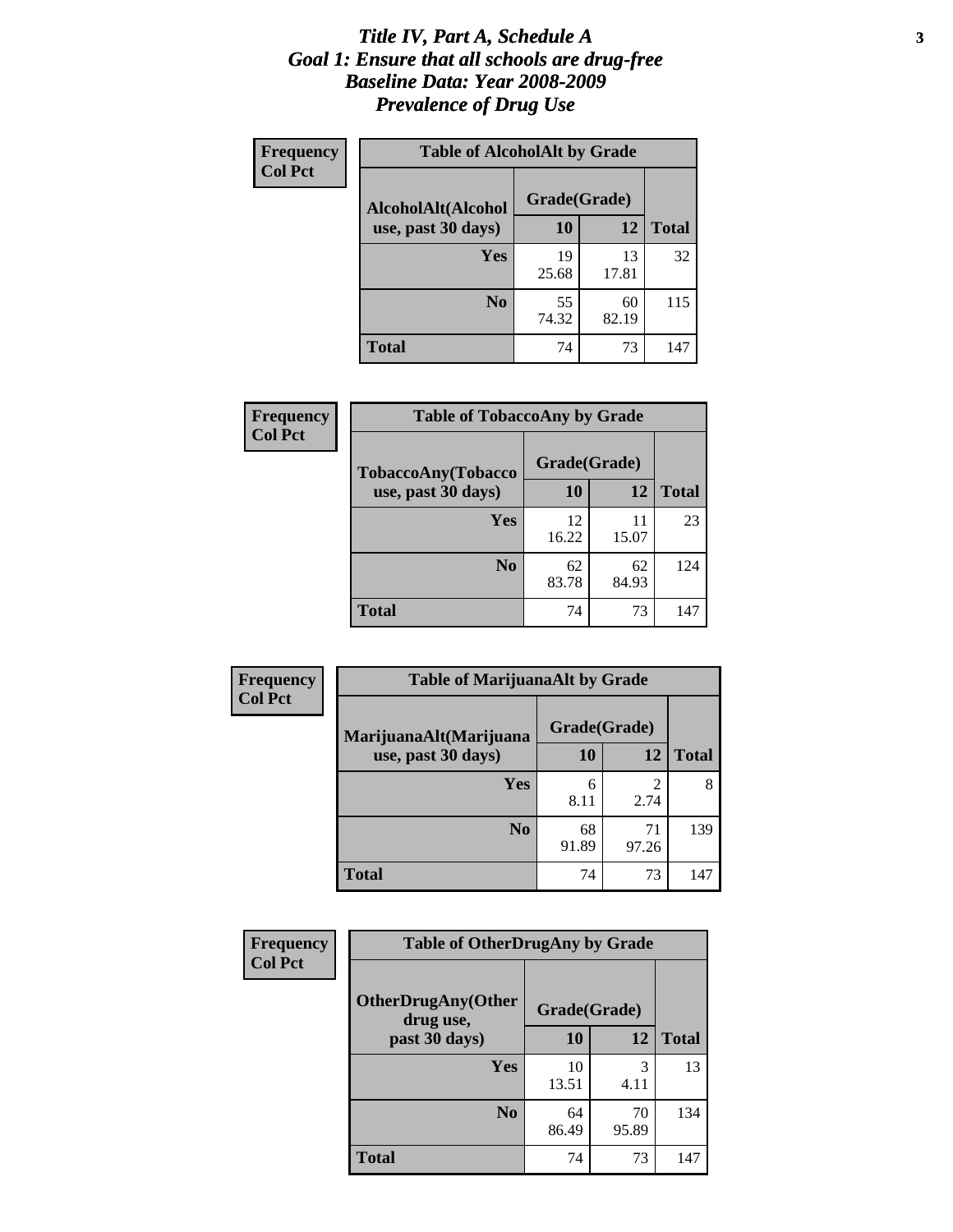# *Title IV, Part A, Schedule A*
# *Goal 1: Ensure that all schools are drug-free*
# *Baseline Data: Year 2008-2009*
# *Prevalence of Drug Use*

**Frequency**
**Col Pct**

| Table of AlcoholAlt by Grade | | | |
|---|---|---|---|
| AlcoholAlt(Alcohol use, past 30 days) | Grade(Grade) | | |
| | 10 | 12 | Total |
| Yes | 19<br>25.68 | 13<br>17.81 | 32 |
| No | 55<br>74.32 | 60<br>82.19 | 115 |
| Total | 74 | 73 | 147 |

**Frequency**
**Col Pct**

| Table of TobaccoAny by Grade | | | |
|---|---|---|---|
| TobaccoAny(Tobacco use, past 30 days) | Grade(Grade) | | |
| | 10 | 12 | Total |
| Yes | 12<br>16.22 | 11<br>15.07 | 23 |
| No | 62<br>83.78 | 62<br>84.93 | 124 |
| Total | 74 | 73 | 147 |

**Frequency**
**Col Pct**

| Table of MarijuanaAlt by Grade | | | |
|---|---|---|---|
| MarijuanaAlt(Marijuana use, past 30 days) | Grade(Grade) | | |
| | 10 | 12 | Total |
| Yes | 6<br>8.11 | 2<br>2.74 | 8 |
| No | 68<br>91.89 | 71<br>97.26 | 139 |
| Total | 74 | 73 | 147 |

**Frequency**
**Col Pct**

| Table of OtherDrugAny by Grade | | | |
|---|---|---|---|
| OtherDrugAny(Other drug use, past 30 days) | Grade(Grade) | | |
| | 10 | 12 | Total |
| Yes | 10<br>13.51 | 3<br>4.11 | 13 |
| No | 64<br>86.49 | 70<br>95.89 | 134 |
| Total | 74 | 73 | 147 |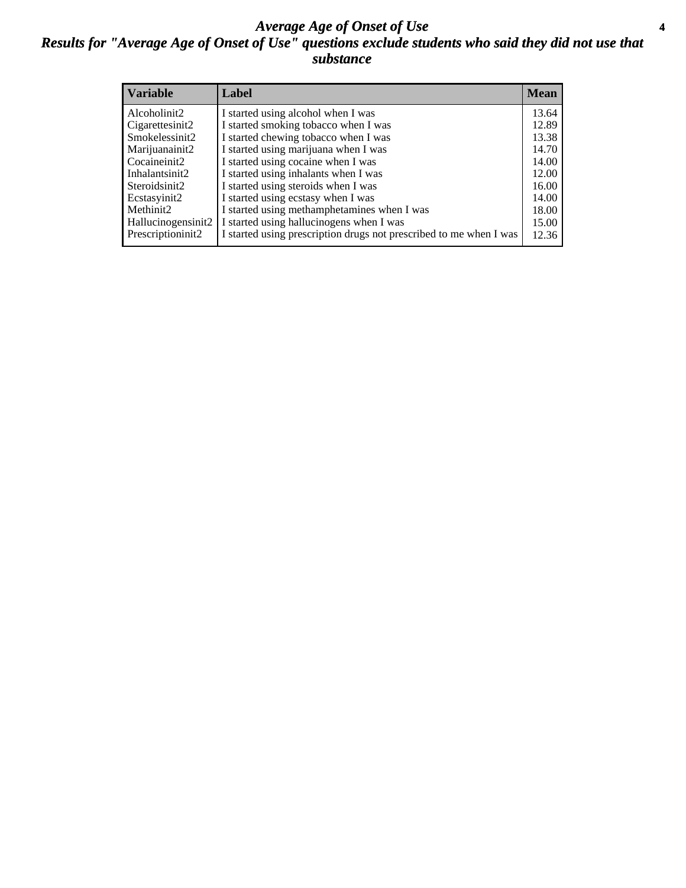# *Average Age of Onset of Use*

## *Results for "Average Age of Onset of Use" questions exclude students who said they did not use that substance*

| Variable | Label | Mean |
|---|---|---|
| Alcoholinit2 | I started using alcohol when I was | 13.64 |
| Cigarettesinit2 | I started smoking tobacco when I was | 12.89 |
| Smokelessinit2 | I started chewing tobacco when I was | 13.38 |
| Marijuanainit2 | I started using marijuana when I was | 14.70 |
| Cocaineinit2 | I started using cocaine when I was | 14.00 |
| Inhalantsinit2 | I started using inhalants when I was | 12.00 |
| Steroidsinit2 | I started using steroids when I was | 16.00 |
| Ecstasyinit2 | I started using ecstasy when I was | 14.00 |
| Methinit2 | I started using methamphetamines when I was | 18.00 |
| Hallucinogensinit2 | I started using hallucinogens when I was | 15.00 |
| Prescriptioninit2 | I started using prescription drugs not prescribed to me when I was | 12.36 |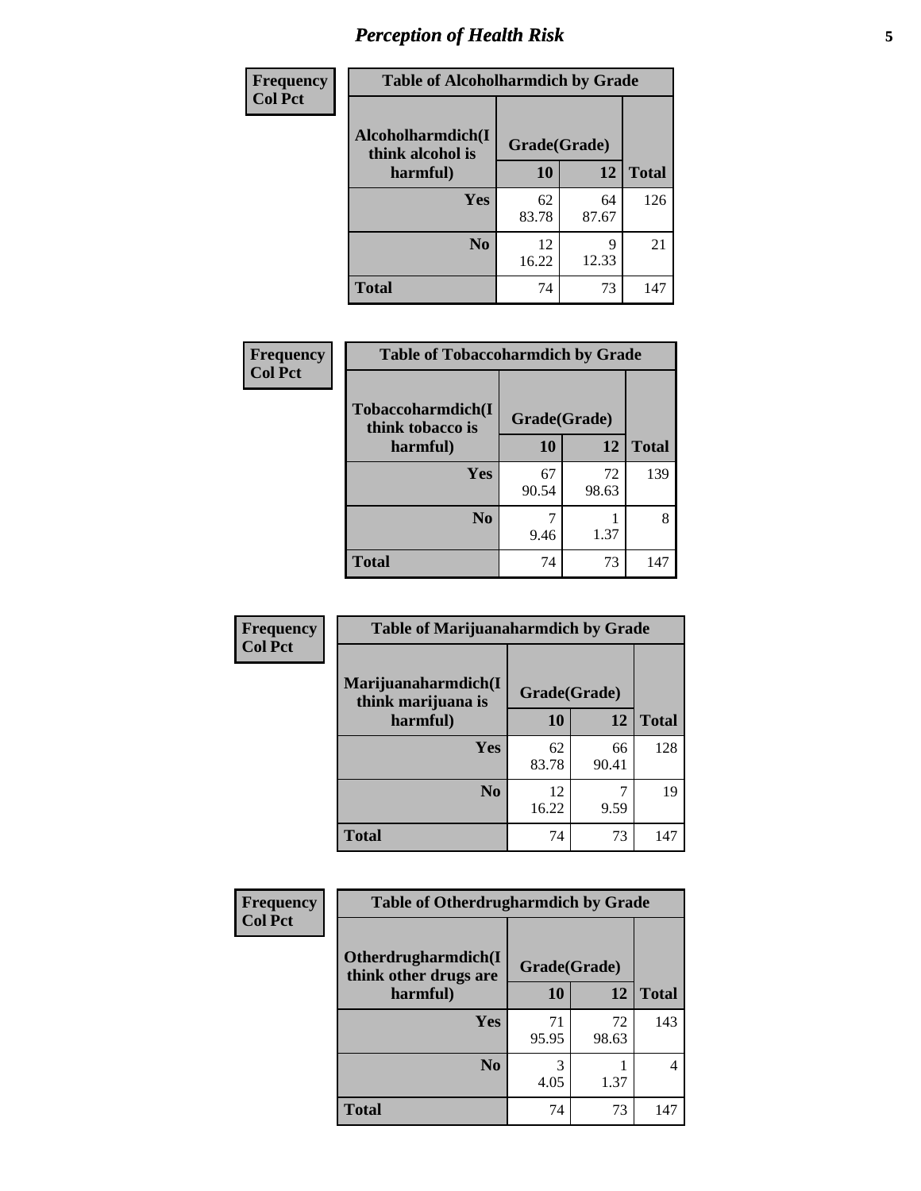## Perception of Health Risk

**Frequency**
**Col Pct**

**Table of Alcoholharmdich by Grade**

| Alcoholharmdich(I think alcohol is harmful) | Grade(Grade) | | Total |
|---|---|---|---|
| | 10 | 12 | |
| Yes | 62<br>83.78 | 64<br>87.67 | 126 |
| No | 12<br>16.22 | 9<br>12.33 | 21 |
| Total | 74 | 73 | 147 |

**Frequency**
**Col Pct**

**Table of Tobaccoharmdich by Grade**

| Tobaccoharmdich(I think tobacco is harmful) | Grade(Grade) | | Total |
|---|---|---|---|
| | 10 | 12 | |
| Yes | 67<br>90.54 | 72<br>98.63 | 139 |
| No | 7<br>9.46 | 1<br>1.37 | 8 |
| Total | 74 | 73 | 147 |

**Frequency**
**Col Pct**

**Table of Marijuanaharmdich by Grade**

| Marijuanaharmdich(I think marijuana is harmful) | Grade(Grade) | | Total |
|---|---|---|---|
| | 10 | 12 | |
| Yes | 62<br>83.78 | 66<br>90.41 | 128 |
| No | 12<br>16.22 | 7<br>9.59 | 19 |
| Total | 74 | 73 | 147 |

**Frequency**
**Col Pct**

**Table of Otherdrugharmdich by Grade**

| Otherdrugharmdich(I think other drugs are harmful) | Grade(Grade) | | Total |
|---|---|---|---|
| | 10 | 12 | |
| Yes | 71<br>95.95 | 72<br>98.63 | 143 |
| No | 3<br>4.05 | 1<br>1.37 | 4 |
| Total | 74 | 73 | 147 |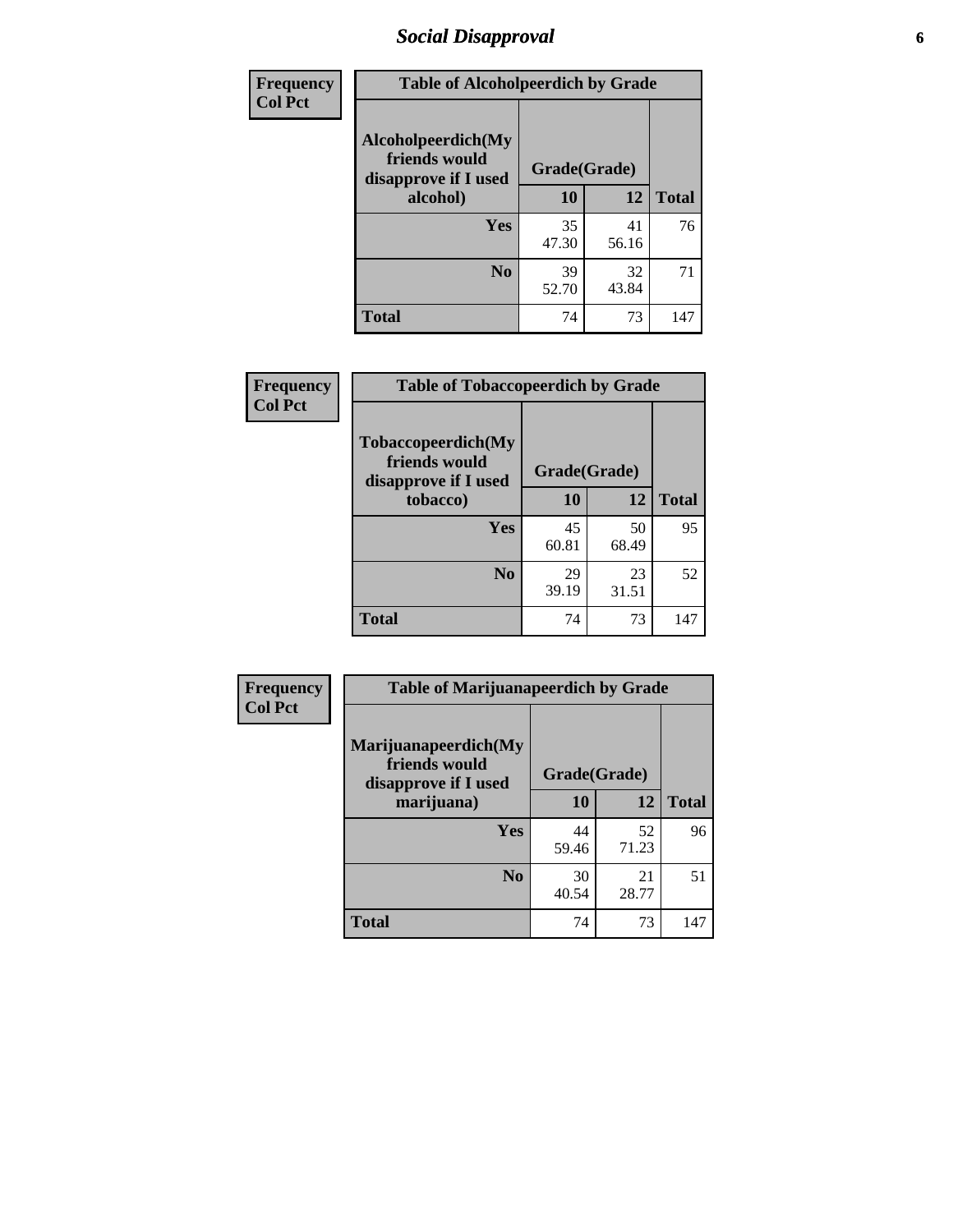# Social Disapproval

| Frequency Col Pct | | | |
|---|---|---|---|
| **Table of Alcoholpeerdich by Grade** | | | |
| **Alcoholpeerdich(My friends would disapprove if I used alcohol)** | **Grade(Grade)** | | |
| | **10** | **12** | **Total** |
| **Yes** | 35<br>47.30 | 41<br>56.16 | 76 |
| **No** | 39<br>52.70 | 32<br>43.84 | 71 |
| **Total** | 74 | 73 | 147 |

| Frequency Col Pct | | | |
|---|---|---|---|
| **Table of Tobaccopeerdich by Grade** | | | |
| **Tobaccopeerdich(My friends would disapprove if I used tobacco)** | **Grade(Grade)** | | |
| | **10** | **12** | **Total** |
| **Yes** | 45<br>60.81 | 50<br>68.49 | 95 |
| **No** | 29<br>39.19 | 23<br>31.51 | 52 |
| **Total** | 74 | 73 | 147 |

| Frequency Col Pct | | | |
|---|---|---|---|
| **Table of Marijuanapeerdich by Grade** | | | |
| **Marijuanapeerdich(My friends would disapprove if I used marijuana)** | **Grade(Grade)** | | |
| | **10** | **12** | **Total** |
| **Yes** | 44<br>59.46 | 52<br>71.23 | 96 |
| **No** | 30<br>40.54 | 21<br>28.77 | 51 |
| **Total** | 74 | 73 | 147 |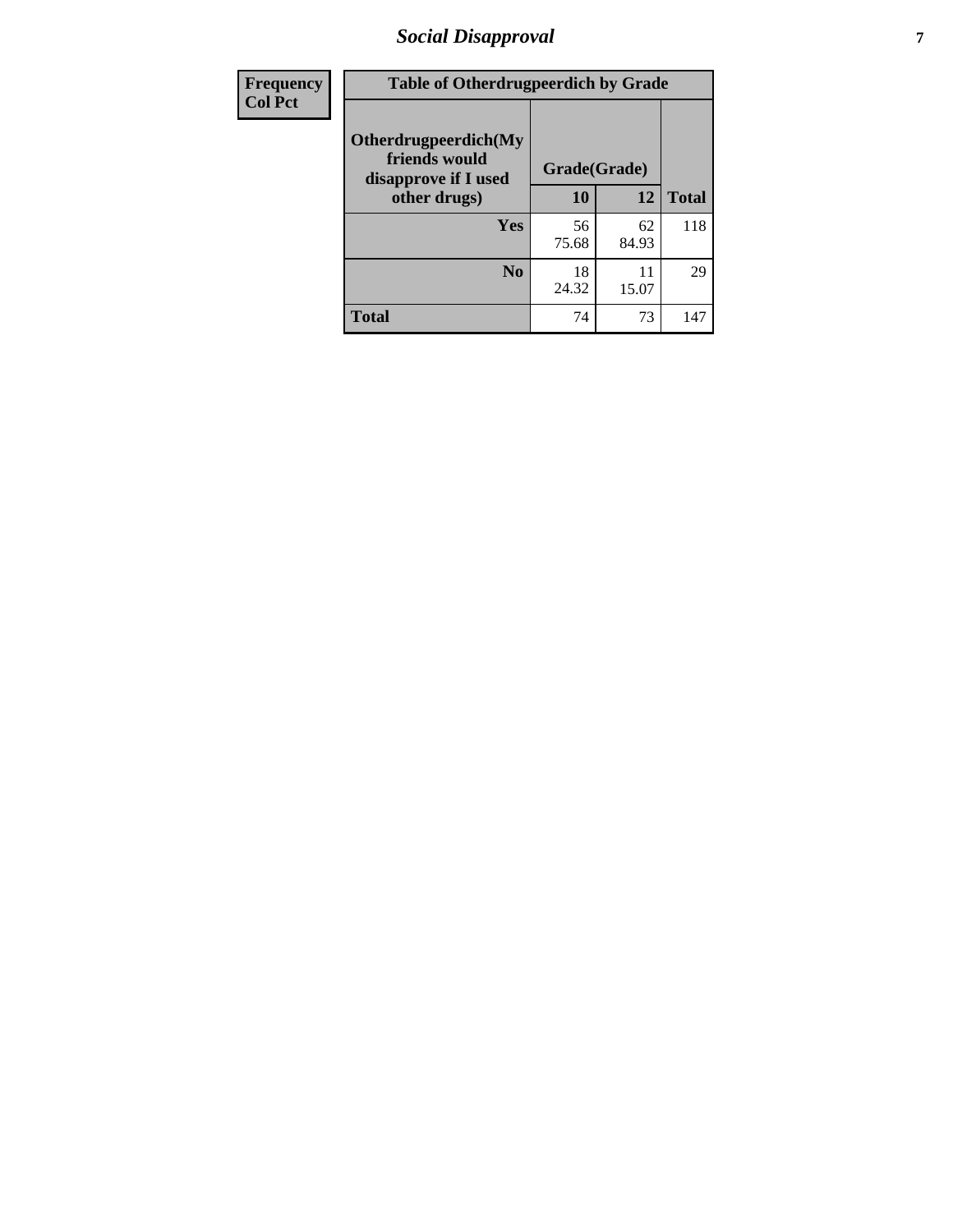| Frequency<br>Col Pct | Table of Otherdrugpeerdich by Grade | | |
|---|---|---|---|
| **Otherdrugpeerdich(My friends would disapprove if I used other drugs)** | **Grade(Grade)** | | |
| | **10** | **12** | **Total** |
| **Yes** | 56<br>75.68 | 62<br>84.93 | 118 |
| **No** | 18<br>24.32 | 11<br>15.07 | 29 |
| **Total** | 74 | 73 | 147 |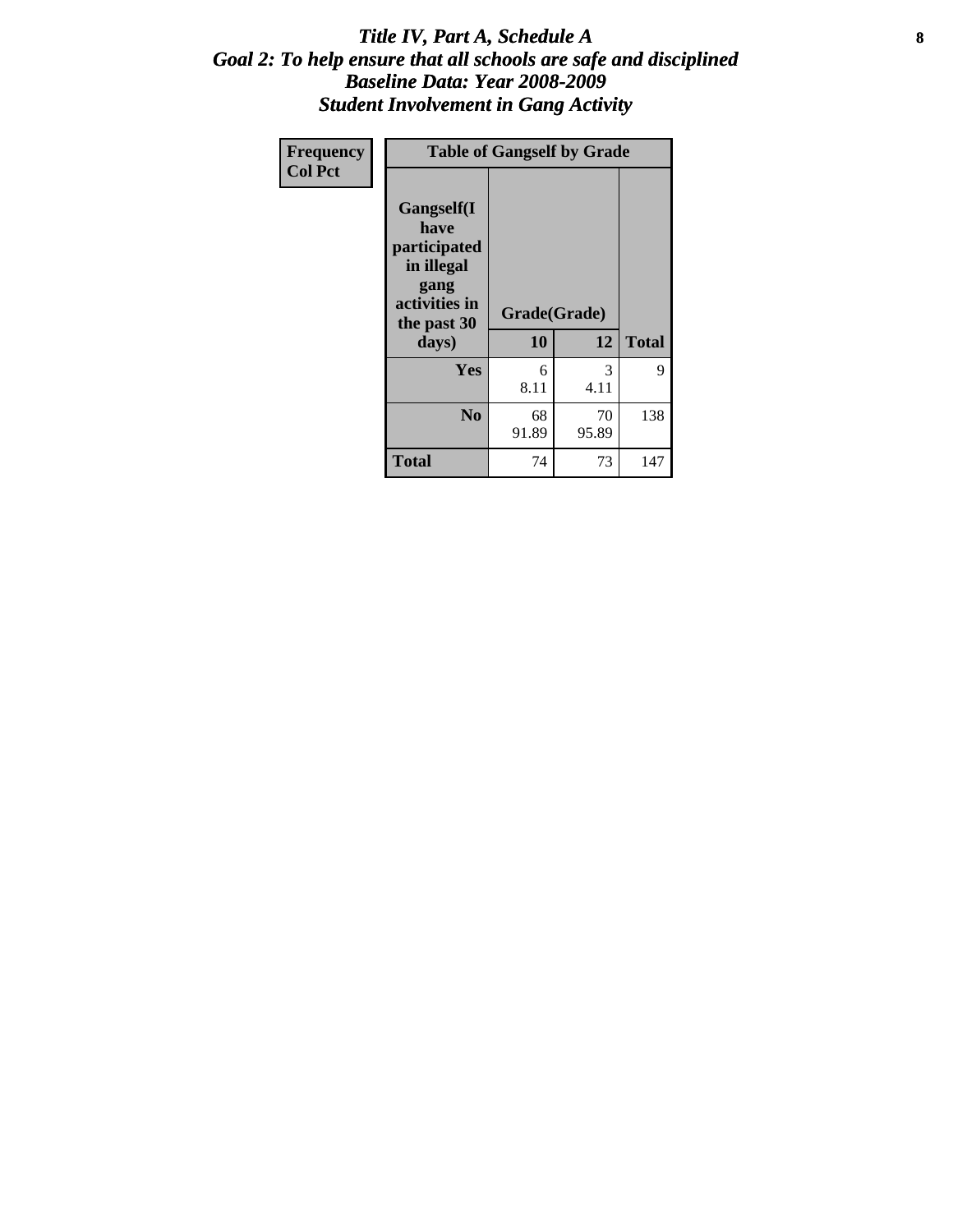# *Title IV, Part A, Schedule A*
## *Goal 2: To help ensure that all schools are safe and disciplined*
## *Baseline Data: Year 2008-2009*
## *Student Involvement in Gang Activity*

| Frequency<br>Col Pct | Table of Gangself by Grade | | |
|---|---|---|---|
| **Gangself(I have participated in illegal gang activities in the past 30 days)** | **Grade(Grade)** | | |
| | **10** | **12** | **Total** |
| **Yes** | 6<br>8.11 | 3<br>4.11 | 9 |
| **No** | 68<br>91.89 | 70<br>95.89 | 138 |
| **Total** | 74 | 73 | 147 |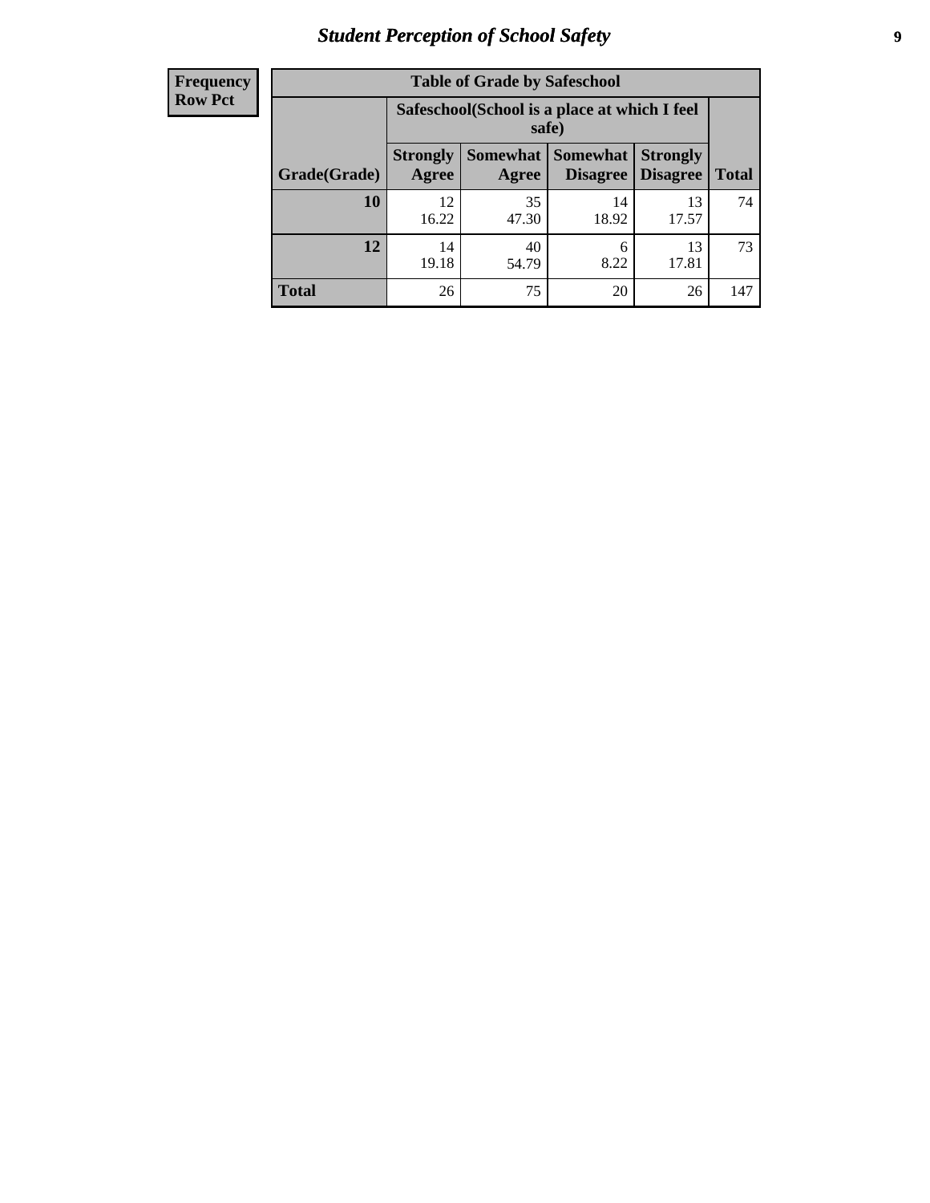## Student Perception of School Safety

| Frequency Row Pct |
|---|

**Table of Grade by Safeschool**

| Grade(Grade) | Safeschool(School is a place at which I feel safe) | | | | Total |
|---|---|---|---|---|---|
| | Strongly Agree | Somewhat Agree | Somewhat Disagree | Strongly Disagree | |
| **10** | 12<br>16.22 | 35<br>47.30 | 14<br>18.92 | 13<br>17.57 | 74 |
| **12** | 14<br>19.18 | 40<br>54.79 | 6<br>8.22 | 13<br>17.81 | 73 |
| **Total** | 26 | 75 | 20 | 26 | 147 |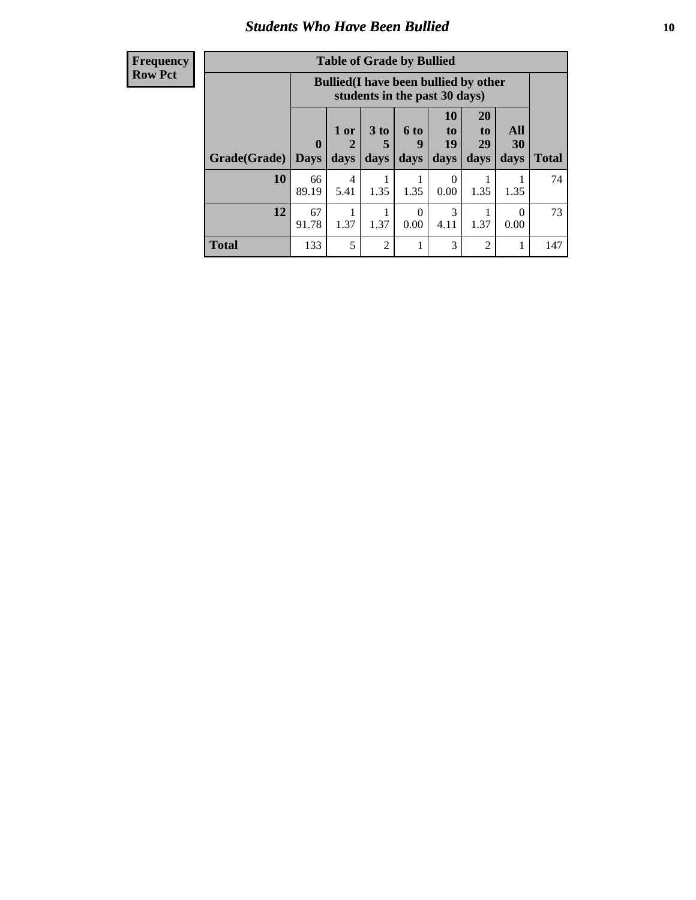# Students Who Have Been Bullied

| Frequency<br>Row Pct |
|---|

**Table of Grade by Bullied**

| Grade(Grade) | Bullied(I have been bullied by other students in the past 30 days) | | | | | | | Total |
|---|---|---|---|---|---|---|---|---|
| | 0 Days | 1 or 2 days | 3 to 5 days | 6 to 9 days | 10 to 19 days | 20 to 29 days | All 30 days | |
| **10** | 66<br>89.19 | 4<br>5.41 | 1<br>1.35 | 1<br>1.35 | 0<br>0.00 | 1<br>1.35 | 1<br>1.35 | 74 |
| **12** | 67<br>91.78 | 1<br>1.37 | 1<br>1.37 | 0<br>0.00 | 3<br>4.11 | 1<br>1.37 | 0<br>0.00 | 73 |
| **Total** | 133 | 5 | 2 | 1 | 3 | 2 | 1 | 147 |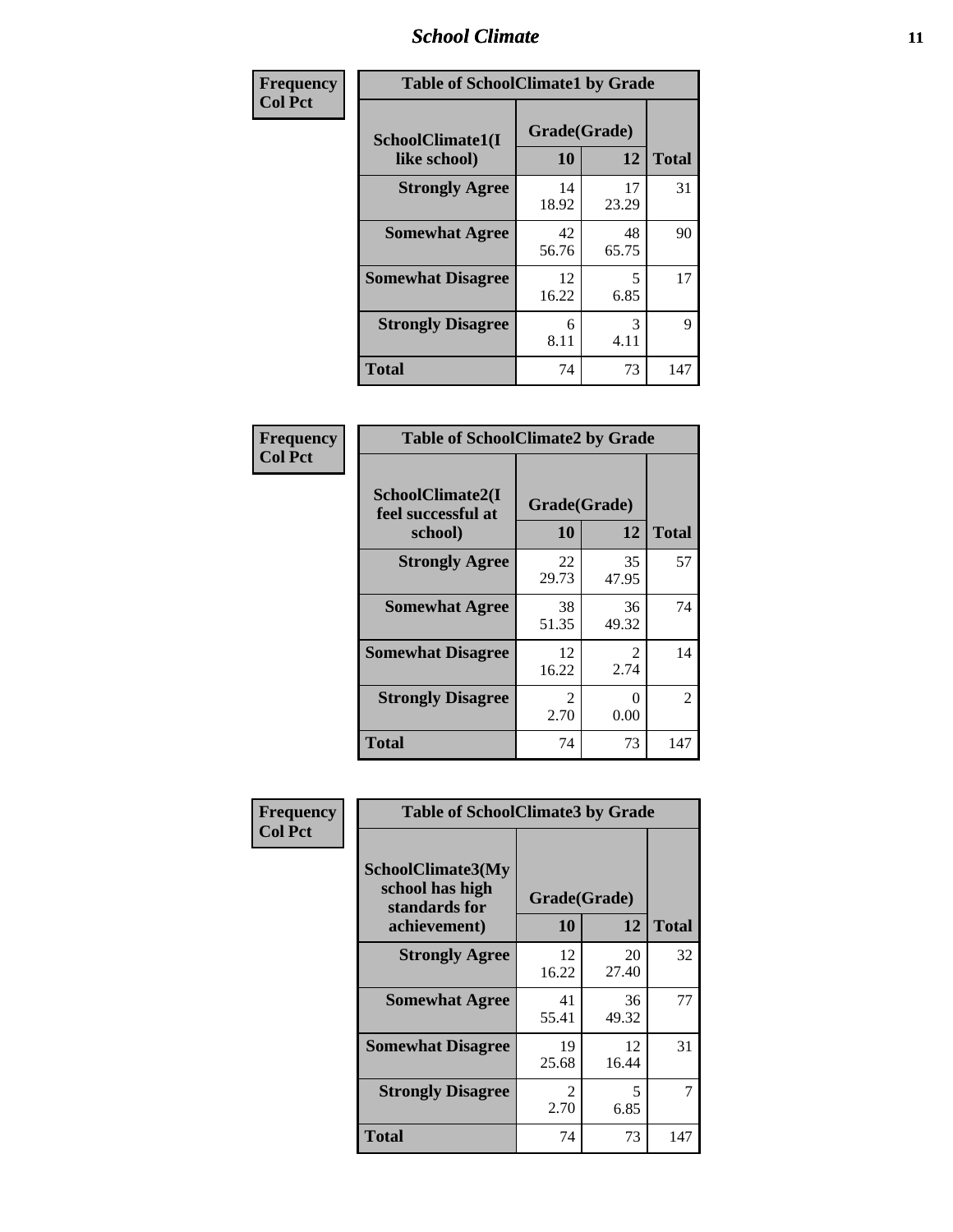| Frequency Col Pct | Table of SchoolClimate1 by Grade | | |
|---|---|---|---|
| SchoolClimate1(I like school) | Grade(Grade) | | |
| | 10 | 12 | Total |
| Strongly Agree | 14 18.92 | 17 23.29 | 31 |
| Somewhat Agree | 42 56.76 | 48 65.75 | 90 |
| Somewhat Disagree | 12 16.22 | 5 6.85 | 17 |
| Strongly Disagree | 6 8.11 | 3 4.11 | 9 |
| Total | 74 | 73 | 147 |

| Frequency Col Pct | Table of SchoolClimate2 by Grade | | |
|---|---|---|---|
| SchoolClimate2(I feel successful at school) | Grade(Grade) | | |
| | 10 | 12 | Total |
| Strongly Agree | 22 29.73 | 35 47.95 | 57 |
| Somewhat Agree | 38 51.35 | 36 49.32 | 74 |
| Somewhat Disagree | 12 16.22 | 2 2.74 | 14 |
| Strongly Disagree | 2 2.70 | 0 0.00 | 2 |
| Total | 74 | 73 | 147 |

| Frequency Col Pct | Table of SchoolClimate3 by Grade | | |
|---|---|---|---|
| SchoolClimate3(My school has high standards for achievement) | Grade(Grade) | | |
| | 10 | 12 | Total |
| Strongly Agree | 12 16.22 | 20 27.40 | 32 |
| Somewhat Agree | 41 55.41 | 36 49.32 | 77 |
| Somewhat Disagree | 19 25.68 | 12 16.44 | 31 |
| Strongly Disagree | 2 2.70 | 5 6.85 | 7 |
| Total | 74 | 73 | 147 |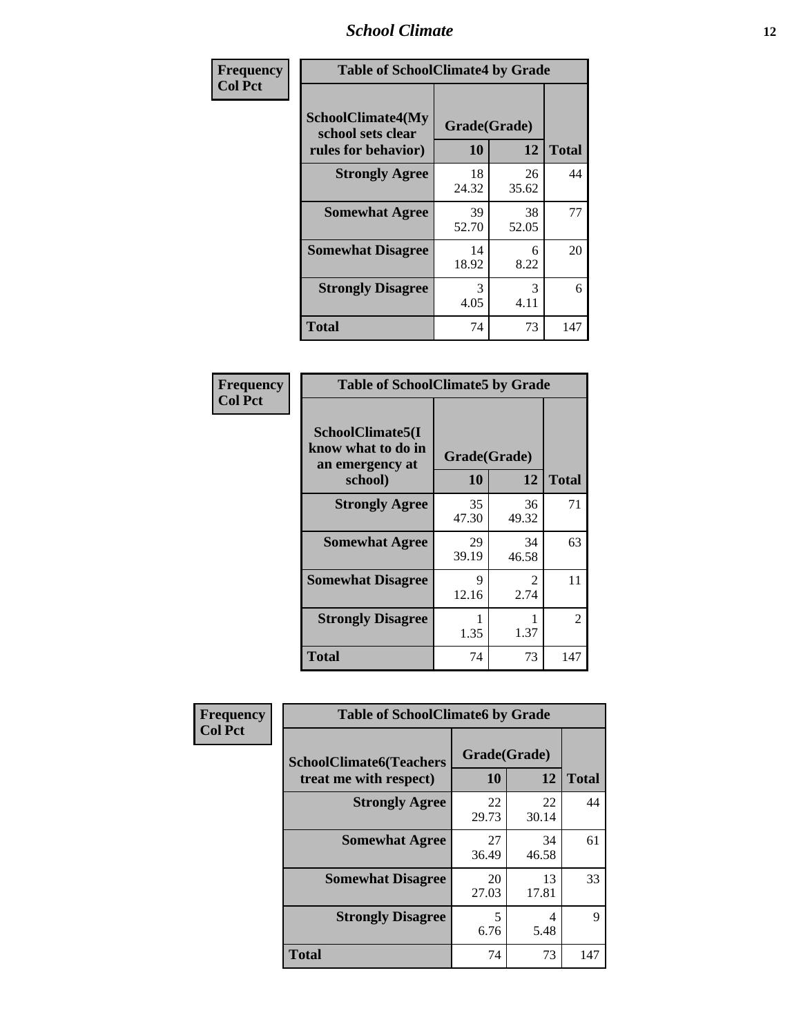| Frequency<br>Col Pct | Table of SchoolClimate4 by Grade | | |
|---|---|---|---|
| SchoolClimate4(My school sets clear rules for behavior) | Grade(Grade) | | |
| | 10 | 12 | Total |
| Strongly Agree | 18<br>24.32 | 26<br>35.62 | 44 |
| Somewhat Agree | 39<br>52.70 | 38<br>52.05 | 77 |
| Somewhat Disagree | 14<br>18.92 | 6<br>8.22 | 20 |
| Strongly Disagree | 3<br>4.05 | 3<br>4.11 | 6 |
| Total | 74 | 73 | 147 |

| Frequency<br>Col Pct | Table of SchoolClimate5 by Grade | | |
|---|---|---|---|
| SchoolClimate5(I know what to do in an emergency at school) | Grade(Grade) | | |
| | 10 | 12 | Total |
| Strongly Agree | 35<br>47.30 | 36<br>49.32 | 71 |
| Somewhat Agree | 29<br>39.19 | 34<br>46.58 | 63 |
| Somewhat Disagree | 9<br>12.16 | 2<br>2.74 | 11 |
| Strongly Disagree | 1<br>1.35 | 1<br>1.37 | 2 |
| Total | 74 | 73 | 147 |

| Frequency<br>Col Pct | Table of SchoolClimate6 by Grade | | |
|---|---|---|---|
| SchoolClimate6(Teachers treat me with respect) | Grade(Grade) | | |
| | 10 | 12 | Total |
| Strongly Agree | 22<br>29.73 | 22<br>30.14 | 44 |
| Somewhat Agree | 27<br>36.49 | 34<br>46.58 | 61 |
| Somewhat Disagree | 20<br>27.03 | 13<br>17.81 | 33 |
| Strongly Disagree | 5<br>6.76 | 4<br>5.48 | 9 |
| Total | 74 | 73 | 147 |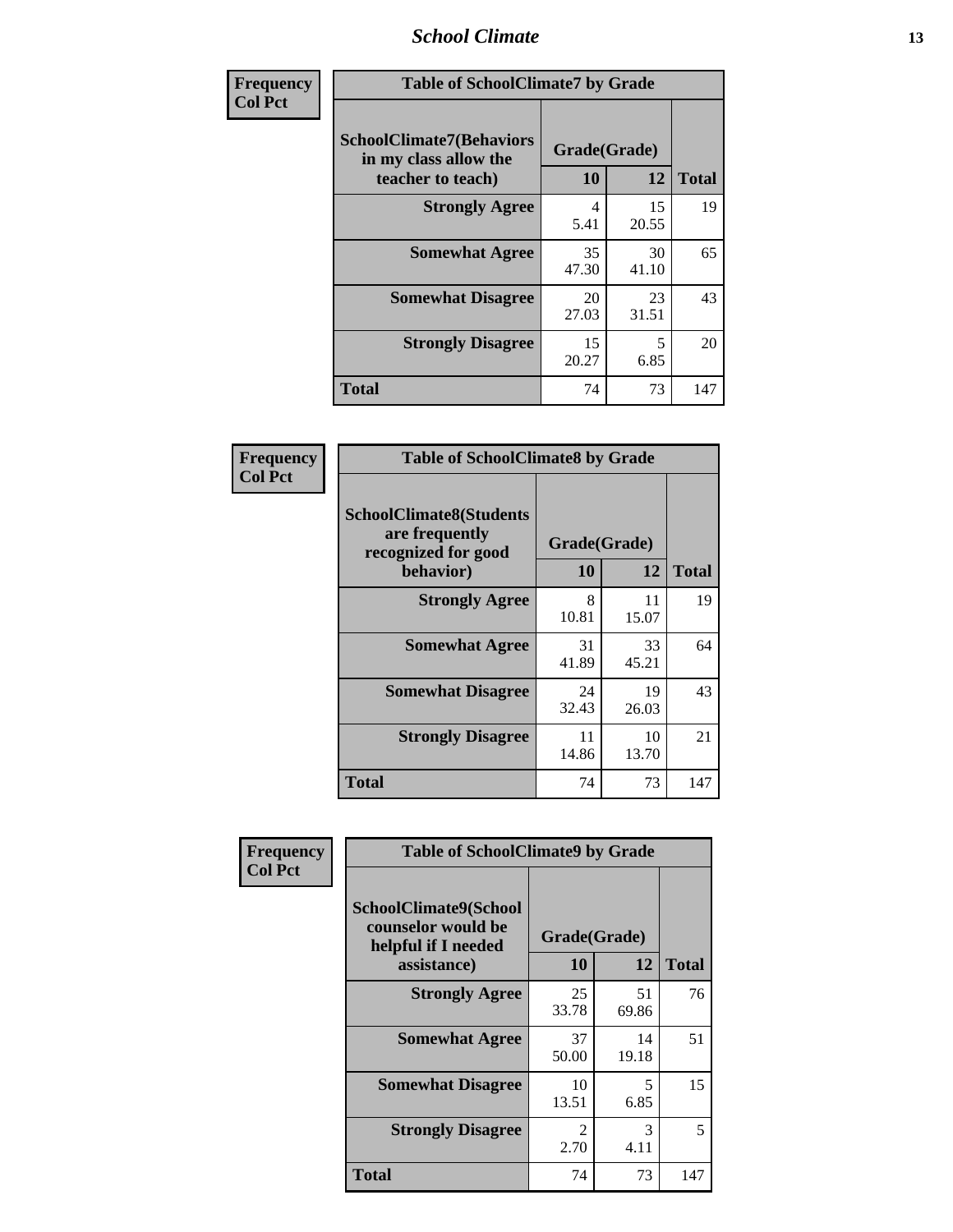| Frequency<br>Col Pct | Table of SchoolClimate7 by Grade | | |
|---|---|---|---|
| SchoolClimate7(Behaviors in my class allow the teacher to teach) | Grade(Grade) | | |
| | 10 | 12 | Total |
| Strongly Agree | 4<br>5.41 | 15<br>20.55 | 19 |
| Somewhat Agree | 35<br>47.30 | 30<br>41.10 | 65 |
| Somewhat Disagree | 20<br>27.03 | 23<br>31.51 | 43 |
| Strongly Disagree | 15<br>20.27 | 5<br>6.85 | 20 |
| Total | 74 | 73 | 147 |

| Frequency<br>Col Pct | Table of SchoolClimate8 by Grade | | |
|---|---|---|---|
| SchoolClimate8(Students are frequently recognized for good behavior) | Grade(Grade) | | |
| | 10 | 12 | Total |
| Strongly Agree | 8<br>10.81 | 11<br>15.07 | 19 |
| Somewhat Agree | 31<br>41.89 | 33<br>45.21 | 64 |
| Somewhat Disagree | 24<br>32.43 | 19<br>26.03 | 43 |
| Strongly Disagree | 11<br>14.86 | 10<br>13.70 | 21 |
| Total | 74 | 73 | 147 |

| Frequency<br>Col Pct | Table of SchoolClimate9 by Grade | | |
|---|---|---|---|
| SchoolClimate9(School counselor would be helpful if I needed assistance) | Grade(Grade) | | |
| | 10 | 12 | Total |
| Strongly Agree | 25<br>33.78 | 51<br>69.86 | 76 |
| Somewhat Agree | 37<br>50.00 | 14<br>19.18 | 51 |
| Somewhat Disagree | 10<br>13.51 | 5<br>6.85 | 15 |
| Strongly Disagree | 2<br>2.70 | 3<br>4.11 | 5 |
| Total | 74 | 73 | 147 |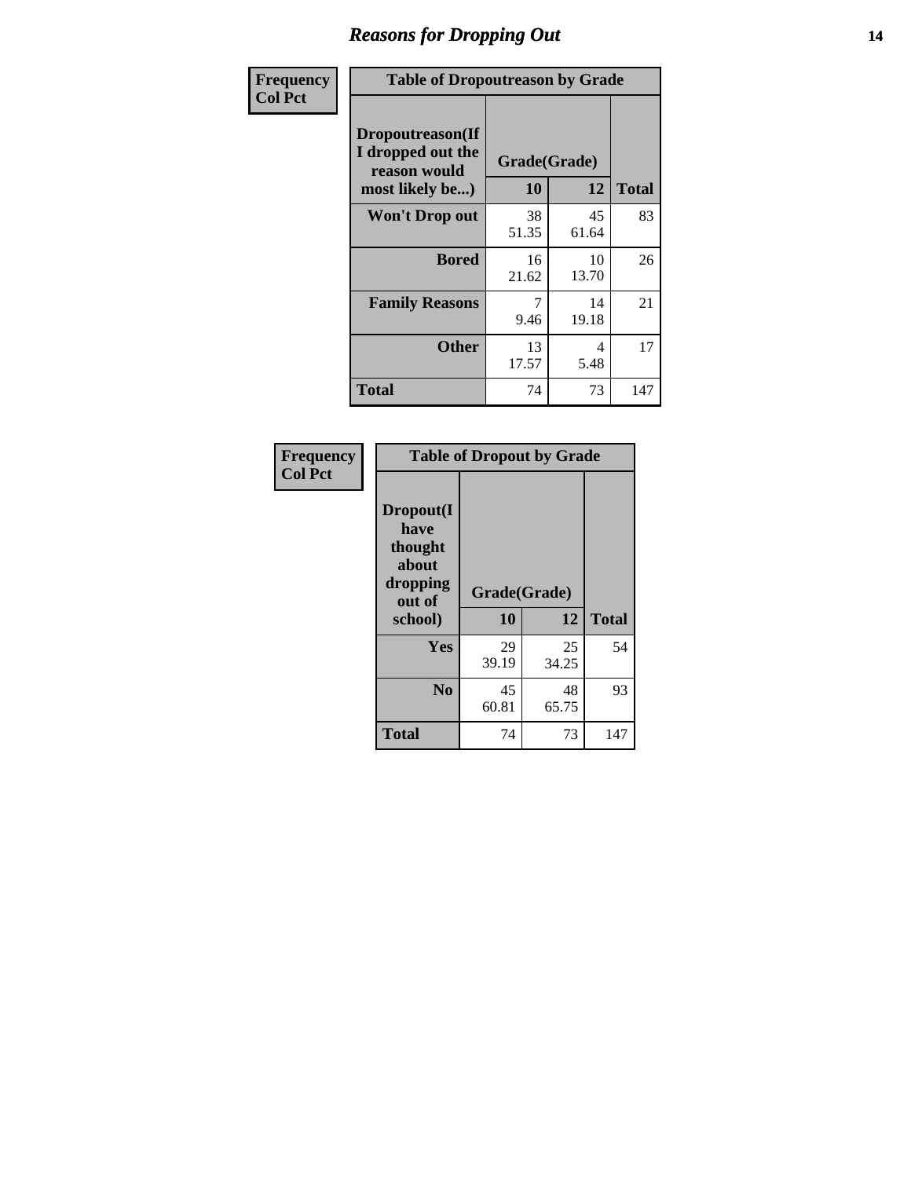# Reasons for Dropping Out

**Frequency**
**Col Pct**

| Table of Dropoutreason by Grade | | | |
|---|---|---|---|
| **Dropoutreason(If I dropped out the reason would most likely be...)** | **Grade(Grade)** | | |
| | **10** | **12** | **Total** |
| **Won't Drop out** | 38<br>51.35 | 45<br>61.64 | 83 |
| **Bored** | 16<br>21.62 | 10<br>13.70 | 26 |
| **Family Reasons** | 7<br>9.46 | 14<br>19.18 | 21 |
| **Other** | 13<br>17.57 | 4<br>5.48 | 17 |
| **Total** | 74 | 73 | 147 |

**Frequency**
**Col Pct**

| Table of Dropout by Grade | | | |
|---|---|---|---|
| **Dropout(I have thought about dropping out of school)** | **Grade(Grade)** | | |
| | **10** | **12** | **Total** |
| **Yes** | 29<br>39.19 | 25<br>34.25 | 54 |
| **No** | 45<br>60.81 | 48<br>65.75 | 93 |
| **Total** | 74 | 73 | 147 |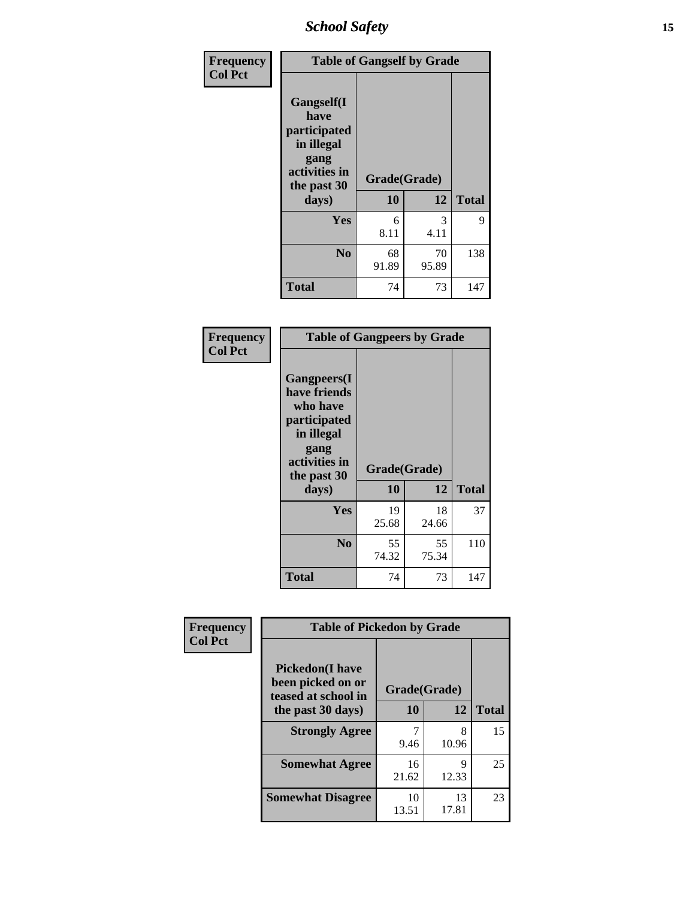| Frequency<br>Col Pct |
|---|

**Table of Gangself by Grade**

| Gangself(I have participated in illegal gang activities in the past 30 days) | Grade(Grade) | | Total |
|---|---|---|---|
| | 10 | 12 | |
| Yes | 6<br>8.11 | 3<br>4.11 | 9 |
| No | 68<br>91.89 | 70<br>95.89 | 138 |
| Total | 74 | 73 | 147 |

| Frequency<br>Col Pct |
|---|

**Table of Gangpeers by Grade**

| Gangpeers(I have friends who have participated in illegal gang activities in the past 30 days) | Grade(Grade) | | Total |
|---|---|---|---|
| | 10 | 12 | |
| Yes | 19<br>25.68 | 18<br>24.66 | 37 |
| No | 55<br>74.32 | 55<br>75.34 | 110 |
| Total | 74 | 73 | 147 |

| Frequency<br>Col Pct |
|---|

**Table of Pickedon by Grade**

| Pickedon(I have been picked on or teased at school in the past 30 days) | Grade(Grade) | | Total |
|---|---|---|---|
| | 10 | 12 | |
| Strongly Agree | 7<br>9.46 | 8<br>10.96 | 15 |
| Somewhat Agree | 16<br>21.62 | 9<br>12.33 | 25 |
| Somewhat Disagree | 10<br>13.51 | 13<br>17.81 | 23 |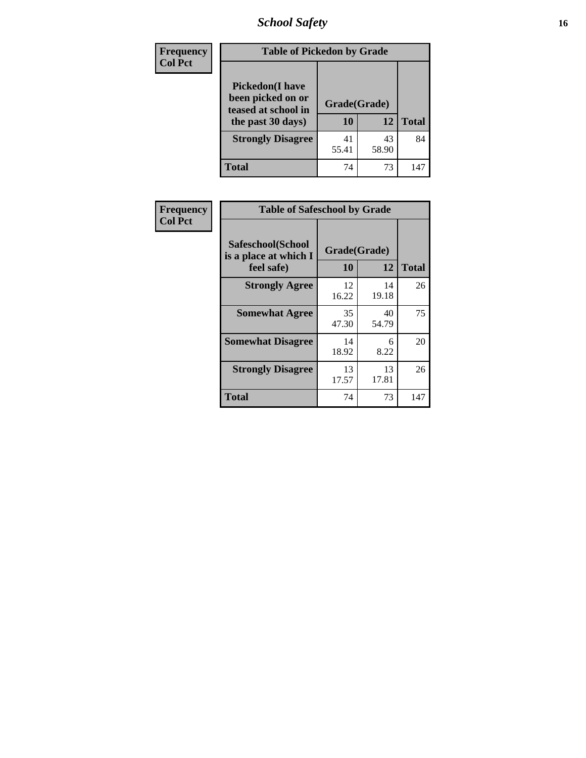**Frequency**
**Col Pct**

| Table of Pickedon by Grade | | | |
|---|---|---|---|
| **Pickedon(I have been picked on or teased at school in the past 30 days)** | **Grade(Grade)** | | |
| | **10** | **12** | **Total** |
| **Strongly Disagree** | 41<br>55.41 | 43<br>58.90 | 84 |
| **Total** | 74 | 73 | 147 |

**Frequency**
**Col Pct**

| Table of Safeschool by Grade | | | |
|---|---|---|---|
| **Safeschool(School is a place at which I feel safe)** | **Grade(Grade)** | | |
| | **10** | **12** | **Total** |
| **Strongly Agree** | 12<br>16.22 | 14<br>19.18 | 26 |
| **Somewhat Agree** | 35<br>47.30 | 40<br>54.79 | 75 |
| **Somewhat Disagree** | 14<br>18.92 | 6<br>8.22 | 20 |
| **Strongly Disagree** | 13<br>17.57 | 13<br>17.81 | 26 |
| **Total** | 74 | 73 | 147 |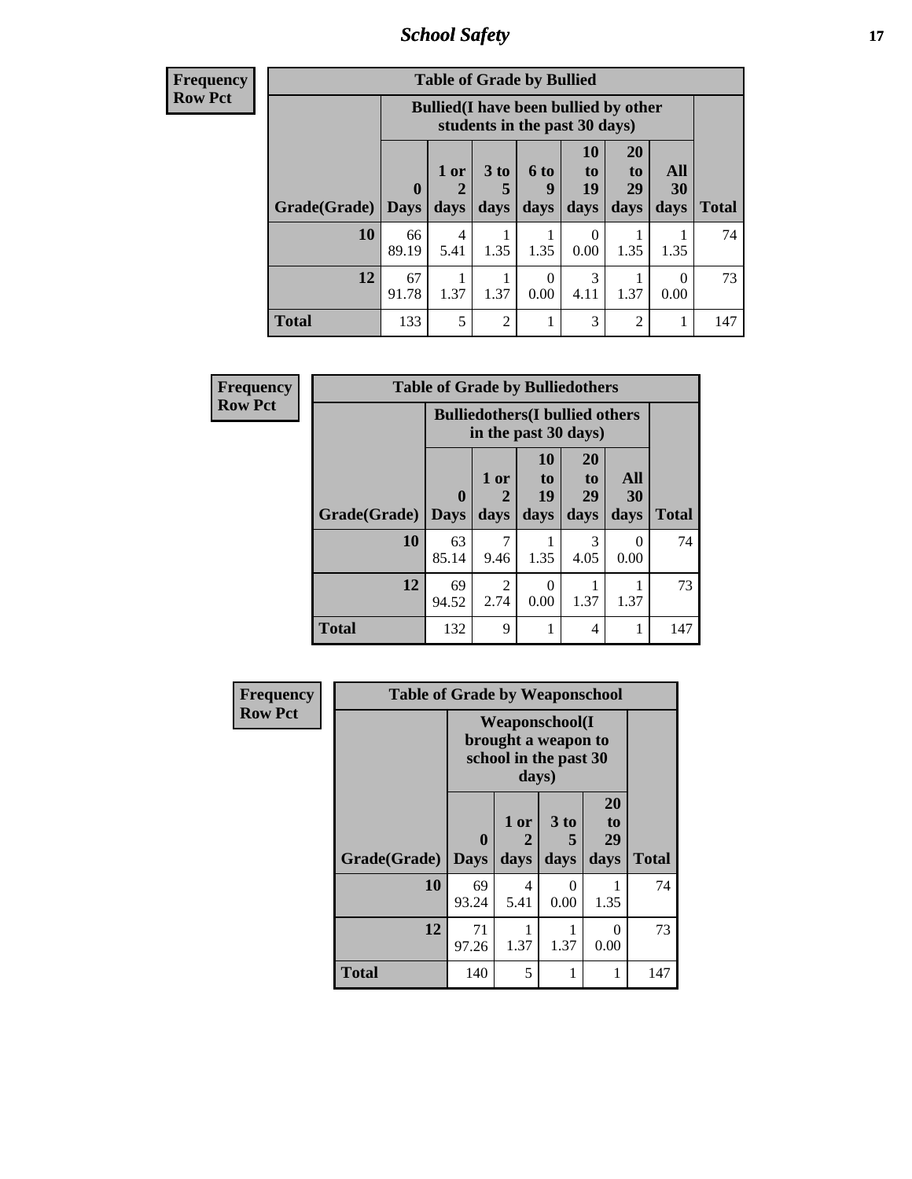| Frequency |
|---|
| Row Pct |

| Table of Grade by Bullied | | | | | | | | |
|---|---|---|---|---|---|---|---|---|
| | Bullied(I have been bullied by other students in the past 30 days) | | | | | | | |
| Grade(Grade) | 0 Days | 1 or 2 days | 3 to 5 days | 6 to 9 days | 10 to 19 days | 20 to 29 days | All 30 days | Total |
| 10 | 66<br>89.19 | 4<br>5.41 | 1<br>1.35 | 1<br>1.35 | 0<br>0.00 | 1<br>1.35 | 1<br>1.35 | 74 |
| 12 | 67<br>91.78 | 1<br>1.37 | 1<br>1.37 | 0<br>0.00 | 3<br>4.11 | 1<br>1.37 | 0<br>0.00 | 73 |
| Total | 133 | 5 | 2 | 1 | 3 | 2 | 1 | 147 |

| Frequency |
|---|
| Row Pct |

| Table of Grade by Bulliedothers | | | | | | |
|---|---|---|---|---|---|---|
| | Bulliedothers(I bullied others in the past 30 days) | | | | | |
| Grade(Grade) | 0 Days | 1 or 2 days | 10 to 19 days | 20 to 29 days | All 30 days | Total |
| 10 | 63<br>85.14 | 7<br>9.46 | 1<br>1.35 | 3<br>4.05 | 0<br>0.00 | 74 |
| 12 | 69<br>94.52 | 2<br>2.74 | 0<br>0.00 | 1<br>1.37 | 1<br>1.37 | 73 |
| Total | 132 | 9 | 1 | 4 | 1 | 147 |

| Frequency |
|---|
| Row Pct |

| Table of Grade by Weaponschool | | | | | |
|---|---|---|---|---|---|
| | Weaponschool(I brought a weapon to school in the past 30 days) | | | | |
| Grade(Grade) | 0 Days | 1 or 2 days | 3 to 5 days | 20 to 29 days | Total |
| 10 | 69<br>93.24 | 4<br>5.41 | 0<br>0.00 | 1<br>1.35 | 74 |
| 12 | 71<br>97.26 | 1<br>1.37 | 1<br>1.37 | 0<br>0.00 | 73 |
| Total | 140 | 5 | 1 | 1 | 147 |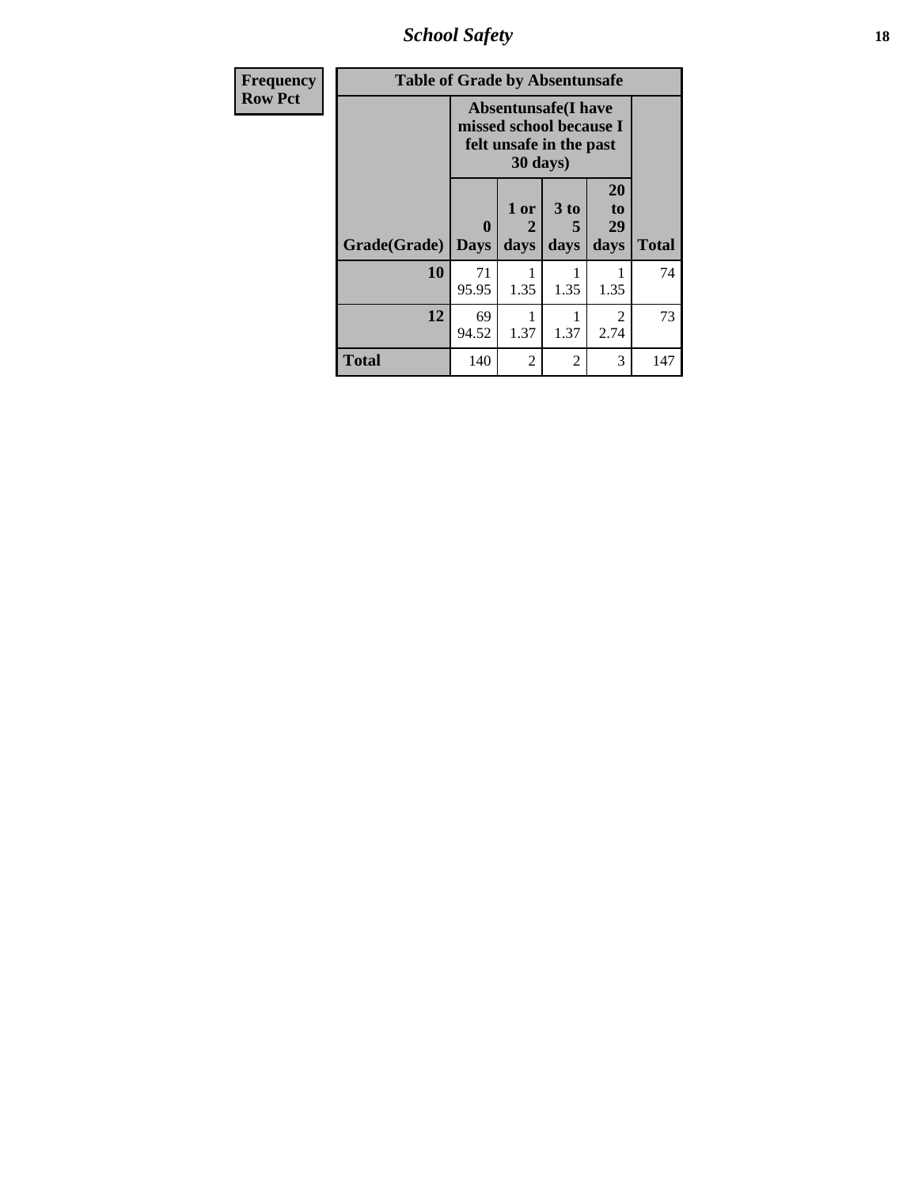| Frequency Row Pct |
|---|

**Table of Grade by Absentunsafe**

| | Absentunsafe(I have missed school because I felt unsafe in the past 30 days) | | | | |
|---|---|---|---|---|---|
| Grade(Grade) | 0 Days | 1 or 2 days | 3 to 5 days | 20 to 29 days | Total |
| **10** | 71<br>95.95 | 1<br>1.35 | 1<br>1.35 | 1<br>1.35 | 74 |
| **12** | 69<br>94.52 | 1<br>1.37 | 1<br>1.37 | 2<br>2.74 | 73 |
| **Total** | 140 | 2 | 2 | 3 | 147 |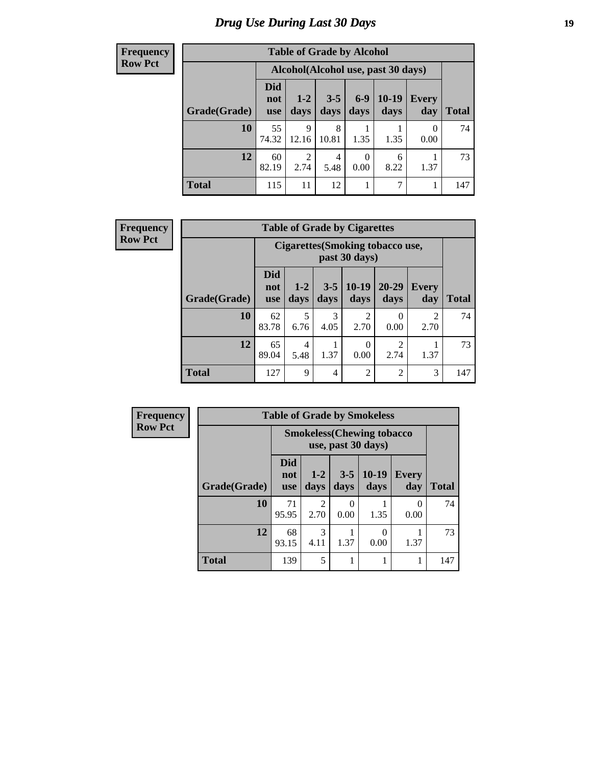# Drug Use During Last 30 Days

| Frequency<br>Row Pct |
|---|

**Table of Grade by Alcohol**

| | Alcohol(Alcohol use, past 30 days) | | | | | | |
|---|---|---|---|---|---|---|---|
| Grade(Grade) | Did not use | 1-2 days | 3-5 days | 6-9 days | 10-19 days | Every day | Total |
| 10 | 55<br>74.32 | 9<br>12.16 | 8<br>10.81 | 1<br>1.35 | 1<br>1.35 | 0<br>0.00 | 74 |
| 12 | 60<br>82.19 | 2<br>2.74 | 4<br>5.48 | 0<br>0.00 | 6<br>8.22 | 1<br>1.37 | 73 |
| Total | 115 | 11 | 12 | 1 | 7 | 1 | 147 |

| Frequency<br>Row Pct |
|---|

**Table of Grade by Cigarettes**

| | Cigarettes(Smoking tobacco use, past 30 days) | | | | | | |
|---|---|---|---|---|---|---|---|
| Grade(Grade) | Did not use | 1-2 days | 3-5 days | 10-19 days | 20-29 days | Every day | Total |
| 10 | 62<br>83.78 | 5<br>6.76 | 3<br>4.05 | 2<br>2.70 | 0<br>0.00 | 2<br>2.70 | 74 |
| 12 | 65<br>89.04 | 4<br>5.48 | 1<br>1.37 | 0<br>0.00 | 2<br>2.74 | 1<br>1.37 | 73 |
| Total | 127 | 9 | 4 | 2 | 2 | 3 | 147 |

| Frequency<br>Row Pct |
|---|

**Table of Grade by Smokeless**

| | Smokeless(Chewing tobacco use, past 30 days) | | | | | |
|---|---|---|---|---|---|---|
| Grade(Grade) | Did not use | 1-2 days | 3-5 days | 10-19 days | Every day | Total |
| 10 | 71<br>95.95 | 2<br>2.70 | 0<br>0.00 | 1<br>1.35 | 0<br>0.00 | 74 |
| 12 | 68<br>93.15 | 3<br>4.11 | 1<br>1.37 | 0<br>0.00 | 1<br>1.37 | 73 |
| Total | 139 | 5 | 1 | 1 | 1 | 147 |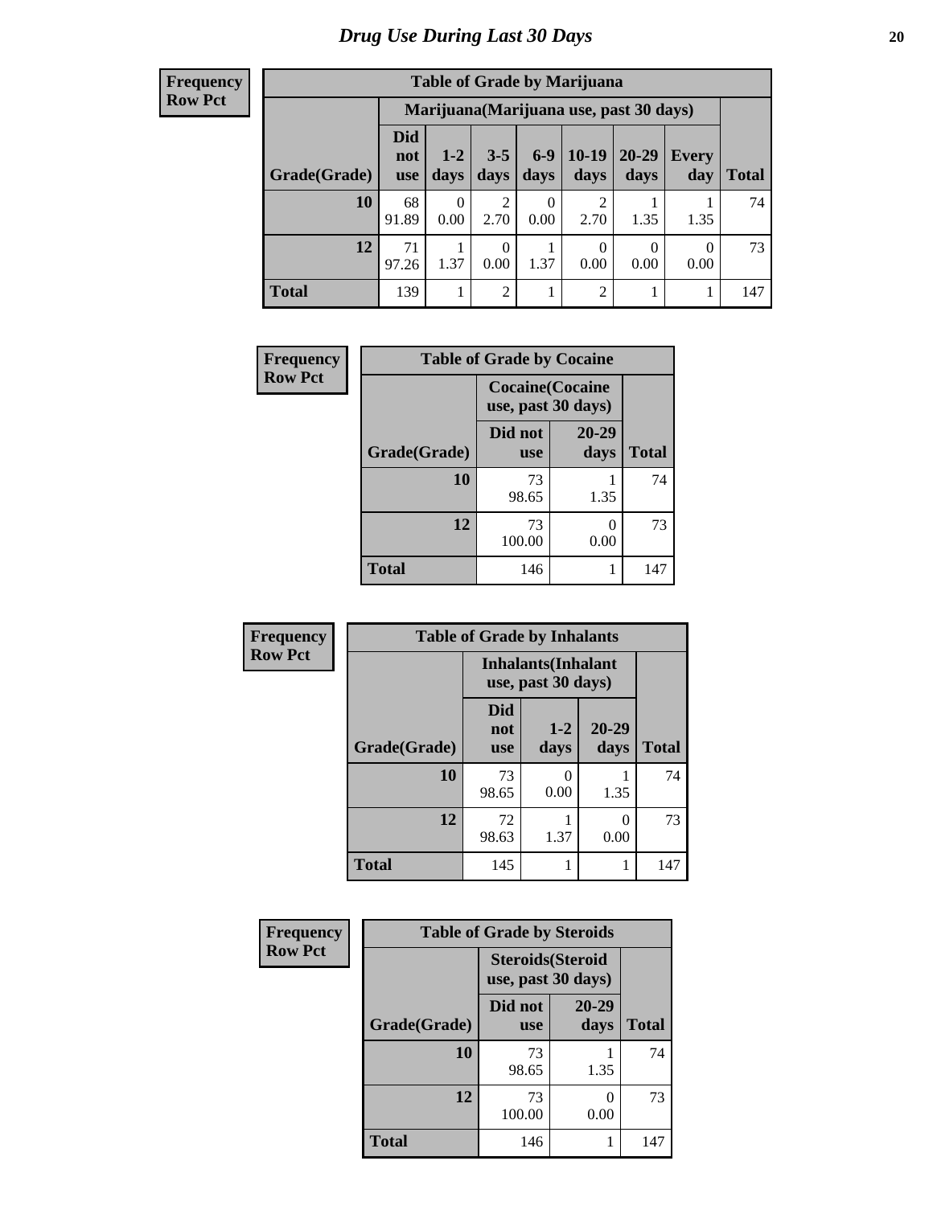# Drug Use During Last 30 Days

**Frequency**
**Row Pct**

| Table of Grade by Marijuana | | | | | | | | |
|---|---|---|---|---|---|---|---|---|
| | Marijuana(Marijuana use, past 30 days) | | | | | | | |
| Grade(Grade) | Did not use | 1-2 days | 3-5 days | 6-9 days | 10-19 days | 20-29 days | Every day | Total |
| 10 | 68<br>91.89 | 0<br>0.00 | 2<br>2.70 | 0<br>0.00 | 2<br>2.70 | 1<br>1.35 | 1<br>1.35 | 74 |
| 12 | 71<br>97.26 | 1<br>1.37 | 0<br>0.00 | 1<br>1.37 | 0<br>0.00 | 0<br>0.00 | 0<br>0.00 | 73 |
| Total | 139 | 1 | 2 | 1 | 2 | 1 | 1 | 147 |

**Frequency**
**Row Pct**

| Table of Grade by Cocaine | | | |
|---|---|---|---|
| | Cocaine(Cocaine use, past 30 days) | | |
| Grade(Grade) | Did not use | 20-29 days | Total |
| 10 | 73<br>98.65 | 1<br>1.35 | 74 |
| 12 | 73<br>100.00 | 0<br>0.00 | 73 |
| Total | 146 | 1 | 147 |

**Frequency**
**Row Pct**

| Table of Grade by Inhalants | | | | |
|---|---|---|---|---|
| | Inhalants(Inhalant use, past 30 days) | | | |
| Grade(Grade) | Did not use | 1-2 days | 20-29 days | Total |
| 10 | 73<br>98.65 | 0<br>0.00 | 1<br>1.35 | 74 |
| 12 | 72<br>98.63 | 1<br>1.37 | 0<br>0.00 | 73 |
| Total | 145 | 1 | 1 | 147 |

**Frequency**
**Row Pct**

| Table of Grade by Steroids | | | |
|---|---|---|---|
| | Steroids(Steroid use, past 30 days) | | |
| Grade(Grade) | Did not use | 20-29 days | Total |
| 10 | 73<br>98.65 | 1<br>1.35 | 74 |
| 12 | 73<br>100.00 | 0<br>0.00 | 73 |
| Total | 146 | 1 | 147 |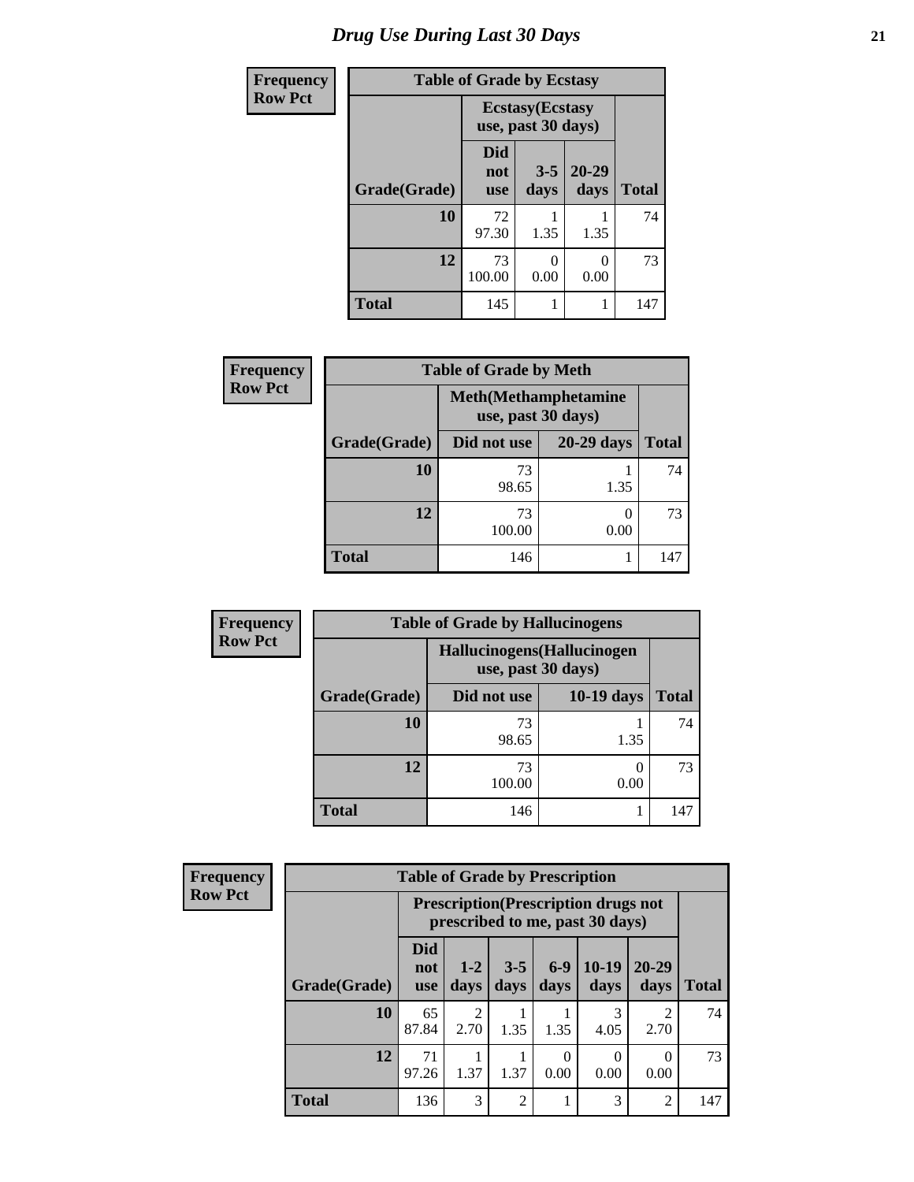# Drug Use During Last 30 Days

**Frequency**
**Row Pct**

| Table of Grade by Ecstasy | | | | |
|---|---|---|---|---|
| | Ecstasy(Ecstasy use, past 30 days) | | | |
| Grade(Grade) | Did not use | 3-5 days | 20-29 days | Total |
| 10 | 72<br>97.30 | 1<br>1.35 | 1<br>1.35 | 74 |
| 12 | 73<br>100.00 | 0<br>0.00 | 0<br>0.00 | 73 |
| Total | 145 | 1 | 1 | 147 |

**Frequency**
**Row Pct**

| Table of Grade by Meth | | | |
|---|---|---|---|
| | Meth(Methamphetamine use, past 30 days) | | |
| Grade(Grade) | Did not use | 20-29 days | Total |
| 10 | 73<br>98.65 | 1<br>1.35 | 74 |
| 12 | 73<br>100.00 | 0<br>0.00 | 73 |
| Total | 146 | 1 | 147 |

**Frequency**
**Row Pct**

| Table of Grade by Hallucinogens | | | |
|---|---|---|---|
| | Hallucinogens(Hallucinogen use, past 30 days) | | |
| Grade(Grade) | Did not use | 10-19 days | Total |
| 10 | 73<br>98.65 | 1<br>1.35 | 74 |
| 12 | 73<br>100.00 | 0<br>0.00 | 73 |
| Total | 146 | 1 | 147 |

**Frequency**
**Row Pct**

| Table of Grade by Prescription | | | | | | | |
|---|---|---|---|---|---|---|---|
| | Prescription(Prescription drugs not prescribed to me, past 30 days) | | | | | | |
| Grade(Grade) | Did not use | 1-2 days | 3-5 days | 6-9 days | 10-19 days | 20-29 days | Total |
| 10 | 65<br>87.84 | 2<br>2.70 | 1<br>1.35 | 1<br>1.35 | 3<br>4.05 | 2<br>2.70 | 74 |
| 12 | 71<br>97.26 | 1<br>1.37 | 1<br>1.37 | 0<br>0.00 | 0<br>0.00 | 0<br>0.00 | 73 |
| Total | 136 | 3 | 2 | 1 | 3 | 2 | 147 |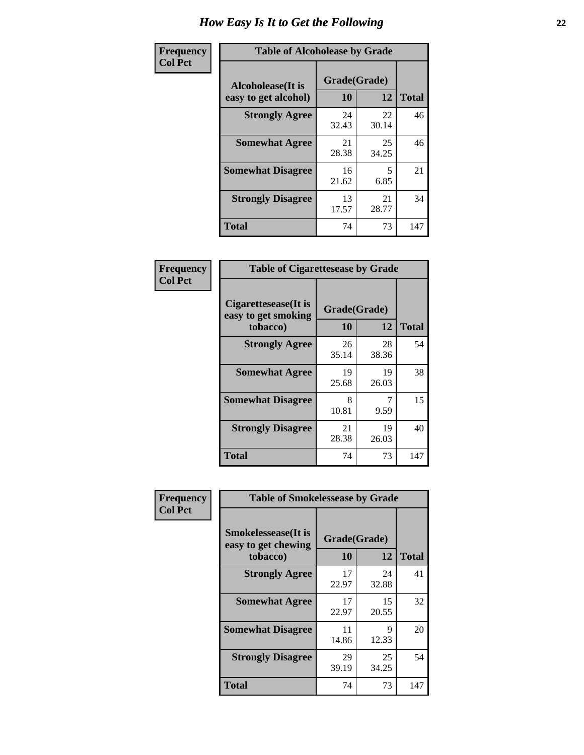# How Easy Is It to Get the Following

**Frequency**
**Col Pct**

**Table of Alcoholease by Grade**

| Alcoholease(It is easy to get alcohol) | Grade(Grade) | | Total |
|---|---|---|---|
| | 10 | 12 | |
| **Strongly Agree** | 24<br>32.43 | 22<br>30.14 | 46 |
| **Somewhat Agree** | 21<br>28.38 | 25<br>34.25 | 46 |
| **Somewhat Disagree** | 16<br>21.62 | 5<br>6.85 | 21 |
| **Strongly Disagree** | 13<br>17.57 | 21<br>28.77 | 34 |
| **Total** | 74 | 73 | 147 |

**Frequency**
**Col Pct**

**Table of Cigarettesease by Grade**

| Cigarettesease(It is easy to get smoking tobacco) | Grade(Grade) | | Total |
|---|---|---|---|
| | 10 | 12 | |
| **Strongly Agree** | 26<br>35.14 | 28<br>38.36 | 54 |
| **Somewhat Agree** | 19<br>25.68 | 19<br>26.03 | 38 |
| **Somewhat Disagree** | 8<br>10.81 | 7<br>9.59 | 15 |
| **Strongly Disagree** | 21<br>28.38 | 19<br>26.03 | 40 |
| **Total** | 74 | 73 | 147 |

**Frequency**
**Col Pct**

**Table of Smokelessease by Grade**

| Smokelessease(It is easy to get chewing tobacco) | Grade(Grade) | | Total |
|---|---|---|---|
| | 10 | 12 | |
| **Strongly Agree** | 17<br>22.97 | 24<br>32.88 | 41 |
| **Somewhat Agree** | 17<br>22.97 | 15<br>20.55 | 32 |
| **Somewhat Disagree** | 11<br>14.86 | 9<br>12.33 | 20 |
| **Strongly Disagree** | 29<br>39.19 | 25<br>34.25 | 54 |
| **Total** | 74 | 73 | 147 |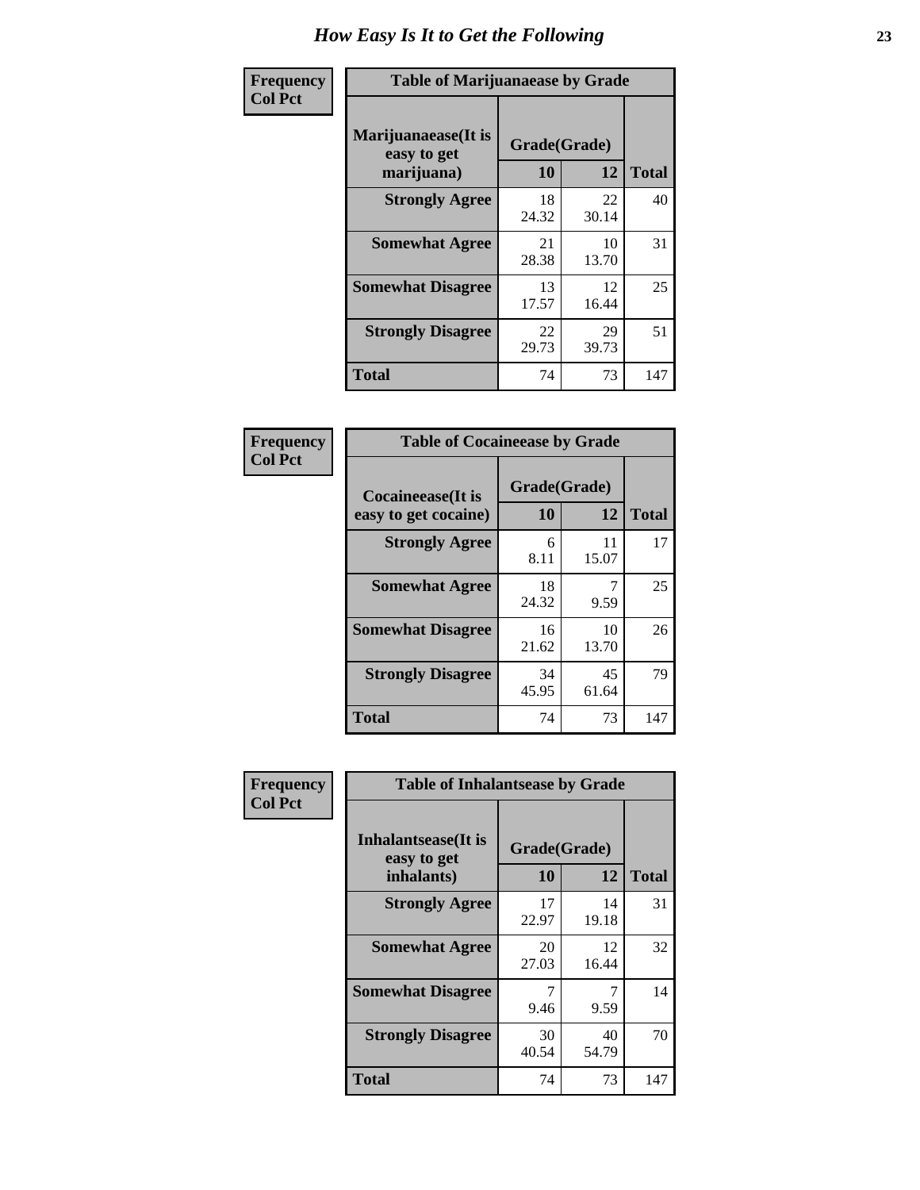# How Easy Is It to Get the Following

**Frequency**
**Col Pct**

| Table of Marijuanaease by Grade | | | |
|---|---|---|---|
| **Marijuanaease(It is easy to get marijuana)** | **Grade(Grade)** | | **Total** |
| | **10** | **12** | |
| **Strongly Agree** | 18<br>24.32 | 22<br>30.14 | 40 |
| **Somewhat Agree** | 21<br>28.38 | 10<br>13.70 | 31 |
| **Somewhat Disagree** | 13<br>17.57 | 12<br>16.44 | 25 |
| **Strongly Disagree** | 22<br>29.73 | 29<br>39.73 | 51 |
| **Total** | 74 | 73 | 147 |

**Frequency**
**Col Pct**

| Table of Cocaineease by Grade | | | |
|---|---|---|---|
| **Cocaineease(It is easy to get cocaine)** | **Grade(Grade)** | | **Total** |
| | **10** | **12** | |
| **Strongly Agree** | 6<br>8.11 | 11<br>15.07 | 17 |
| **Somewhat Agree** | 18<br>24.32 | 7<br>9.59 | 25 |
| **Somewhat Disagree** | 16<br>21.62 | 10<br>13.70 | 26 |
| **Strongly Disagree** | 34<br>45.95 | 45<br>61.64 | 79 |
| **Total** | 74 | 73 | 147 |

**Frequency**
**Col Pct**

| Table of Inhalantsease by Grade | | | |
|---|---|---|---|
| **Inhalantsease(It is easy to get inhalants)** | **Grade(Grade)** | | **Total** |
| | **10** | **12** | |
| **Strongly Agree** | 17<br>22.97 | 14<br>19.18 | 31 |
| **Somewhat Agree** | 20<br>27.03 | 12<br>16.44 | 32 |
| **Somewhat Disagree** | 7<br>9.46 | 7<br>9.59 | 14 |
| **Strongly Disagree** | 30<br>40.54 | 40<br>54.79 | 70 |
| **Total** | 74 | 73 | 147 |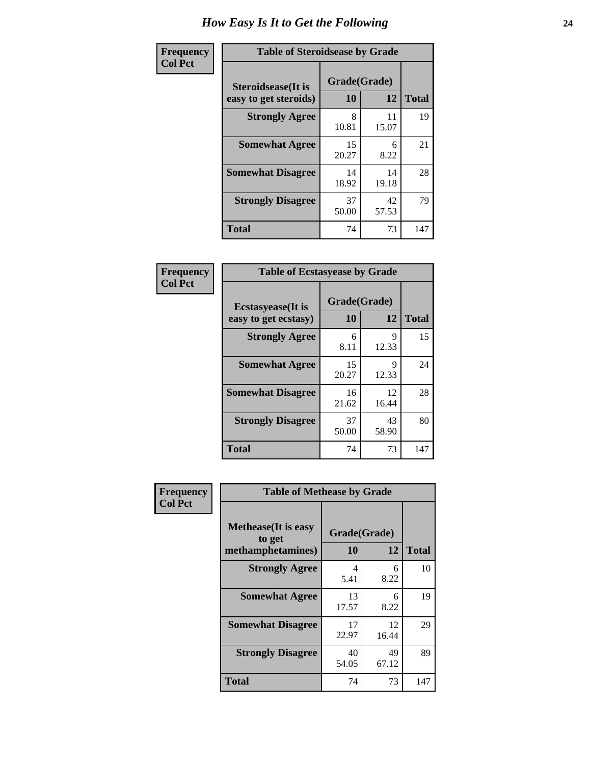# How Easy Is It to Get the Following

**Frequency**
**Col Pct**

| Steroidsease(It is easy to get steroids) | Grade(Grade) 10 | 12 | Total |
|---|---|---|---|
| **Strongly Agree** | 8<br>10.81 | 11<br>15.07 | 19 |
| **Somewhat Agree** | 15<br>20.27 | 6<br>8.22 | 21 |
| **Somewhat Disagree** | 14<br>18.92 | 14<br>19.18 | 28 |
| **Strongly Disagree** | 37<br>50.00 | 42<br>57.53 | 79 |
| **Total** | 74 | 73 | 147 |

Table of Steroidsease by Grade

**Frequency**
**Col Pct**

| Ecstasyease(It is easy to get ecstasy) | Grade(Grade) 10 | 12 | Total |
|---|---|---|---|
| **Strongly Agree** | 6<br>8.11 | 9<br>12.33 | 15 |
| **Somewhat Agree** | 15<br>20.27 | 9<br>12.33 | 24 |
| **Somewhat Disagree** | 16<br>21.62 | 12<br>16.44 | 28 |
| **Strongly Disagree** | 37<br>50.00 | 43<br>58.90 | 80 |
| **Total** | 74 | 73 | 147 |

Table of Ecstasyease by Grade

**Frequency**
**Col Pct**

| Methease(It is easy to get methamphetamines) | Grade(Grade) 10 | 12 | Total |
|---|---|---|---|
| **Strongly Agree** | 4<br>5.41 | 6<br>8.22 | 10 |
| **Somewhat Agree** | 13<br>17.57 | 6<br>8.22 | 19 |
| **Somewhat Disagree** | 17<br>22.97 | 12<br>16.44 | 29 |
| **Strongly Disagree** | 40<br>54.05 | 49<br>67.12 | 89 |
| **Total** | 74 | 73 | 147 |

Table of Methease by Grade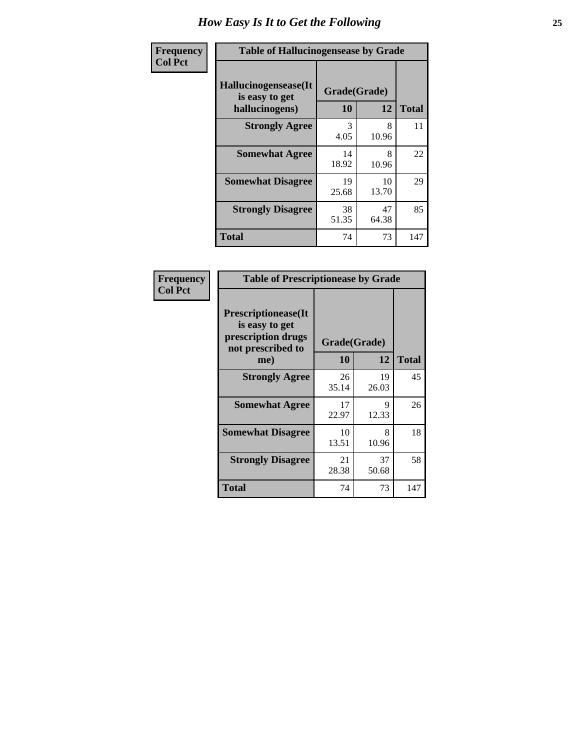# How Easy Is It to Get the Following

| Frequency<br>Col Pct | | | |
|---|---|---|---|

**Table of Hallucinogensease by Grade**

| Hallucinogensease(It is easy to get hallucinogens) | Grade(Grade) 10 | 12 | Total |
|---|---|---|---|
| Strongly Agree | 3<br>4.05 | 8<br>10.96 | 11 |
| Somewhat Agree | 14<br>18.92 | 8<br>10.96 | 22 |
| Somewhat Disagree | 19<br>25.68 | 10<br>13.70 | 29 |
| Strongly Disagree | 38<br>51.35 | 47<br>64.38 | 85 |
| Total | 74 | 73 | 147 |

| Frequency<br>Col Pct | | | |
|---|---|---|---|

**Table of Prescriptionease by Grade**

| Prescriptionease(It is easy to get prescription drugs not prescribed to me) | Grade(Grade) 10 | 12 | Total |
|---|---|---|---|
| Strongly Agree | 26<br>35.14 | 19<br>26.03 | 45 |
| Somewhat Agree | 17<br>22.97 | 9<br>12.33 | 26 |
| Somewhat Disagree | 10<br>13.51 | 8<br>10.96 | 18 |
| Strongly Disagree | 21<br>28.38 | 37<br>50.68 | 58 |
| Total | 74 | 73 | 147 |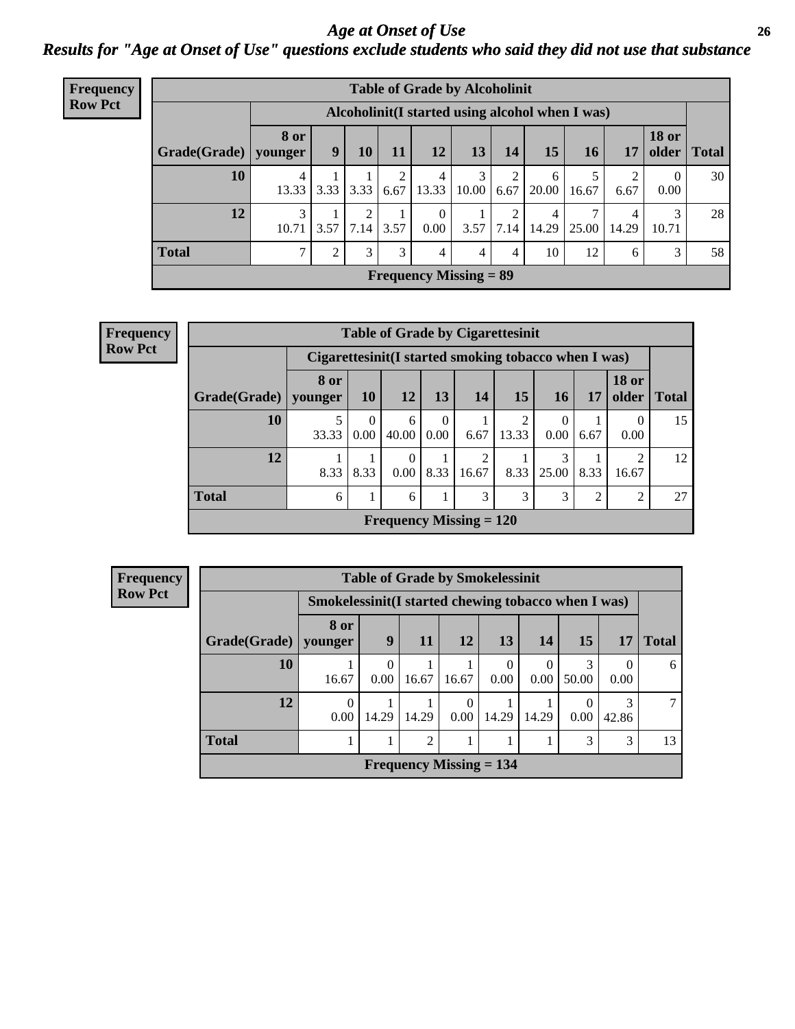# *Age at Onset of Use*

## *Results for "Age at Onset of Use" questions exclude students who said they did not use that substance*

**Frequency**
**Row Pct**

**Table of Grade by Alcoholinit**

| Grade(Grade) | Alcoholinit(I started using alcohol when I was) | | | | | | | | | | | Total |
|---|---|---|---|---|---|---|---|---|---|---|---|---|
| | 8 or younger | 9 | 10 | 11 | 12 | 13 | 14 | 15 | 16 | 17 | 18 or older | |
| **10** | 4<br>13.33 | 1<br>3.33 | 1<br>3.33 | 2<br>6.67 | 4<br>13.33 | 3<br>10.00 | 2<br>6.67 | 6<br>20.00 | 5<br>16.67 | 2<br>6.67 | 0<br>0.00 | 30 |
| **12** | 3<br>10.71 | 1<br>3.57 | 2<br>7.14 | 1<br>3.57 | 0<br>0.00 | 1<br>3.57 | 2<br>7.14 | 4<br>14.29 | 7<br>25.00 | 4<br>14.29 | 3<br>10.71 | 28 |
| **Total** | 7 | 2 | 3 | 3 | 4 | 4 | 4 | 10 | 12 | 6 | 3 | 58 |

**Frequency Missing = 89**

**Frequency**
**Row Pct**

**Table of Grade by Cigarettesinit**

| Grade(Grade) | Cigarettesinit(I started smoking tobacco when I was) | | | | | | | | | Total |
|---|---|---|---|---|---|---|---|---|---|---|
| | 8 or younger | 10 | 12 | 13 | 14 | 15 | 16 | 17 | 18 or older | |
| **10** | 5<br>33.33 | 0<br>0.00 | 6<br>40.00 | 0<br>0.00 | 1<br>6.67 | 2<br>13.33 | 0<br>0.00 | 1<br>6.67 | 0<br>0.00 | 15 |
| **12** | 1<br>8.33 | 1<br>8.33 | 0<br>0.00 | 1<br>8.33 | 2<br>16.67 | 1<br>8.33 | 3<br>25.00 | 1<br>8.33 | 2<br>16.67 | 12 |
| **Total** | 6 | 1 | 6 | 1 | 3 | 3 | 3 | 2 | 2 | 27 |

**Frequency Missing = 120**

**Frequency**
**Row Pct**

**Table of Grade by Smokelessinit**

| Grade(Grade) | Smokelessinit(I started chewing tobacco when I was) | | | | | | | | Total |
|---|---|---|---|---|---|---|---|---|---|
| | 8 or younger | 9 | 11 | 12 | 13 | 14 | 15 | 17 | |
| **10** | 1<br>16.67 | 0<br>0.00 | 1<br>16.67 | 1<br>16.67 | 0<br>0.00 | 0<br>0.00 | 3<br>50.00 | 0<br>0.00 | 6 |
| **12** | 0<br>0.00 | 1<br>14.29 | 1<br>14.29 | 0<br>0.00 | 1<br>14.29 | 1<br>14.29 | 0<br>0.00 | 3<br>42.86 | 7 |
| **Total** | 1 | 1 | 2 | 1 | 1 | 1 | 3 | 3 | 13 |

**Frequency Missing = 134**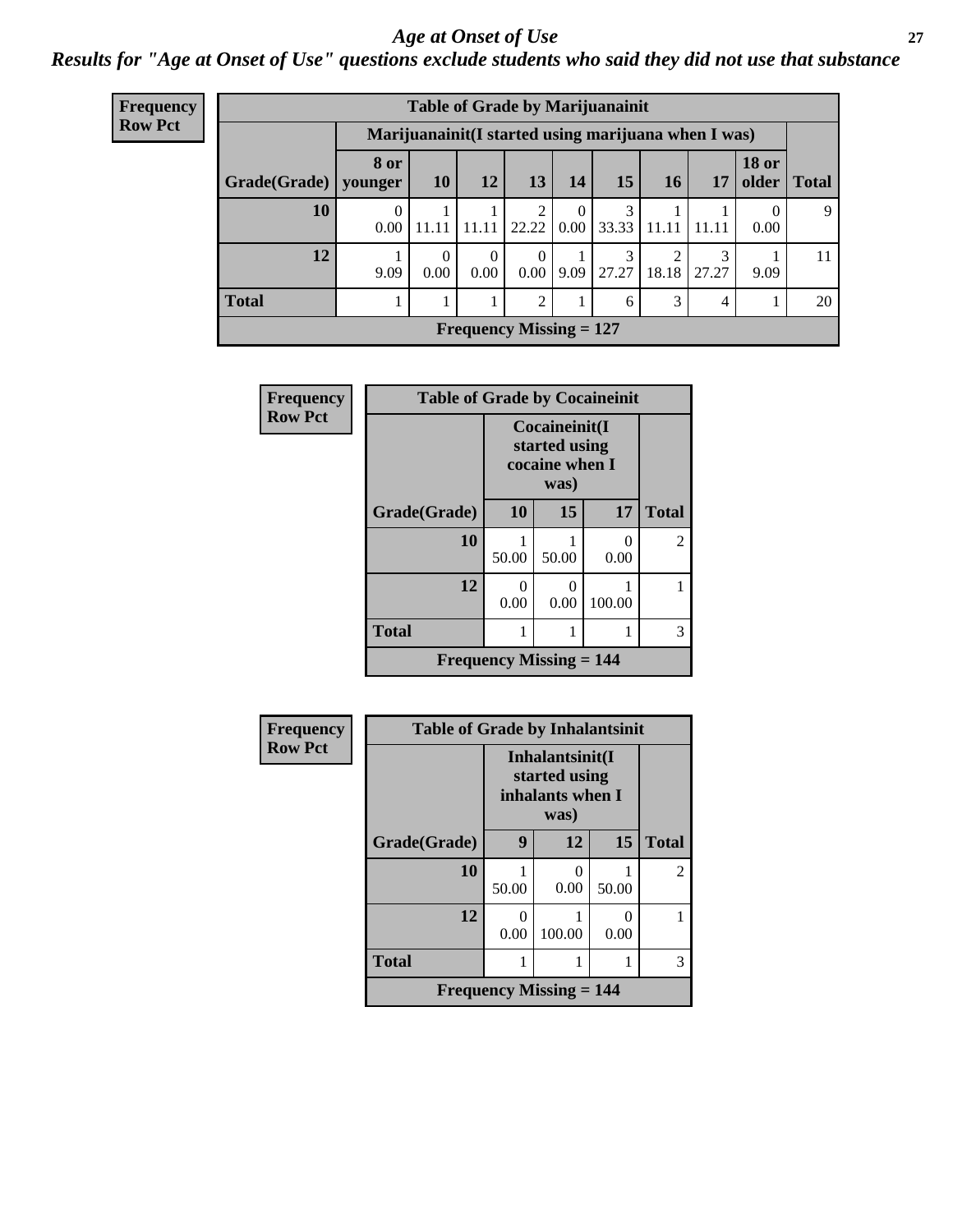# Age at Onset of Use

## Results for "Age at Onset of Use" questions exclude students who said they did not use that substance

**Frequency**
**Row Pct**

| Table of Grade by Marijuanainit | | | | | | | | | | |
|---|---|---|---|---|---|---|---|---|---|---|
| | Marijuanainit(I started using marijuana when I was) | | | | | | | | | |
| Grade(Grade) | 8 or younger | 10 | 12 | 13 | 14 | 15 | 16 | 17 | 18 or older | Total |
| 10 | 0<br>0.00 | 1<br>11.11 | 1<br>11.11 | 2<br>22.22 | 0<br>0.00 | 3<br>33.33 | 1<br>11.11 | 1<br>11.11 | 0<br>0.00 | 9 |
| 12 | 1<br>9.09 | 0<br>0.00 | 0<br>0.00 | 0<br>0.00 | 1<br>9.09 | 3<br>27.27 | 2<br>18.18 | 3<br>27.27 | 1<br>9.09 | 11 |
| Total | 1 | 1 | 1 | 2 | 1 | 6 | 3 | 4 | 1 | 20 |
| Frequency Missing = 127 | | | | | | | | | | |

**Frequency**
**Row Pct**

| Table of Grade by Cocaineinit | | | | |
|---|---|---|---|---|
| | Cocaineinit(I started using cocaine when I was) | | | |
| Grade(Grade) | 10 | 15 | 17 | Total |
| 10 | 1<br>50.00 | 1<br>50.00 | 0<br>0.00 | 2 |
| 12 | 0<br>0.00 | 0<br>0.00 | 1<br>100.00 | 1 |
| Total | 1 | 1 | 1 | 3 |
| Frequency Missing = 144 | | | | |

**Frequency**
**Row Pct**

| Table of Grade by Inhalantsinit | | | | |
|---|---|---|---|---|
| | Inhalantsinit(I started using inhalants when I was) | | | |
| Grade(Grade) | 9 | 12 | 15 | Total |
| 10 | 1<br>50.00 | 0<br>0.00 | 1<br>50.00 | 2 |
| 12 | 0<br>0.00 | 1<br>100.00 | 0<br>0.00 | 1 |
| Total | 1 | 1 | 1 | 3 |
| Frequency Missing = 144 | | | | |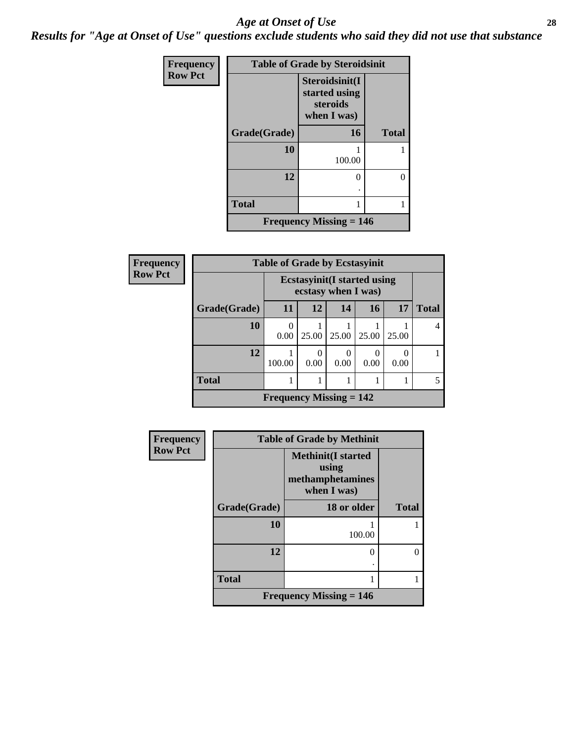# *Age at Onset of Use*

***Results for "Age at Onset of Use" questions exclude students who said they did not use that substance***

**Frequency**
**Row Pct**

| Table of Grade by Steroidsinit | | |
|---|---|---|
| | **Steroidsinit(I started using steroids when I was)** | |
| **Grade(Grade)** | **16** | **Total** |
| **10** | 1<br>100.00 | 1 |
| **12** | 0<br>. | 0 |
| **Total** | 1 | 1 |
| **Frequency Missing = 146** | | |

**Frequency**
**Row Pct**

| Table of Grade by Ecstasyinit | | | | | | |
|---|---|---|---|---|---|---|
| | **Ecstasyinit(I started using ecstasy when I was)** | | | | | |
| **Grade(Grade)** | **11** | **12** | **14** | **16** | **17** | **Total** |
| **10** | 0<br>0.00 | 1<br>25.00 | 1<br>25.00 | 1<br>25.00 | 1<br>25.00 | 4 |
| **12** | 1<br>100.00 | 0<br>0.00 | 0<br>0.00 | 0<br>0.00 | 0<br>0.00 | 1 |
| **Total** | 1 | 1 | 1 | 1 | 1 | 5 |
| **Frequency Missing = 142** | | | | | | |

**Frequency**
**Row Pct**

| Table of Grade by Methinit | | |
|---|---|---|
| | **Methinit(I started using methamphetamines when I was)** | |
| **Grade(Grade)** | **18 or older** | **Total** |
| **10** | 1<br>100.00 | 1 |
| **12** | 0<br>. | 0 |
| **Total** | 1 | 1 |
| **Frequency Missing = 146** | | |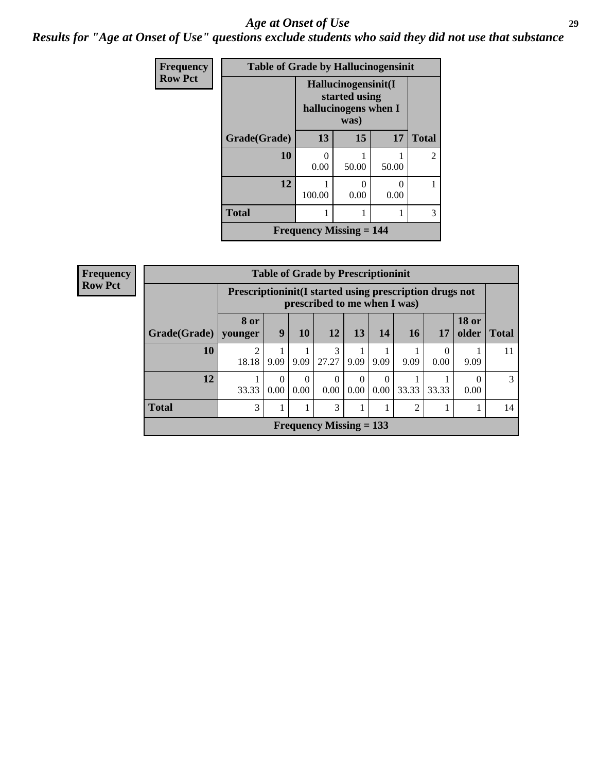# Age at Onset of Use

## Results for "Age at Onset of Use" questions exclude students who said they did not use that substance

**Frequency**
**Row Pct**

**Table of Grade by Hallucinogensinit**

| Grade(Grade) | Hallucinogensinit(I started using hallucinogens when I was) 13 | 15 | 17 | Total |
|---|---|---|---|---|
| 10 | 0<br>0.00 | 1<br>50.00 | 1<br>50.00 | 2 |
| 12 | 1<br>100.00 | 0<br>0.00 | 0<br>0.00 | 1 |
| Total | 1 | 1 | 1 | 3 |

**Frequency Missing = 144**

**Frequency**
**Row Pct**

**Table of Grade by Prescriptioninit**

| Grade(Grade) | Prescriptioninit(I started using prescription drugs not prescribed to me when I was) 8 or younger | 9 | 10 | 12 | 13 | 14 | 16 | 17 | 18 or older | Total |
|---|---|---|---|---|---|---|---|---|---|---|
| 10 | 2<br>18.18 | 1<br>9.09 | 1<br>9.09 | 3<br>27.27 | 1<br>9.09 | 1<br>9.09 | 1<br>9.09 | 0<br>0.00 | 1<br>9.09 | 11 |
| 12 | 1<br>33.33 | 0<br>0.00 | 0<br>0.00 | 0<br>0.00 | 0<br>0.00 | 0<br>0.00 | 1<br>33.33 | 1<br>33.33 | 0<br>0.00 | 3 |
| Total | 3 | 1 | 1 | 3 | 1 | 1 | 2 | 1 | 1 | 14 |

**Frequency Missing = 133**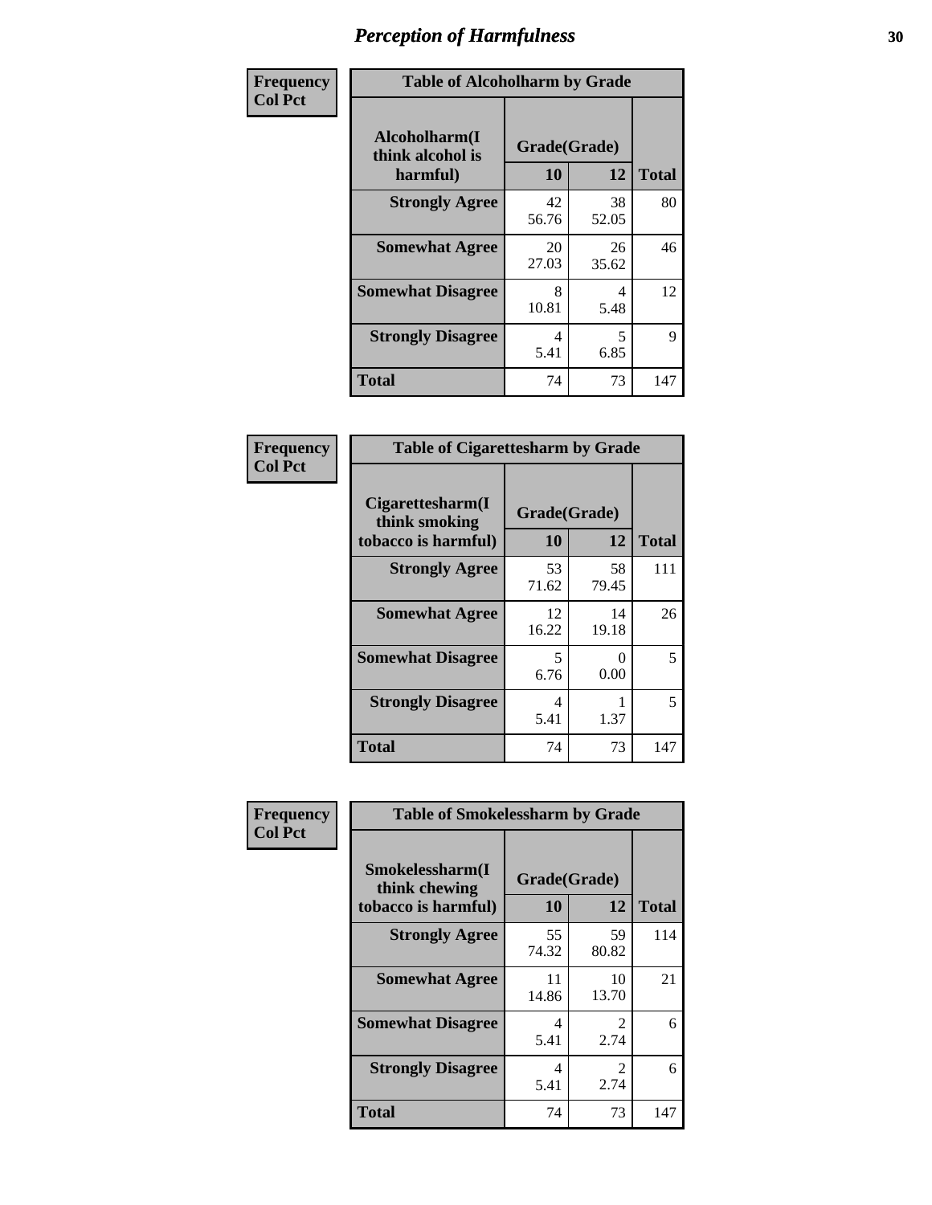# Perception of Harmfulness

| Frequency<br>Col Pct | Table of Alcoholharm by Grade | | |
|---|---|---|---|
| **Alcoholharm(I think alcohol is harmful)** | **Grade(Grade)** | | |
| | **10** | **12** | **Total** |
| **Strongly Agree** | 42<br>56.76 | 38<br>52.05 | 80 |
| **Somewhat Agree** | 20<br>27.03 | 26<br>35.62 | 46 |
| **Somewhat Disagree** | 8<br>10.81 | 4<br>5.48 | 12 |
| **Strongly Disagree** | 4<br>5.41 | 5<br>6.85 | 9 |
| **Total** | 74 | 73 | 147 |

| Frequency<br>Col Pct | Table of Cigarettesharm by Grade | | |
|---|---|---|---|
| **Cigarettesharm(I think smoking tobacco is harmful)** | **Grade(Grade)** | | |
| | **10** | **12** | **Total** |
| **Strongly Agree** | 53<br>71.62 | 58<br>79.45 | 111 |
| **Somewhat Agree** | 12<br>16.22 | 14<br>19.18 | 26 |
| **Somewhat Disagree** | 5<br>6.76 | 0<br>0.00 | 5 |
| **Strongly Disagree** | 4<br>5.41 | 1<br>1.37 | 5 |
| **Total** | 74 | 73 | 147 |

| Frequency<br>Col Pct | Table of Smokelessharm by Grade | | |
|---|---|---|---|
| **Smokelessharm(I think chewing tobacco is harmful)** | **Grade(Grade)** | | |
| | **10** | **12** | **Total** |
| **Strongly Agree** | 55<br>74.32 | 59<br>80.82 | 114 |
| **Somewhat Agree** | 11<br>14.86 | 10<br>13.70 | 21 |
| **Somewhat Disagree** | 4<br>5.41 | 2<br>2.74 | 6 |
| **Strongly Disagree** | 4<br>5.41 | 2<br>2.74 | 6 |
| **Total** | 74 | 73 | 147 |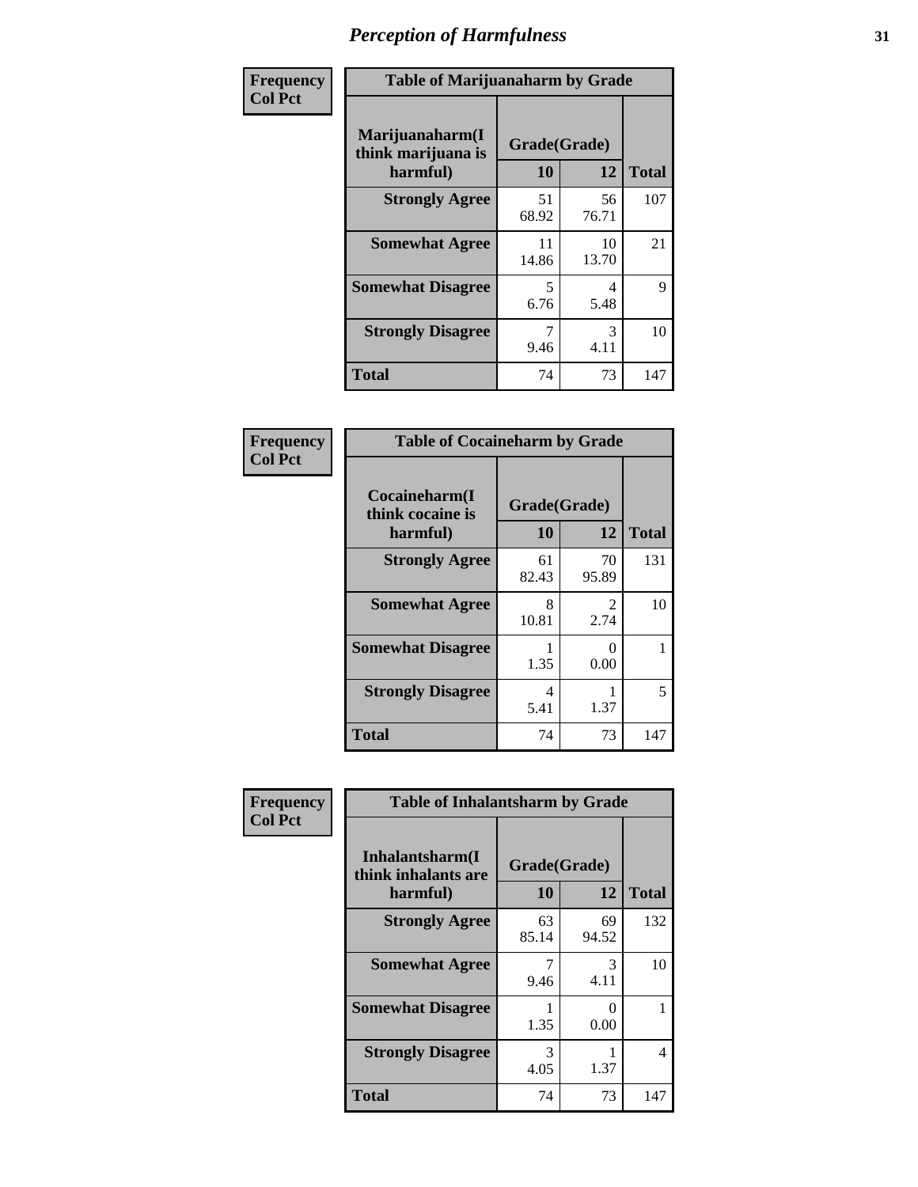# Perception of Harmfulness

| Frequency<br>Col Pct | Table of Marijuanaharm by Grade | | |
|---|---|---|---|
| Marijuanaharm(I think marijuana is harmful) | Grade(Grade) | | |
| | 10 | 12 | Total |
| Strongly Agree | 51<br>68.92 | 56<br>76.71 | 107 |
| Somewhat Agree | 11<br>14.86 | 10<br>13.70 | 21 |
| Somewhat Disagree | 5<br>6.76 | 4<br>5.48 | 9 |
| Strongly Disagree | 7<br>9.46 | 3<br>4.11 | 10 |
| Total | 74 | 73 | 147 |

| Frequency<br>Col Pct | Table of Cocaineharm by Grade | | |
|---|---|---|---|
| Cocaineharm(I think cocaine is harmful) | Grade(Grade) | | |
| | 10 | 12 | Total |
| Strongly Agree | 61<br>82.43 | 70<br>95.89 | 131 |
| Somewhat Agree | 8<br>10.81 | 2<br>2.74 | 10 |
| Somewhat Disagree | 1<br>1.35 | 0<br>0.00 | 1 |
| Strongly Disagree | 4<br>5.41 | 1<br>1.37 | 5 |
| Total | 74 | 73 | 147 |

| Frequency<br>Col Pct | Table of Inhalantsharm by Grade | | |
|---|---|---|---|
| Inhalantsharm(I think inhalants are harmful) | Grade(Grade) | | |
| | 10 | 12 | Total |
| Strongly Agree | 63<br>85.14 | 69<br>94.52 | 132 |
| Somewhat Agree | 7<br>9.46 | 3<br>4.11 | 10 |
| Somewhat Disagree | 1<br>1.35 | 0<br>0.00 | 1 |
| Strongly Disagree | 3<br>4.05 | 1<br>1.37 | 4 |
| Total | 74 | 73 | 147 |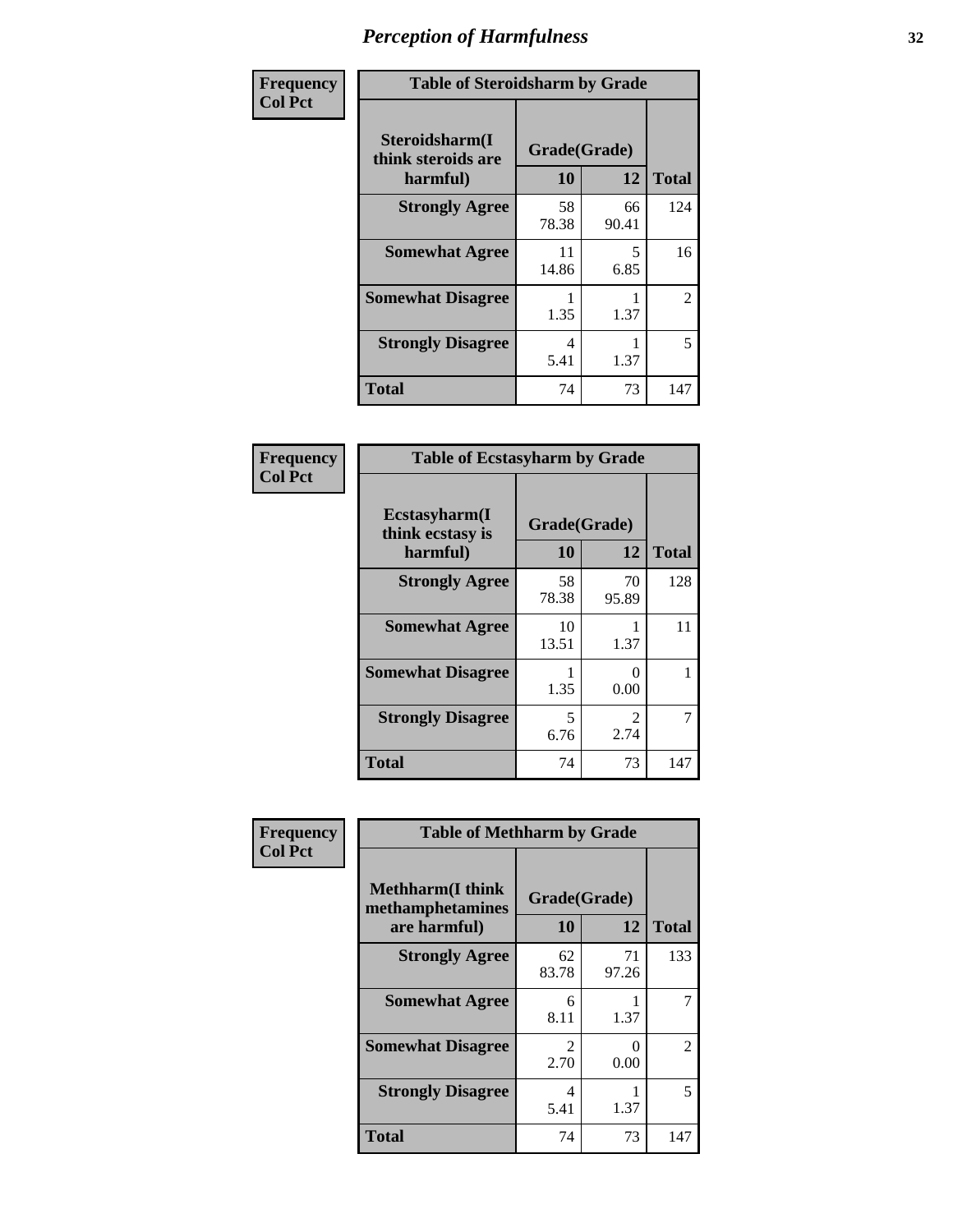# Perception of Harmfulness

Frequency
Col Pct

**Table of Steroidsharm by Grade**

| Steroidsharm(I think steroids are harmful) | Grade(Grade) | | Total |
|---|---|---|---|
| | 10 | 12 | |
| **Strongly Agree** | 58<br>78.38 | 66<br>90.41 | 124 |
| **Somewhat Agree** | 11<br>14.86 | 5<br>6.85 | 16 |
| **Somewhat Disagree** | 1<br>1.35 | 1<br>1.37 | 2 |
| **Strongly Disagree** | 4<br>5.41 | 1<br>1.37 | 5 |
| **Total** | 74 | 73 | 147 |

Frequency
Col Pct

**Table of Ecstasyharm by Grade**

| Ecstasyharm(I think ecstasy is harmful) | Grade(Grade) | | Total |
|---|---|---|---|
| | 10 | 12 | |
| **Strongly Agree** | 58<br>78.38 | 70<br>95.89 | 128 |
| **Somewhat Agree** | 10<br>13.51 | 1<br>1.37 | 11 |
| **Somewhat Disagree** | 1<br>1.35 | 0<br>0.00 | 1 |
| **Strongly Disagree** | 5<br>6.76 | 2<br>2.74 | 7 |
| **Total** | 74 | 73 | 147 |

Frequency
Col Pct

**Table of Methharm by Grade**

| Methharm(I think methamphetamines are harmful) | Grade(Grade) | | Total |
|---|---|---|---|
| | 10 | 12 | |
| **Strongly Agree** | 62<br>83.78 | 71<br>97.26 | 133 |
| **Somewhat Agree** | 6<br>8.11 | 1<br>1.37 | 7 |
| **Somewhat Disagree** | 2<br>2.70 | 0<br>0.00 | 2 |
| **Strongly Disagree** | 4<br>5.41 | 1<br>1.37 | 5 |
| **Total** | 74 | 73 | 147 |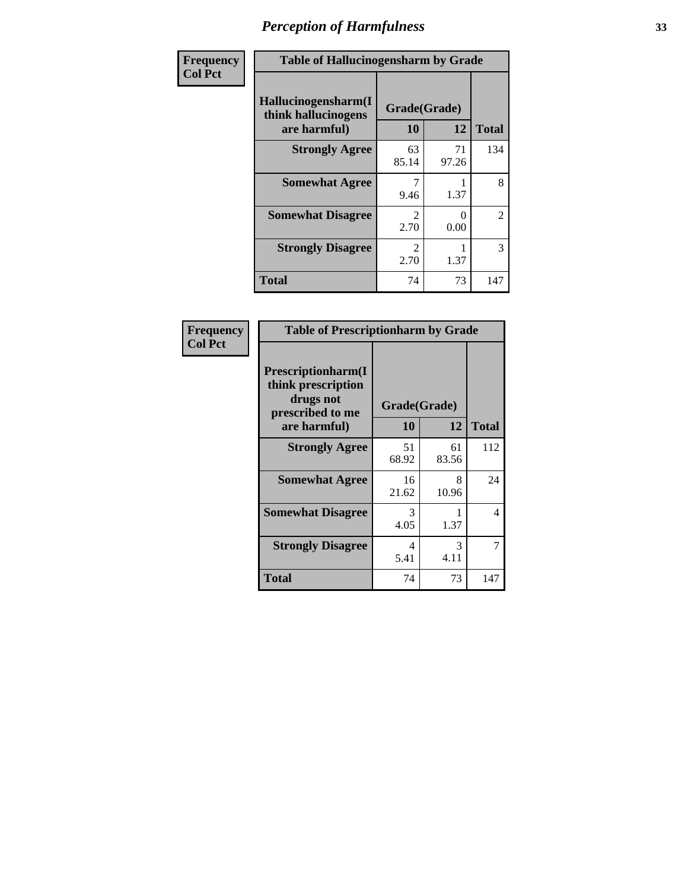# *Perception of Harmfulness*

| Frequency<br>Col Pct | | | |
|---|---|---|---|
| **Table of Hallucinogensharm by Grade** | | | |
| **Hallucinogensharm(I think hallucinogens are harmful)** | **Grade(Grade)** | | |
| | **10** | **12** | **Total** |
| **Strongly Agree** | 63<br>85.14 | 71<br>97.26 | 134 |
| **Somewhat Agree** | 7<br>9.46 | 1<br>1.37 | 8 |
| **Somewhat Disagree** | 2<br>2.70 | 0<br>0.00 | 2 |
| **Strongly Disagree** | 2<br>2.70 | 1<br>1.37 | 3 |
| **Total** | 74 | 73 | 147 |

| Frequency<br>Col Pct | | | |
|---|---|---|---|
| **Table of Prescriptionharm by Grade** | | | |
| **Prescriptionharm(I think prescription drugs not prescribed to me are harmful)** | **Grade(Grade)** | | |
| | **10** | **12** | **Total** |
| **Strongly Agree** | 51<br>68.92 | 61<br>83.56 | 112 |
| **Somewhat Agree** | 16<br>21.62 | 8<br>10.96 | 24 |
| **Somewhat Disagree** | 3<br>4.05 | 1<br>1.37 | 4 |
| **Strongly Disagree** | 4<br>5.41 | 3<br>4.11 | 7 |
| **Total** | 74 | 73 | 147 |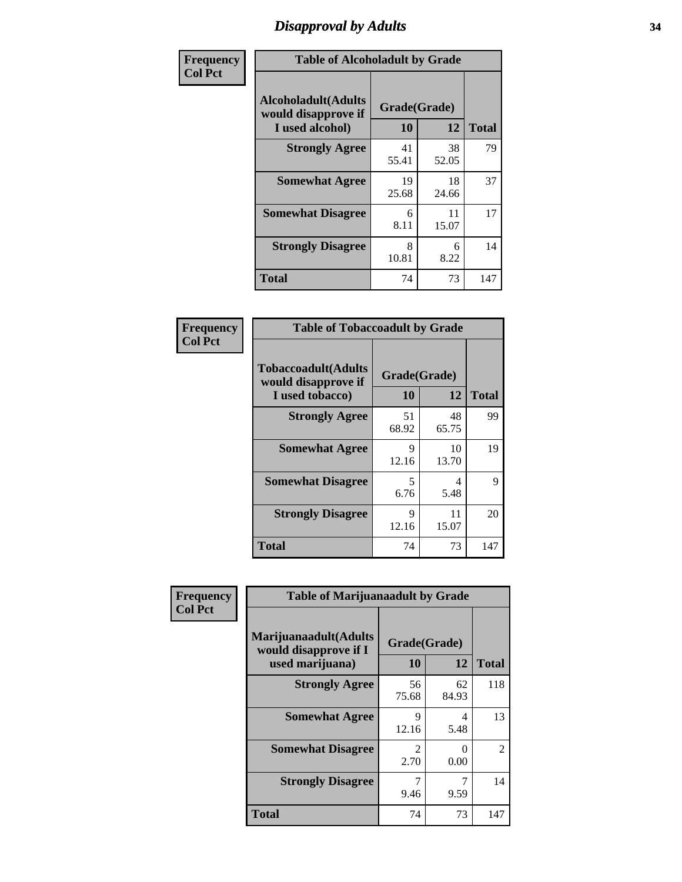# Disapproval by Adults

**Frequency**
**Col Pct**

**Table of Alcoholadult by Grade**

| Alcoholadult(Adults would disapprove if I used alcohol) | Grade(Grade) 10 | 12 | Total |
|---|---|---|---|
| **Strongly Agree** | 41<br>55.41 | 38<br>52.05 | 79 |
| **Somewhat Agree** | 19<br>25.68 | 18<br>24.66 | 37 |
| **Somewhat Disagree** | 6<br>8.11 | 11<br>15.07 | 17 |
| **Strongly Disagree** | 8<br>10.81 | 6<br>8.22 | 14 |
| **Total** | 74 | 73 | 147 |

**Frequency**
**Col Pct**

**Table of Tobaccoadult by Grade**

| Tobaccoadult(Adults would disapprove if I used tobacco) | Grade(Grade) 10 | 12 | Total |
|---|---|---|---|
| **Strongly Agree** | 51<br>68.92 | 48<br>65.75 | 99 |
| **Somewhat Agree** | 9<br>12.16 | 10<br>13.70 | 19 |
| **Somewhat Disagree** | 5<br>6.76 | 4<br>5.48 | 9 |
| **Strongly Disagree** | 9<br>12.16 | 11<br>15.07 | 20 |
| **Total** | 74 | 73 | 147 |

**Frequency**
**Col Pct**

**Table of Marijuanaadult by Grade**

| Marijuanaadult(Adults would disapprove if I used marijuana) | Grade(Grade) 10 | 12 | Total |
|---|---|---|---|
| **Strongly Agree** | 56<br>75.68 | 62<br>84.93 | 118 |
| **Somewhat Agree** | 9<br>12.16 | 4<br>5.48 | 13 |
| **Somewhat Disagree** | 2<br>2.70 | 0<br>0.00 | 2 |
| **Strongly Disagree** | 7<br>9.46 | 7<br>9.59 | 14 |
| **Total** | 74 | 73 | 147 |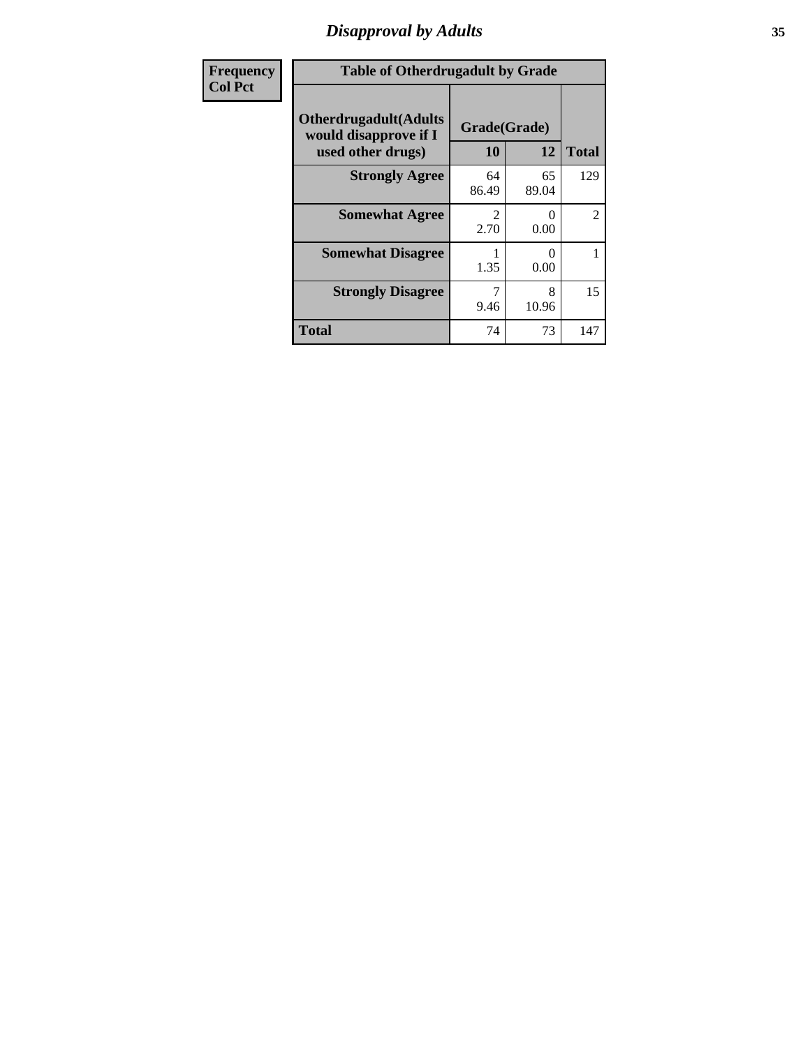## Disapproval by Adults

| Frequency<br>Col Pct | Table of Otherdrugadult by Grade | | |
|---|---|---|---|
| **Otherdrugadult(Adults would disapprove if I used other drugs)** | **Grade(Grade)** | | |
| | **10** | **12** | **Total** |
| **Strongly Agree** | 64<br>86.49 | 65<br>89.04 | 129 |
| **Somewhat Agree** | 2<br>2.70 | 0<br>0.00 | 2 |
| **Somewhat Disagree** | 1<br>1.35 | 0<br>0.00 | 1 |
| **Strongly Disagree** | 7<br>9.46 | 8<br>10.96 | 15 |
| **Total** | 74 | 73 | 147 |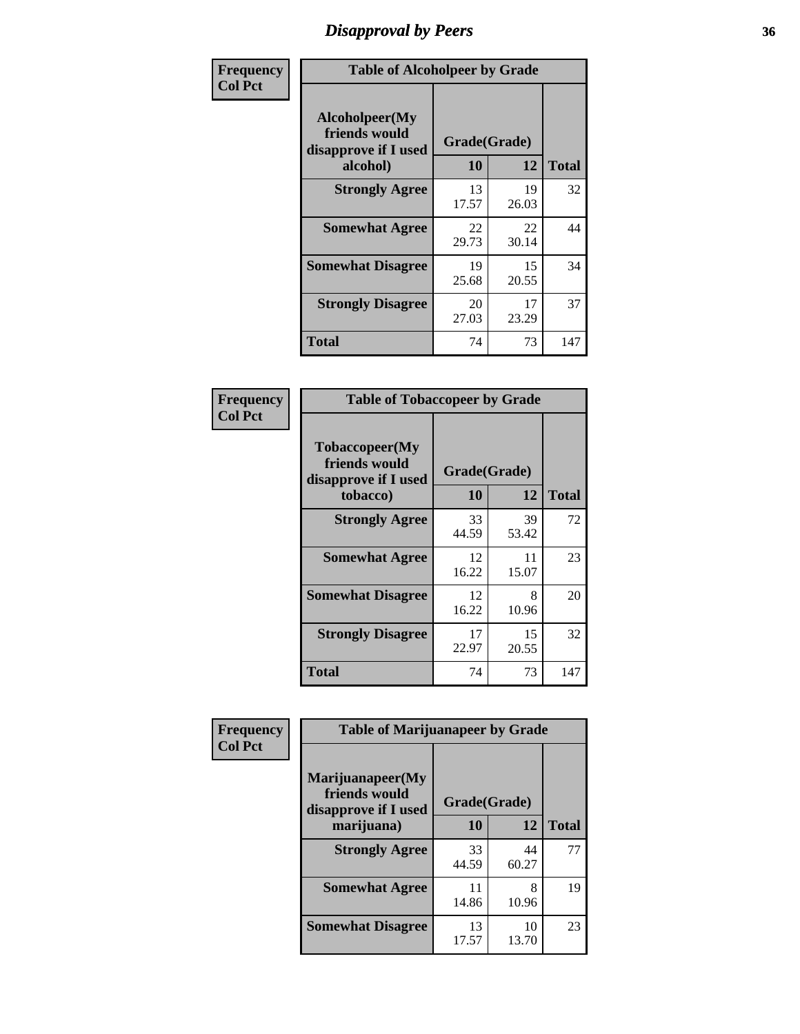# Disapproval by Peers

**Frequency**
**Col Pct**

| Table of Alcoholpeer by Grade | | | |
|---|---|---|---|
| **Alcoholpeer(My friends would disapprove if I used alcohol)** | **Grade(Grade)** | | |
| | **10** | **12** | **Total** |
| **Strongly Agree** | 13<br>17.57 | 19<br>26.03 | 32 |
| **Somewhat Agree** | 22<br>29.73 | 22<br>30.14 | 44 |
| **Somewhat Disagree** | 19<br>25.68 | 15<br>20.55 | 34 |
| **Strongly Disagree** | 20<br>27.03 | 17<br>23.29 | 37 |
| **Total** | 74 | 73 | 147 |

**Frequency**
**Col Pct**

| Table of Tobaccopeer by Grade | | | |
|---|---|---|---|
| **Tobaccopeer(My friends would disapprove if I used tobacco)** | **Grade(Grade)** | | |
| | **10** | **12** | **Total** |
| **Strongly Agree** | 33<br>44.59 | 39<br>53.42 | 72 |
| **Somewhat Agree** | 12<br>16.22 | 11<br>15.07 | 23 |
| **Somewhat Disagree** | 12<br>16.22 | 8<br>10.96 | 20 |
| **Strongly Disagree** | 17<br>22.97 | 15<br>20.55 | 32 |
| **Total** | 74 | 73 | 147 |

**Frequency**
**Col Pct**

| Table of Marijuanapeer by Grade | | | |
|---|---|---|---|
| **Marijuanapeer(My friends would disapprove if I used marijuana)** | **Grade(Grade)** | | |
| | **10** | **12** | **Total** |
| **Strongly Agree** | 33<br>44.59 | 44<br>60.27 | 77 |
| **Somewhat Agree** | 11<br>14.86 | 8<br>10.96 | 19 |
| **Somewhat Disagree** | 13<br>17.57 | 10<br>13.70 | 23 |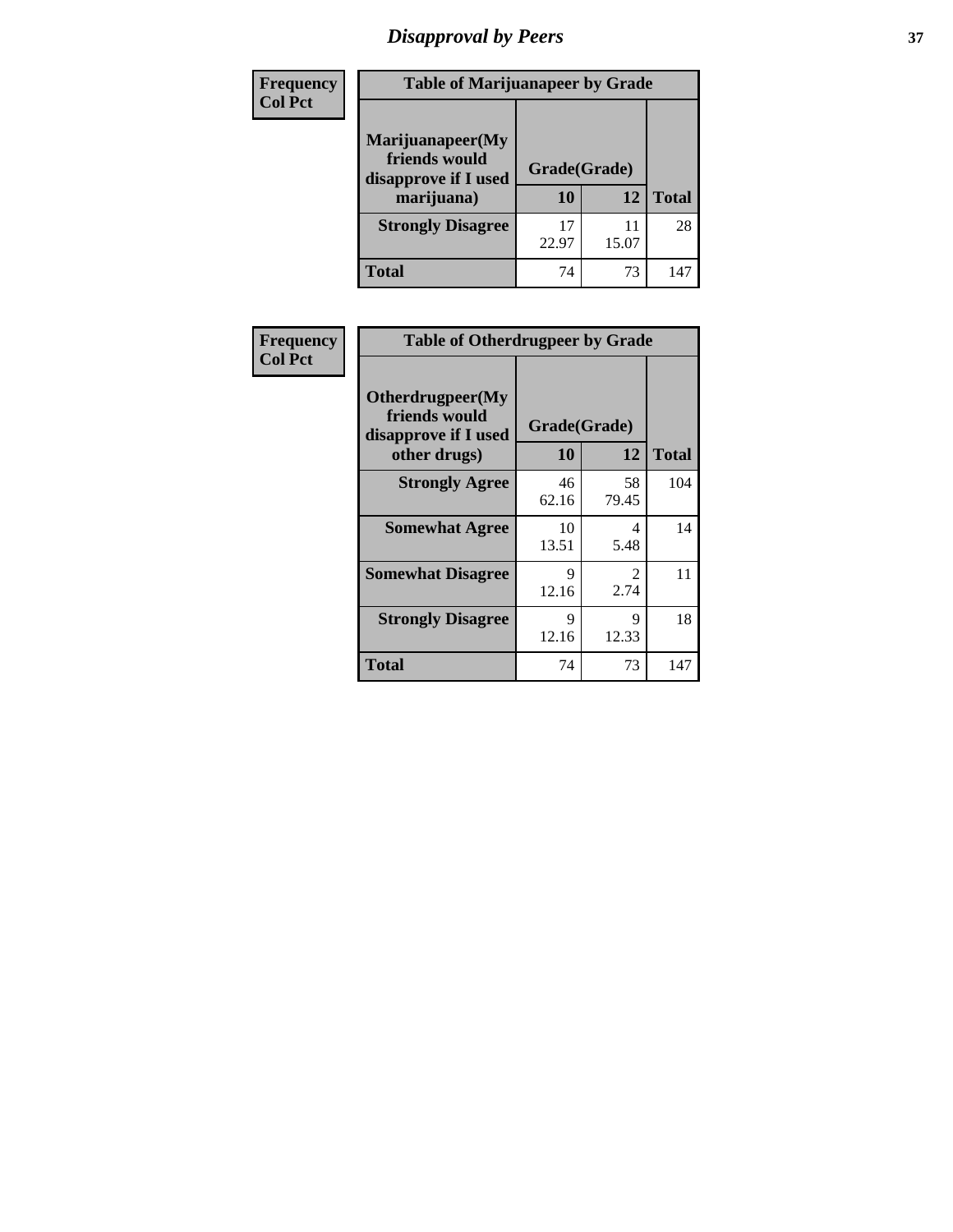# Disapproval by Peers

| Frequency Col Pct | Table of Marijuanapeer by Grade | | |
|---|---|---|---|
| **Marijuanapeer(My friends would disapprove if I used marijuana)** | **Grade(Grade)** | | |
| | **10** | **12** | **Total** |
| **Strongly Disagree** | 17<br>22.97 | 11<br>15.07 | 28 |
| **Total** | 74 | 73 | 147 |

| Frequency Col Pct | Table of Otherdrugpeer by Grade | | |
|---|---|---|---|
| **Otherdrugpeer(My friends would disapprove if I used other drugs)** | **Grade(Grade)** | | |
| | **10** | **12** | **Total** |
| **Strongly Agree** | 46<br>62.16 | 58<br>79.45 | 104 |
| **Somewhat Agree** | 10<br>13.51 | 4<br>5.48 | 14 |
| **Somewhat Disagree** | 9<br>12.16 | 2<br>2.74 | 11 |
| **Strongly Disagree** | 9<br>12.16 | 9<br>12.33 | 18 |
| **Total** | 74 | 73 | 147 |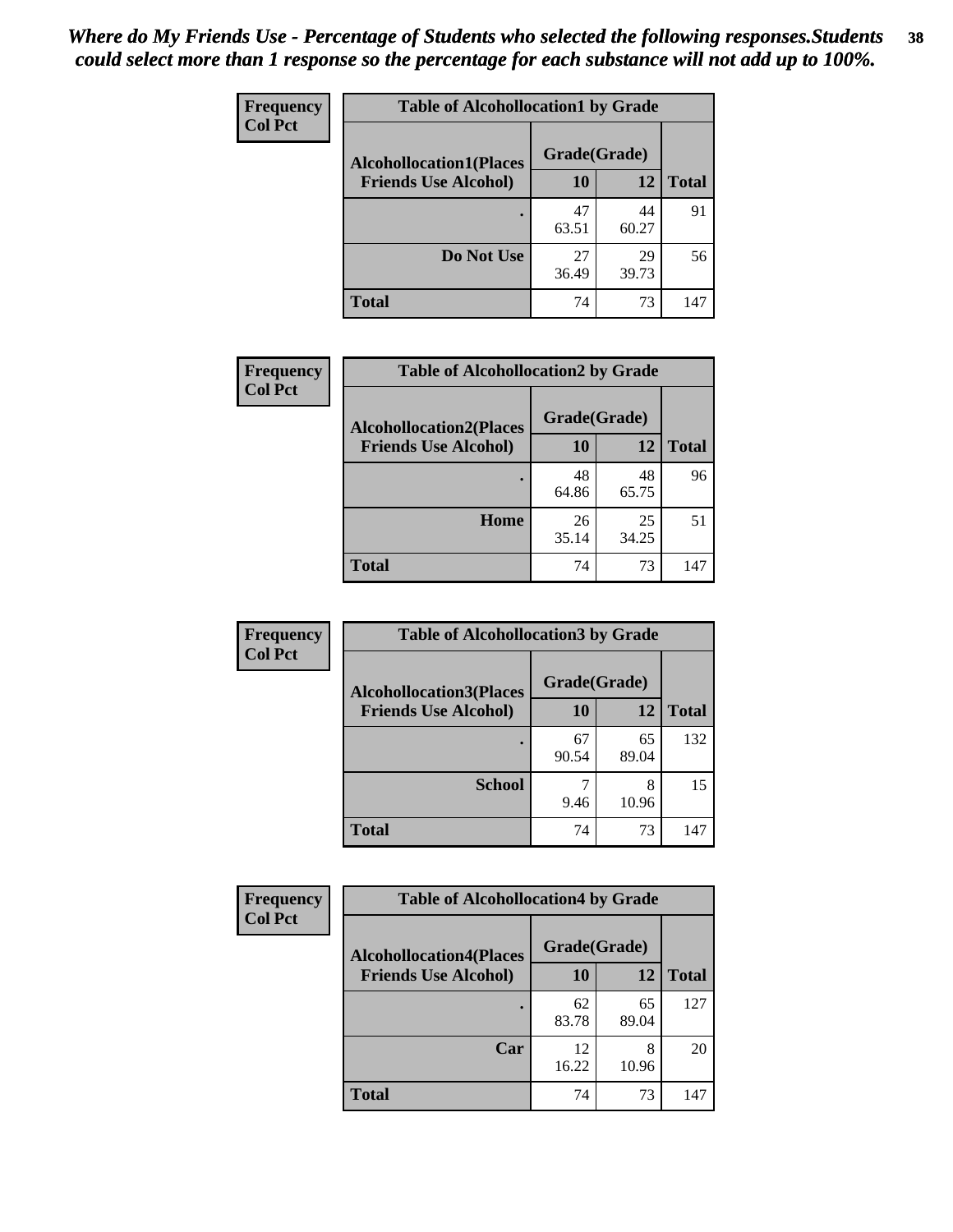*Where do My Friends Use - Percentage of Students who selected the following responses.Students could select more than 1 response so the percentage for each substance will not add up to 100%.*

**Frequency**
**Col Pct**

| Table of Alcohollocation1 by Grade | | | |
|---|---|---|---|
| **Alcohollocation1(Places Friends Use Alcohol)** | **Grade(Grade)** | | **Total** |
| | **10** | **12** | |
| **.** | 47<br>63.51 | 44<br>60.27 | 91 |
| **Do Not Use** | 27<br>36.49 | 29<br>39.73 | 56 |
| **Total** | 74 | 73 | 147 |

**Frequency**
**Col Pct**

| Table of Alcohollocation2 by Grade | | | |
|---|---|---|---|
| **Alcohollocation2(Places Friends Use Alcohol)** | **Grade(Grade)** | | **Total** |
| | **10** | **12** | |
| **.** | 48<br>64.86 | 48<br>65.75 | 96 |
| **Home** | 26<br>35.14 | 25<br>34.25 | 51 |
| **Total** | 74 | 73 | 147 |

**Frequency**
**Col Pct**

| Table of Alcohollocation3 by Grade | | | |
|---|---|---|---|
| **Alcohollocation3(Places Friends Use Alcohol)** | **Grade(Grade)** | | **Total** |
| | **10** | **12** | |
| **.** | 67<br>90.54 | 65<br>89.04 | 132 |
| **School** | 7<br>9.46 | 8<br>10.96 | 15 |
| **Total** | 74 | 73 | 147 |

**Frequency**
**Col Pct**

| Table of Alcohollocation4 by Grade | | | |
|---|---|---|---|
| **Alcohollocation4(Places Friends Use Alcohol)** | **Grade(Grade)** | | **Total** |
| | **10** | **12** | |
| **.** | 62<br>83.78 | 65<br>89.04 | 127 |
| **Car** | 12<br>16.22 | 8<br>10.96 | 20 |
| **Total** | 74 | 73 | 147 |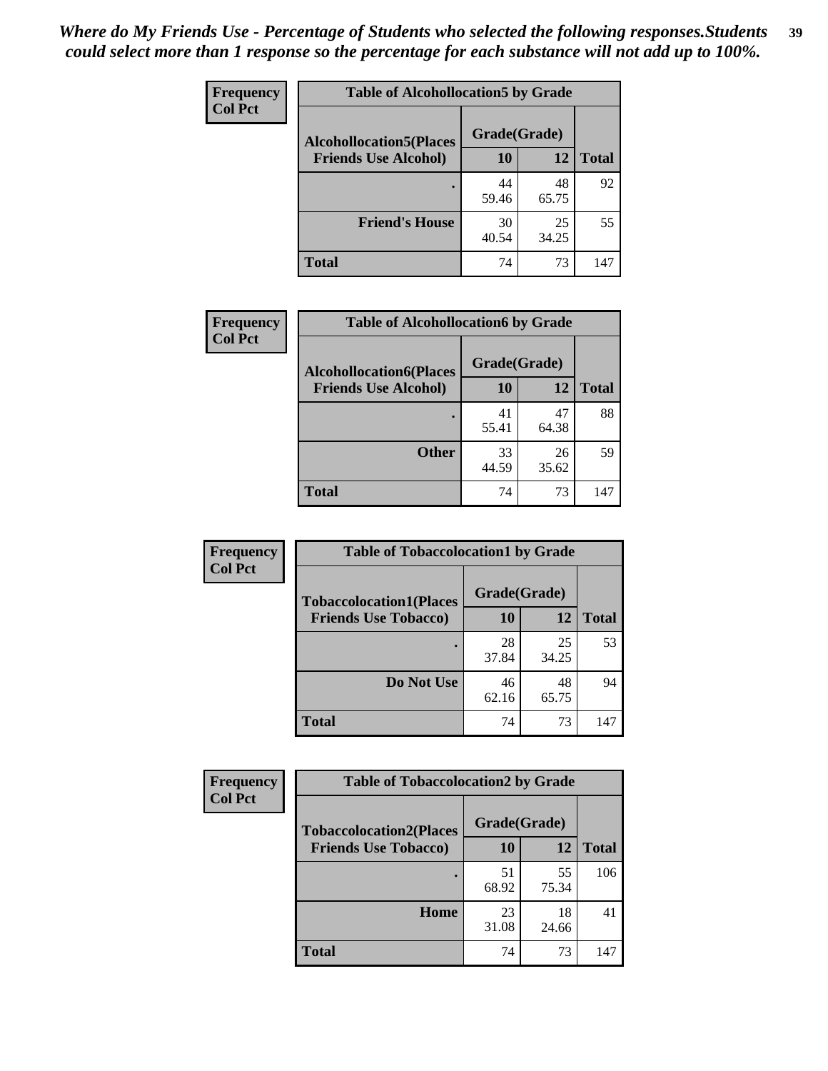*Where do My Friends Use - Percentage of Students who selected the following responses.Students could select more than 1 response so the percentage for each substance will not add up to 100%.*

**Frequency**
**Col Pct**

| Table of Alcohollocation5 by Grade | | | |
|---|---|---|---|
| **Alcohollocation5(Places Friends Use Alcohol)** | **Grade(Grade)** | | |
| | **10** | **12** | **Total** |
| **.** | 44<br>59.46 | 48<br>65.75 | 92 |
| **Friend's House** | 30<br>40.54 | 25<br>34.25 | 55 |
| **Total** | 74 | 73 | 147 |

**Frequency**
**Col Pct**

| Table of Alcohollocation6 by Grade | | | |
|---|---|---|---|
| **Alcohollocation6(Places Friends Use Alcohol)** | **Grade(Grade)** | | |
| | **10** | **12** | **Total** |
| **.** | 41<br>55.41 | 47<br>64.38 | 88 |
| **Other** | 33<br>44.59 | 26<br>35.62 | 59 |
| **Total** | 74 | 73 | 147 |

**Frequency**
**Col Pct**

| Table of Tobaccolocation1 by Grade | | | |
|---|---|---|---|
| **Tobaccolocation1(Places Friends Use Tobacco)** | **Grade(Grade)** | | |
| | **10** | **12** | **Total** |
| **.** | 28<br>37.84 | 25<br>34.25 | 53 |
| **Do Not Use** | 46<br>62.16 | 48<br>65.75 | 94 |
| **Total** | 74 | 73 | 147 |

**Frequency**
**Col Pct**

| Table of Tobaccolocation2 by Grade | | | |
|---|---|---|---|
| **Tobaccolocation2(Places Friends Use Tobacco)** | **Grade(Grade)** | | |
| | **10** | **12** | **Total** |
| **.** | 51<br>68.92 | 55<br>75.34 | 106 |
| **Home** | 23<br>31.08 | 18<br>24.66 | 41 |
| **Total** | 74 | 73 | 147 |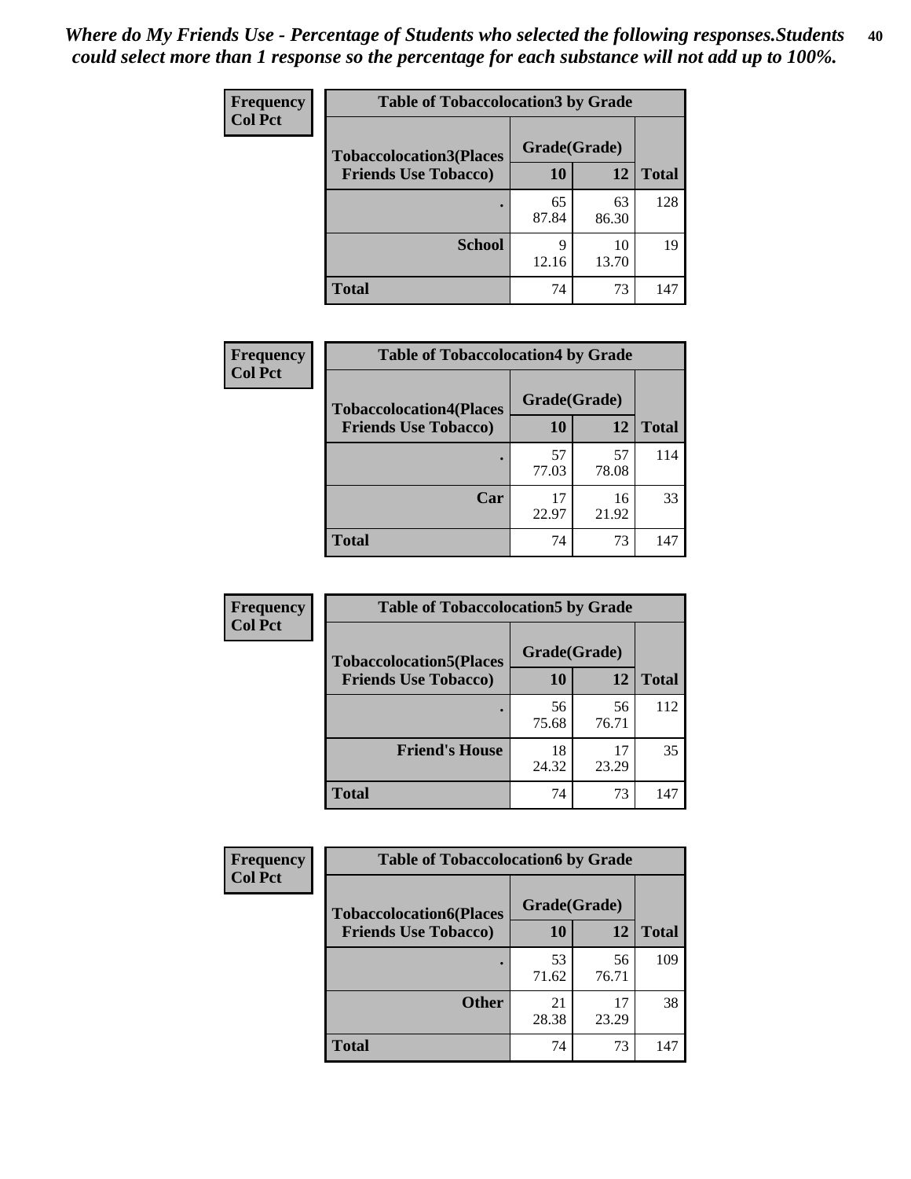*Where do My Friends Use - Percentage of Students who selected the following responses.Students could select more than 1 response so the percentage for each substance will not add up to 100%.*

**Frequency**
**Col Pct**

| Table of Tobaccolocation3 by Grade | | | |
|---|---|---|---|
| **Tobaccolocation3(Places Friends Use Tobacco)** | **Grade(Grade)** | | |
| | **10** | **12** | **Total** |
| **.** | 65<br>87.84 | 63<br>86.30 | 128 |
| **School** | 9<br>12.16 | 10<br>13.70 | 19 |
| **Total** | 74 | 73 | 147 |

**Frequency**
**Col Pct**

| Table of Tobaccolocation4 by Grade | | | |
|---|---|---|---|
| **Tobaccolocation4(Places Friends Use Tobacco)** | **Grade(Grade)** | | |
| | **10** | **12** | **Total** |
| **.** | 57<br>77.03 | 57<br>78.08 | 114 |
| **Car** | 17<br>22.97 | 16<br>21.92 | 33 |
| **Total** | 74 | 73 | 147 |

**Frequency**
**Col Pct**

| Table of Tobaccolocation5 by Grade | | | |
|---|---|---|---|
| **Tobaccolocation5(Places Friends Use Tobacco)** | **Grade(Grade)** | | |
| | **10** | **12** | **Total** |
| **.** | 56<br>75.68 | 56<br>76.71 | 112 |
| **Friend's House** | 18<br>24.32 | 17<br>23.29 | 35 |
| **Total** | 74 | 73 | 147 |

**Frequency**
**Col Pct**

| Table of Tobaccolocation6 by Grade | | | |
|---|---|---|---|
| **Tobaccolocation6(Places Friends Use Tobacco)** | **Grade(Grade)** | | |
| | **10** | **12** | **Total** |
| **.** | 53<br>71.62 | 56<br>76.71 | 109 |
| **Other** | 21<br>28.38 | 17<br>23.29 | 38 |
| **Total** | 74 | 73 | 147 |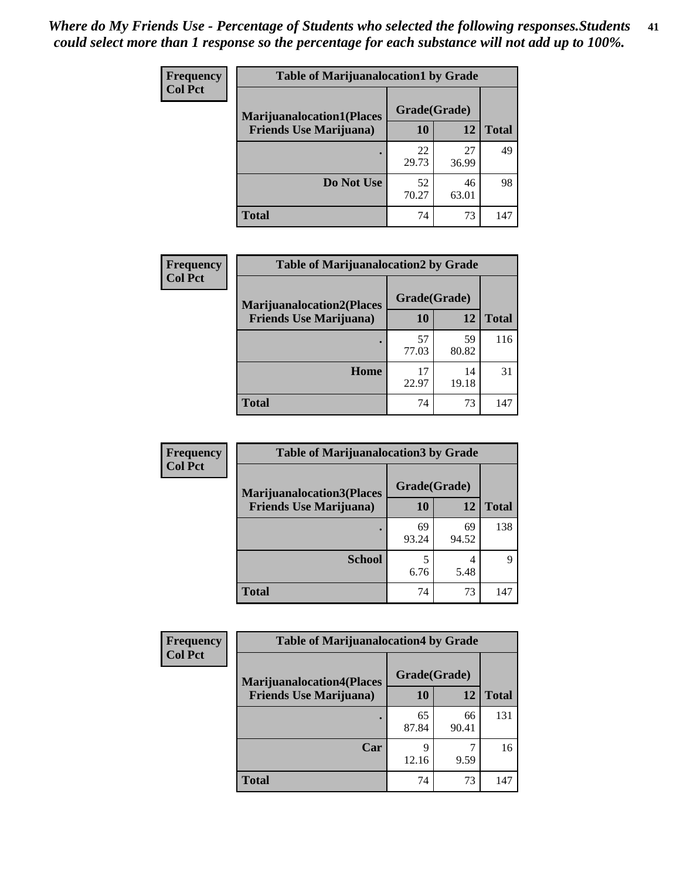*Where do My Friends Use - Percentage of Students who selected the following responses.Students could select more than 1 response so the percentage for each substance will not add up to 100%.*

**Frequency**
**Col Pct**

| Table of Marijuanalocation1 by Grade | | | |
|---|---|---|---|
| **Marijuanalocation1(Places Friends Use Marijuana)** | **Grade(Grade)** | | |
| | **10** | **12** | **Total** |
| **.** | 22<br>29.73 | 27<br>36.99 | 49 |
| **Do Not Use** | 52<br>70.27 | 46<br>63.01 | 98 |
| **Total** | 74 | 73 | 147 |

**Frequency**
**Col Pct**

| Table of Marijuanalocation2 by Grade | | | |
|---|---|---|---|
| **Marijuanalocation2(Places Friends Use Marijuana)** | **Grade(Grade)** | | |
| | **10** | **12** | **Total** |
| **.** | 57<br>77.03 | 59<br>80.82 | 116 |
| **Home** | 17<br>22.97 | 14<br>19.18 | 31 |
| **Total** | 74 | 73 | 147 |

**Frequency**
**Col Pct**

| Table of Marijuanalocation3 by Grade | | | |
|---|---|---|---|
| **Marijuanalocation3(Places Friends Use Marijuana)** | **Grade(Grade)** | | |
| | **10** | **12** | **Total** |
| **.** | 69<br>93.24 | 69<br>94.52 | 138 |
| **School** | 5<br>6.76 | 4<br>5.48 | 9 |
| **Total** | 74 | 73 | 147 |

**Frequency**
**Col Pct**

| Table of Marijuanalocation4 by Grade | | | |
|---|---|---|---|
| **Marijuanalocation4(Places Friends Use Marijuana)** | **Grade(Grade)** | | |
| | **10** | **12** | **Total** |
| **.** | 65<br>87.84 | 66<br>90.41 | 131 |
| **Car** | 9<br>12.16 | 7<br>9.59 | 16 |
| **Total** | 74 | 73 | 147 |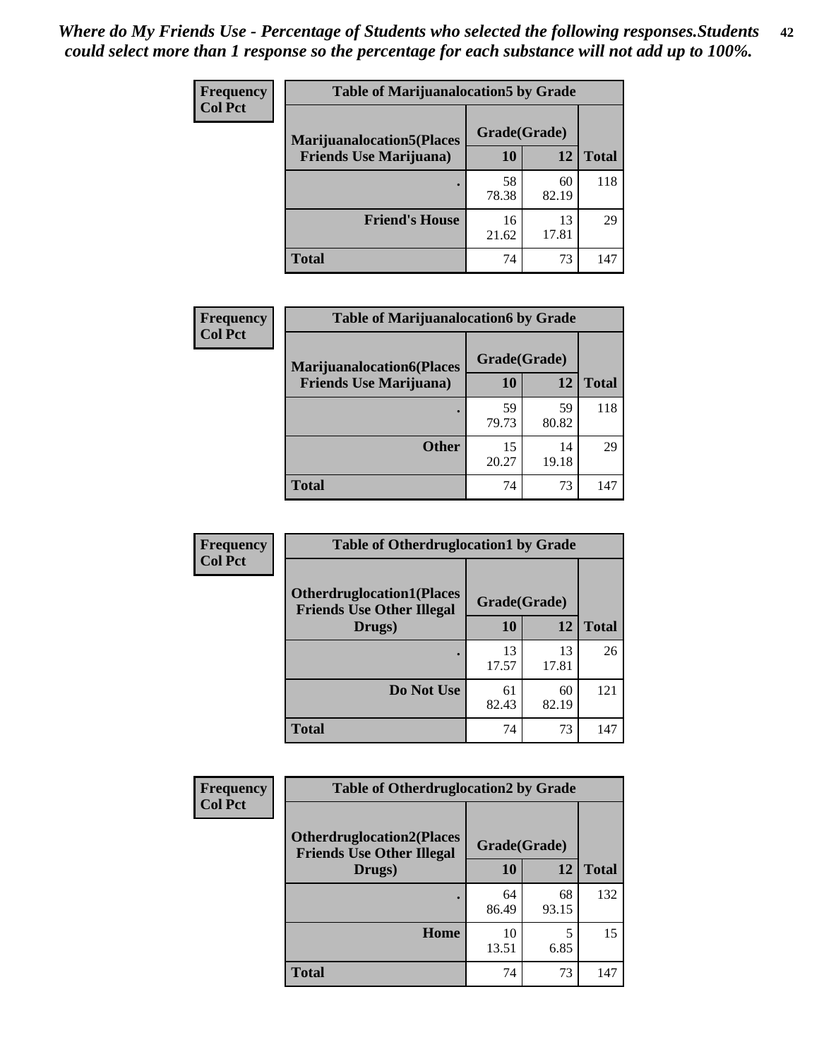*Where do My Friends Use - Percentage of Students who selected the following responses.Students could select more than 1 response so the percentage for each substance will not add up to 100%.*

**Frequency**
**Col Pct**

| Table of Marijuanalocation5 by Grade | | | |
|---|---|---|---|
| **Marijuanalocation5(Places Friends Use Marijuana)** | **Grade(Grade)** | | |
| | **10** | **12** | **Total** |
| . | 58<br>78.38 | 60<br>82.19 | 118 |
| **Friend's House** | 16<br>21.62 | 13<br>17.81 | 29 |
| **Total** | 74 | 73 | 147 |

**Frequency**
**Col Pct**

| Table of Marijuanalocation6 by Grade | | | |
|---|---|---|---|
| **Marijuanalocation6(Places Friends Use Marijuana)** | **Grade(Grade)** | | |
| | **10** | **12** | **Total** |
| . | 59<br>79.73 | 59<br>80.82 | 118 |
| **Other** | 15<br>20.27 | 14<br>19.18 | 29 |
| **Total** | 74 | 73 | 147 |

**Frequency**
**Col Pct**

| Table of Otherdruglocation1 by Grade | | | |
|---|---|---|---|
| **Otherdruglocation1(Places Friends Use Other Illegal Drugs)** | **Grade(Grade)** | | |
| | **10** | **12** | **Total** |
| . | 13<br>17.57 | 13<br>17.81 | 26 |
| **Do Not Use** | 61<br>82.43 | 60<br>82.19 | 121 |
| **Total** | 74 | 73 | 147 |

**Frequency**
**Col Pct**

| Table of Otherdruglocation2 by Grade | | | |
|---|---|---|---|
| **Otherdruglocation2(Places Friends Use Other Illegal Drugs)** | **Grade(Grade)** | | |
| | **10** | **12** | **Total** |
| . | 64<br>86.49 | 68<br>93.15 | 132 |
| **Home** | 10<br>13.51 | 5<br>6.85 | 15 |
| **Total** | 74 | 73 | 147 |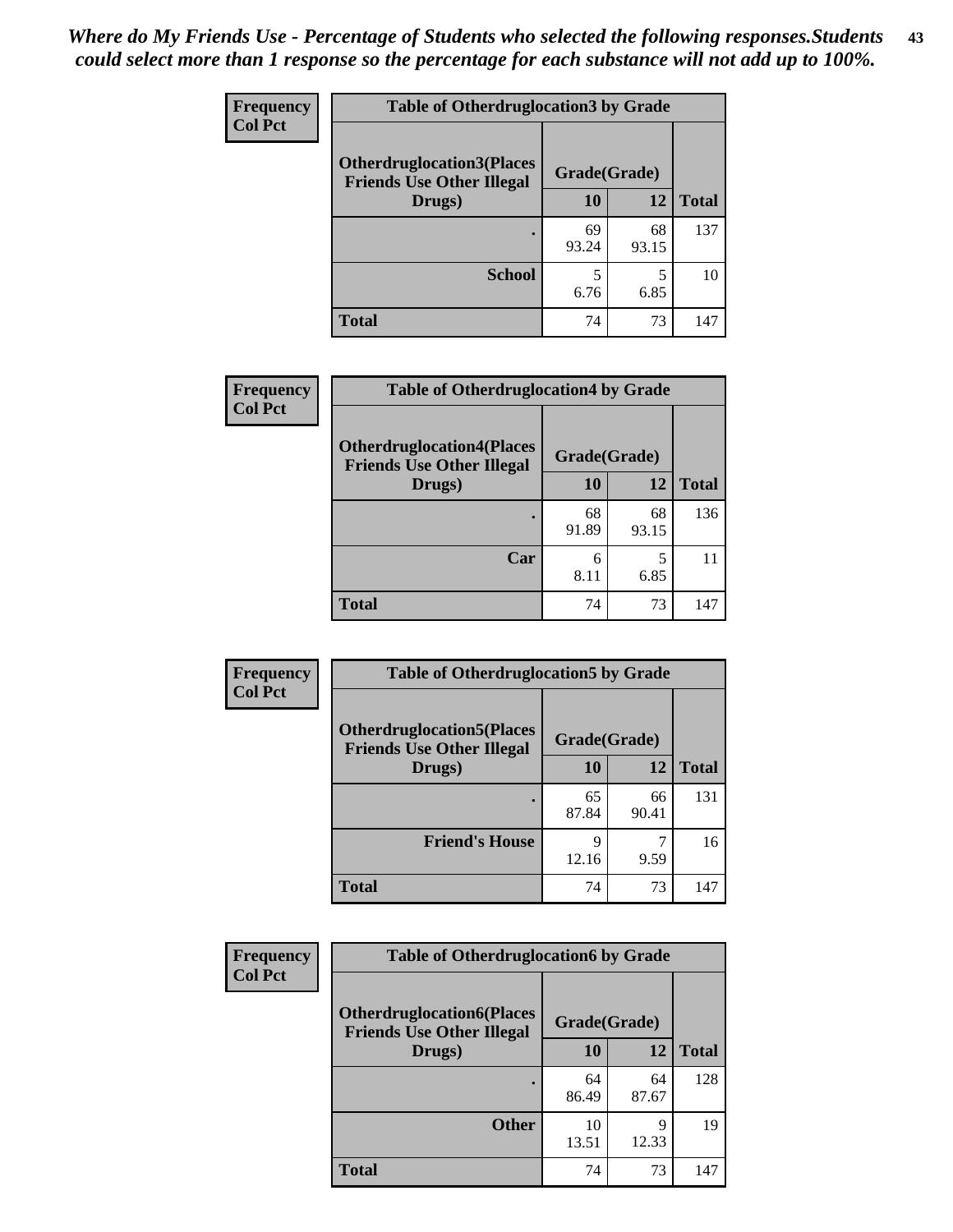*Where do My Friends Use - Percentage of Students who selected the following responses.Students could select more than 1 response so the percentage for each substance will not add up to 100%.*

**Frequency**
**Col Pct**

| Table of Otherdruglocation3 by Grade | | | |
|---|---|---|---|
| **Otherdruglocation3(Places Friends Use Other Illegal Drugs)** | **Grade(Grade)** | | |
| | **10** | **12** | **Total** |
| **.** | 69<br>93.24 | 68<br>93.15 | 137 |
| **School** | 5<br>6.76 | 5<br>6.85 | 10 |
| **Total** | 74 | 73 | 147 |

**Frequency**
**Col Pct**

| Table of Otherdruglocation4 by Grade | | | |
|---|---|---|---|
| **Otherdruglocation4(Places Friends Use Other Illegal Drugs)** | **Grade(Grade)** | | |
| | **10** | **12** | **Total** |
| **.** | 68<br>91.89 | 68<br>93.15 | 136 |
| **Car** | 6<br>8.11 | 5<br>6.85 | 11 |
| **Total** | 74 | 73 | 147 |

**Frequency**
**Col Pct**

| Table of Otherdruglocation5 by Grade | | | |
|---|---|---|---|
| **Otherdruglocation5(Places Friends Use Other Illegal Drugs)** | **Grade(Grade)** | | |
| | **10** | **12** | **Total** |
| **.** | 65<br>87.84 | 66<br>90.41 | 131 |
| **Friend's House** | 9<br>12.16 | 7<br>9.59 | 16 |
| **Total** | 74 | 73 | 147 |

**Frequency**
**Col Pct**

| Table of Otherdruglocation6 by Grade | | | |
|---|---|---|---|
| **Otherdruglocation6(Places Friends Use Other Illegal Drugs)** | **Grade(Grade)** | | |
| | **10** | **12** | **Total** |
| **.** | 64<br>86.49 | 64<br>87.67 | 128 |
| **Other** | 10<br>13.51 | 9<br>12.33 | 19 |
| **Total** | 74 | 73 | 147 |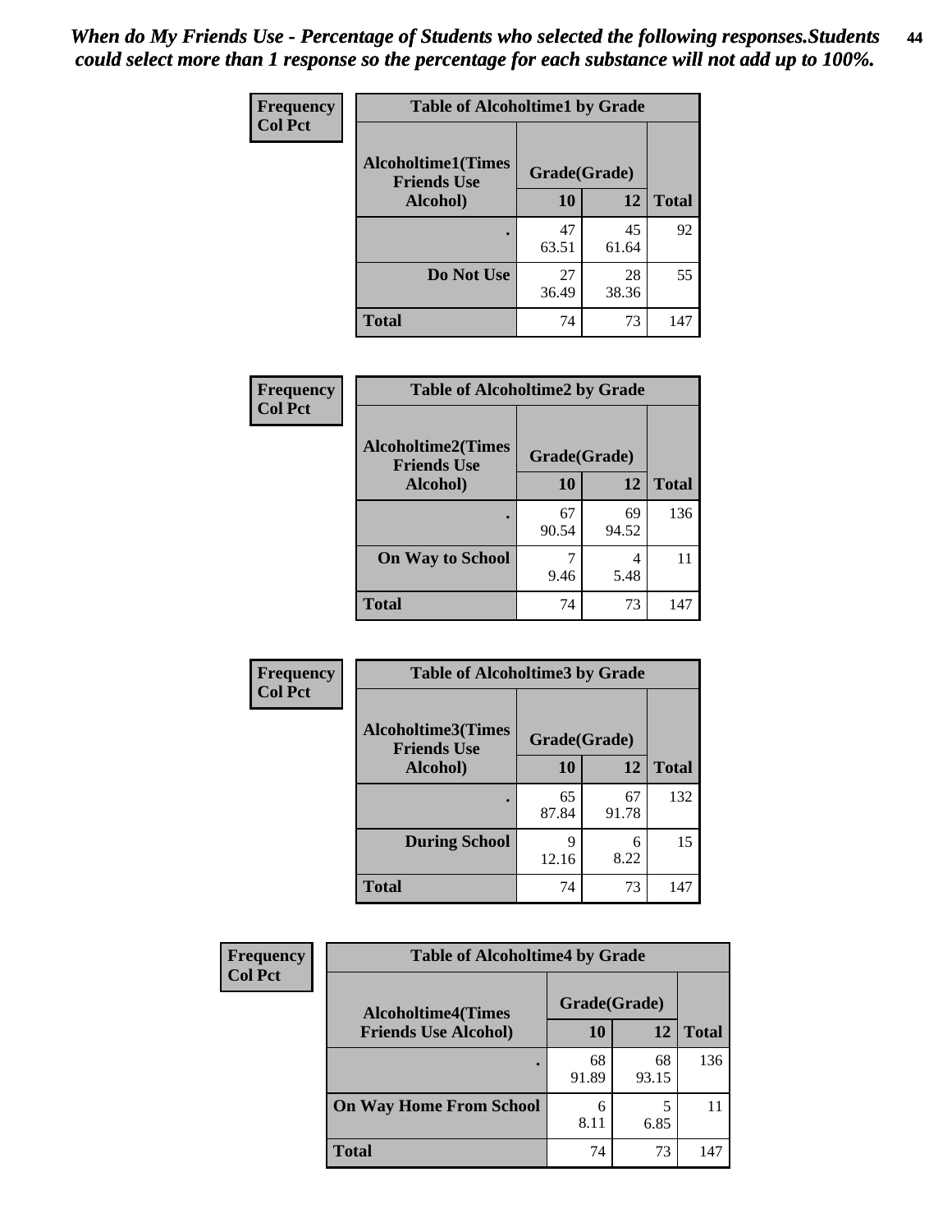*When do My Friends Use - Percentage of Students who selected the following responses.Students could select more than 1 response so the percentage for each substance will not add up to 100%.*

**Frequency**
**Col Pct**

| Table of Alcoholtime1 by Grade | | | |
|---|---|---|---|
| **Alcoholtime1(Times Friends Use Alcohol)** | **Grade(Grade)** | | |
| | **10** | **12** | **Total** |
| **.** | 47<br>63.51 | 45<br>61.64 | 92 |
| **Do Not Use** | 27<br>36.49 | 28<br>38.36 | 55 |
| **Total** | 74 | 73 | 147 |

**Frequency**
**Col Pct**

| Table of Alcoholtime2 by Grade | | | |
|---|---|---|---|
| **Alcoholtime2(Times Friends Use Alcohol)** | **Grade(Grade)** | | |
| | **10** | **12** | **Total** |
| **.** | 67<br>90.54 | 69<br>94.52 | 136 |
| **On Way to School** | 7<br>9.46 | 4<br>5.48 | 11 |
| **Total** | 74 | 73 | 147 |

**Frequency**
**Col Pct**

| Table of Alcoholtime3 by Grade | | | |
|---|---|---|---|
| **Alcoholtime3(Times Friends Use Alcohol)** | **Grade(Grade)** | | |
| | **10** | **12** | **Total** |
| **.** | 65<br>87.84 | 67<br>91.78 | 132 |
| **During School** | 9<br>12.16 | 6<br>8.22 | 15 |
| **Total** | 74 | 73 | 147 |

**Frequency**
**Col Pct**

| Table of Alcoholtime4 by Grade | | | |
|---|---|---|---|
| **Alcoholtime4(Times Friends Use Alcohol)** | **Grade(Grade)** | | |
| | **10** | **12** | **Total** |
| **.** | 68<br>91.89 | 68<br>93.15 | 136 |
| **On Way Home From School** | 6<br>8.11 | 5<br>6.85 | 11 |
| **Total** | 74 | 73 | 147 |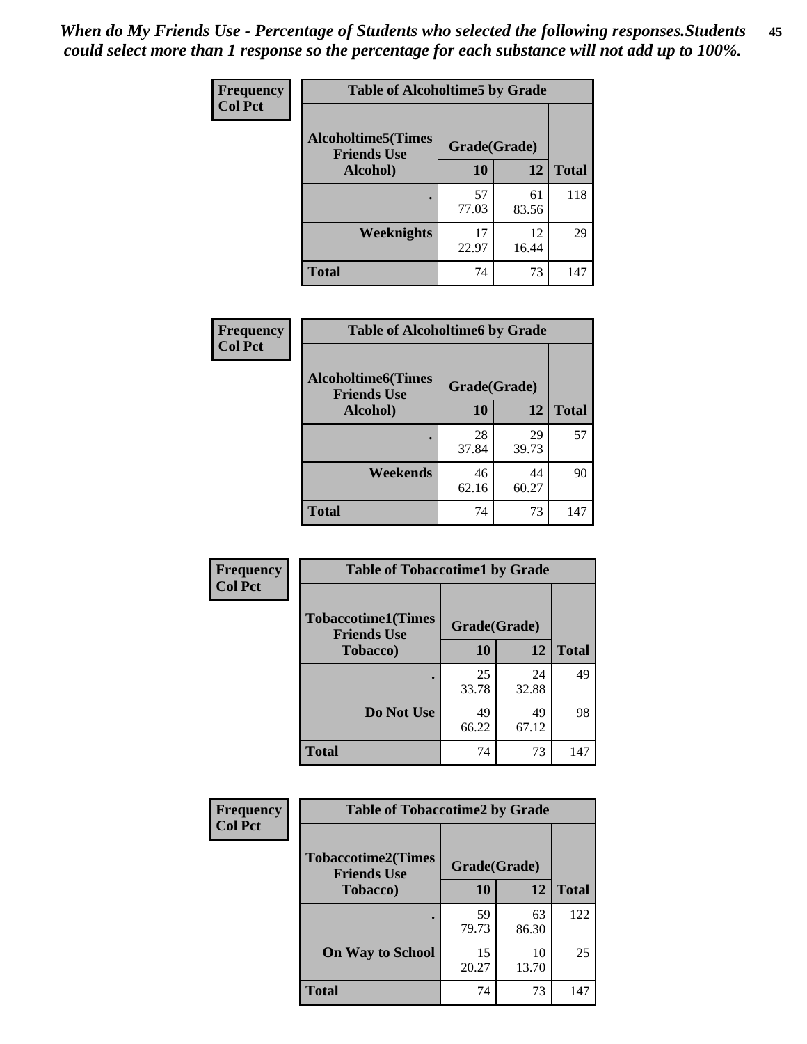*When do My Friends Use - Percentage of Students who selected the following responses.Students could select more than 1 response so the percentage for each substance will not add up to 100%.*

**Frequency**
**Col Pct**

| Table of Alcoholtime5 by Grade | | | |
|---|---|---|---|
| Alcoholtime5(Times Friends Use Alcohol) | Grade(Grade) | | Total |
| | 10 | 12 | |
| . | 57<br>77.03 | 61<br>83.56 | 118 |
| Weeknights | 17<br>22.97 | 12<br>16.44 | 29 |
| Total | 74 | 73 | 147 |

**Frequency**
**Col Pct**

| Table of Alcoholtime6 by Grade | | | |
|---|---|---|---|
| Alcoholtime6(Times Friends Use Alcohol) | Grade(Grade) | | Total |
| | 10 | 12 | |
| . | 28<br>37.84 | 29<br>39.73 | 57 |
| Weekends | 46<br>62.16 | 44<br>60.27 | 90 |
| Total | 74 | 73 | 147 |

**Frequency**
**Col Pct**

| Table of Tobaccotime1 by Grade | | | |
|---|---|---|---|
| Tobaccotime1(Times Friends Use Tobacco) | Grade(Grade) | | Total |
| | 10 | 12 | |
| . | 25<br>33.78 | 24<br>32.88 | 49 |
| Do Not Use | 49<br>66.22 | 49<br>67.12 | 98 |
| Total | 74 | 73 | 147 |

**Frequency**
**Col Pct**

| Table of Tobaccotime2 by Grade | | | |
|---|---|---|---|
| Tobaccotime2(Times Friends Use Tobacco) | Grade(Grade) | | Total |
| | 10 | 12 | |
| . | 59<br>79.73 | 63<br>86.30 | 122 |
| On Way to School | 15<br>20.27 | 10<br>13.70 | 25 |
| Total | 74 | 73 | 147 |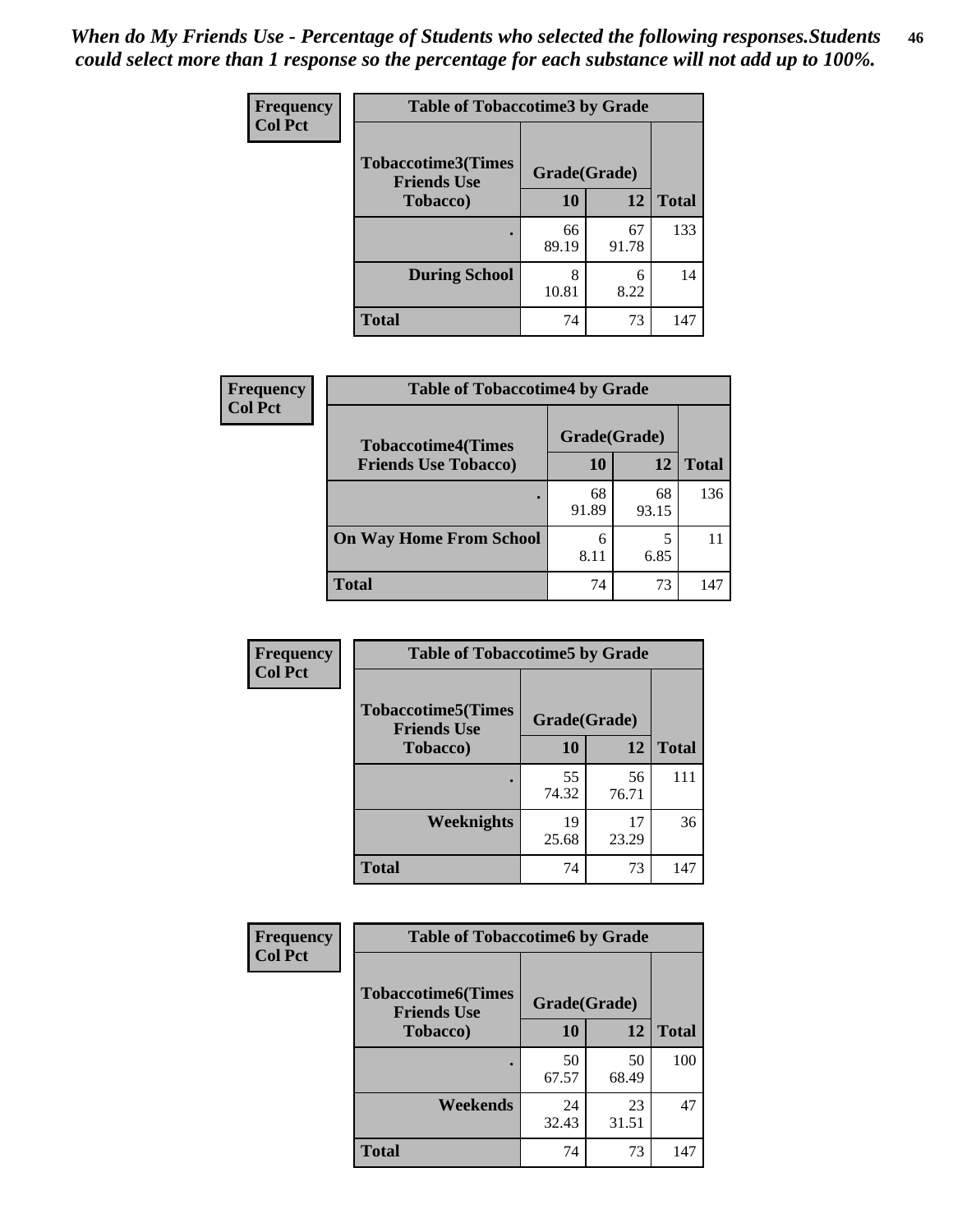*When do My Friends Use - Percentage of Students who selected the following responses.Students could select more than 1 response so the percentage for each substance will not add up to 100%.*

**Frequency**
**Col Pct**

| Table of Tobaccotime3 by Grade | | | |
|---|---|---|---|
| Tobaccotime3(Times Friends Use Tobacco) | Grade(Grade) | | |
| | 10 | 12 | Total |
| . | 66<br>89.19 | 67<br>91.78 | 133 |
| During School | 8<br>10.81 | 6<br>8.22 | 14 |
| Total | 74 | 73 | 147 |

**Frequency**
**Col Pct**

| Table of Tobaccotime4 by Grade | | | |
|---|---|---|---|
| Tobaccotime4(Times Friends Use Tobacco) | Grade(Grade) | | |
| | 10 | 12 | Total |
| . | 68<br>91.89 | 68<br>93.15 | 136 |
| On Way Home From School | 6<br>8.11 | 5<br>6.85 | 11 |
| Total | 74 | 73 | 147 |

**Frequency**
**Col Pct**

| Table of Tobaccotime5 by Grade | | | |
|---|---|---|---|
| Tobaccotime5(Times Friends Use Tobacco) | Grade(Grade) | | |
| | 10 | 12 | Total |
| . | 55<br>74.32 | 56<br>76.71 | 111 |
| Weeknights | 19<br>25.68 | 17<br>23.29 | 36 |
| Total | 74 | 73 | 147 |

**Frequency**
**Col Pct**

| Table of Tobaccotime6 by Grade | | | |
|---|---|---|---|
| Tobaccotime6(Times Friends Use Tobacco) | Grade(Grade) | | |
| | 10 | 12 | Total |
| . | 50<br>67.57 | 50<br>68.49 | 100 |
| Weekends | 24<br>32.43 | 23<br>31.51 | 47 |
| Total | 74 | 73 | 147 |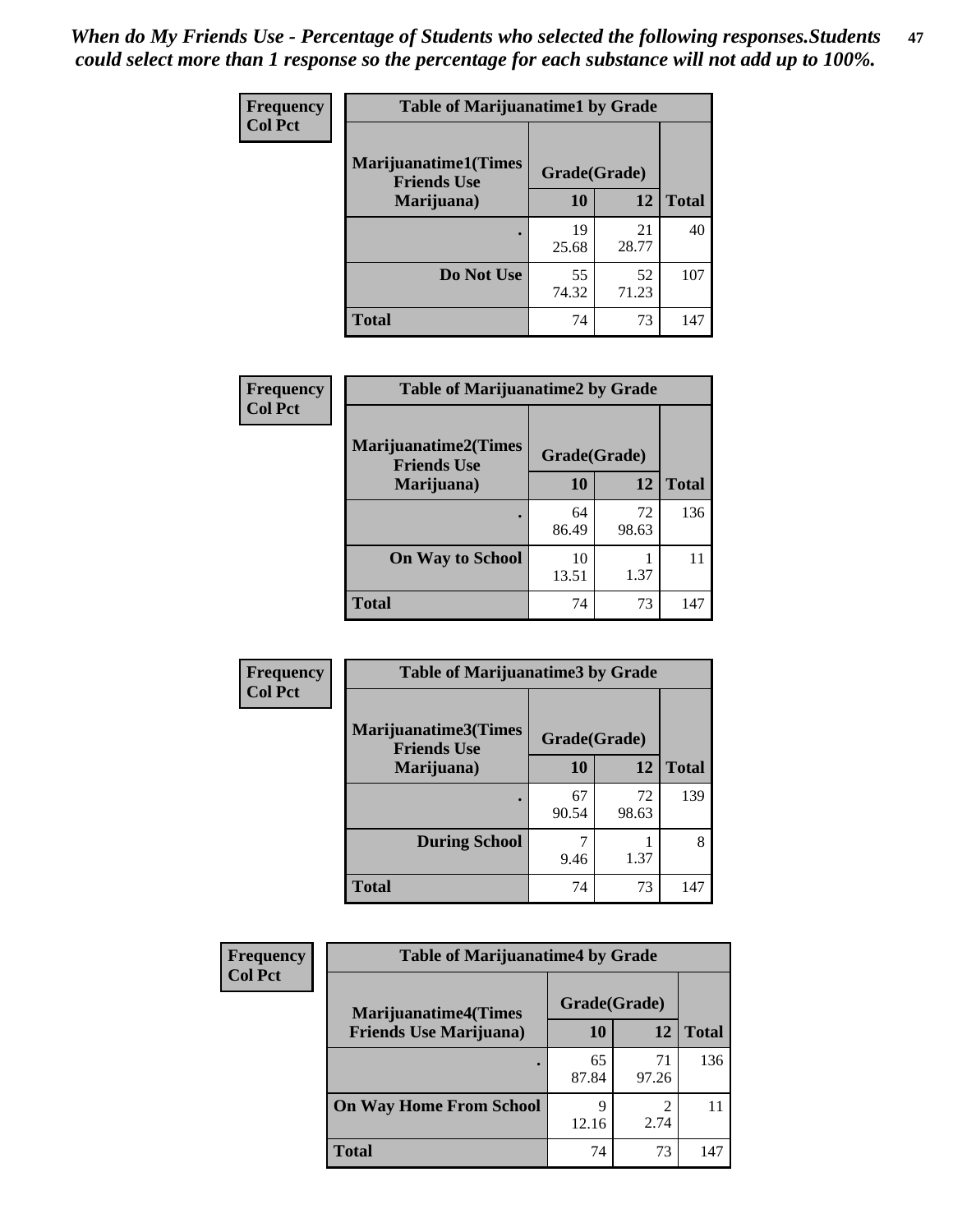*When do My Friends Use - Percentage of Students who selected the following responses.Students could select more than 1 response so the percentage for each substance will not add up to 100%.*

**Frequency**
**Col Pct**

**Table of Marijuanatime1 by Grade**

| Marijuanatime1(Times Friends Use Marijuana) | Grade(Grade) | | |
|---|---|---|---|
| | 10 | 12 | Total |
| . | 19<br>25.68 | 21<br>28.77 | 40 |
| Do Not Use | 55<br>74.32 | 52<br>71.23 | 107 |
| Total | 74 | 73 | 147 |

**Frequency**
**Col Pct**

**Table of Marijuanatime2 by Grade**

| Marijuanatime2(Times Friends Use Marijuana) | Grade(Grade) | | |
|---|---|---|---|
| | 10 | 12 | Total |
| . | 64<br>86.49 | 72<br>98.63 | 136 |
| On Way to School | 10<br>13.51 | 1<br>1.37 | 11 |
| Total | 74 | 73 | 147 |

**Frequency**
**Col Pct**

**Table of Marijuanatime3 by Grade**

| Marijuanatime3(Times Friends Use Marijuana) | Grade(Grade) | | |
|---|---|---|---|
| | 10 | 12 | Total |
| . | 67<br>90.54 | 72<br>98.63 | 139 |
| During School | 7<br>9.46 | 1<br>1.37 | 8 |
| Total | 74 | 73 | 147 |

**Frequency**
**Col Pct**

**Table of Marijuanatime4 by Grade**

| Marijuanatime4(Times Friends Use Marijuana) | Grade(Grade) | | |
|---|---|---|---|
| | 10 | 12 | Total |
| . | 65<br>87.84 | 71<br>97.26 | 136 |
| On Way Home From School | 9<br>12.16 | 2<br>2.74 | 11 |
| Total | 74 | 73 | 147 |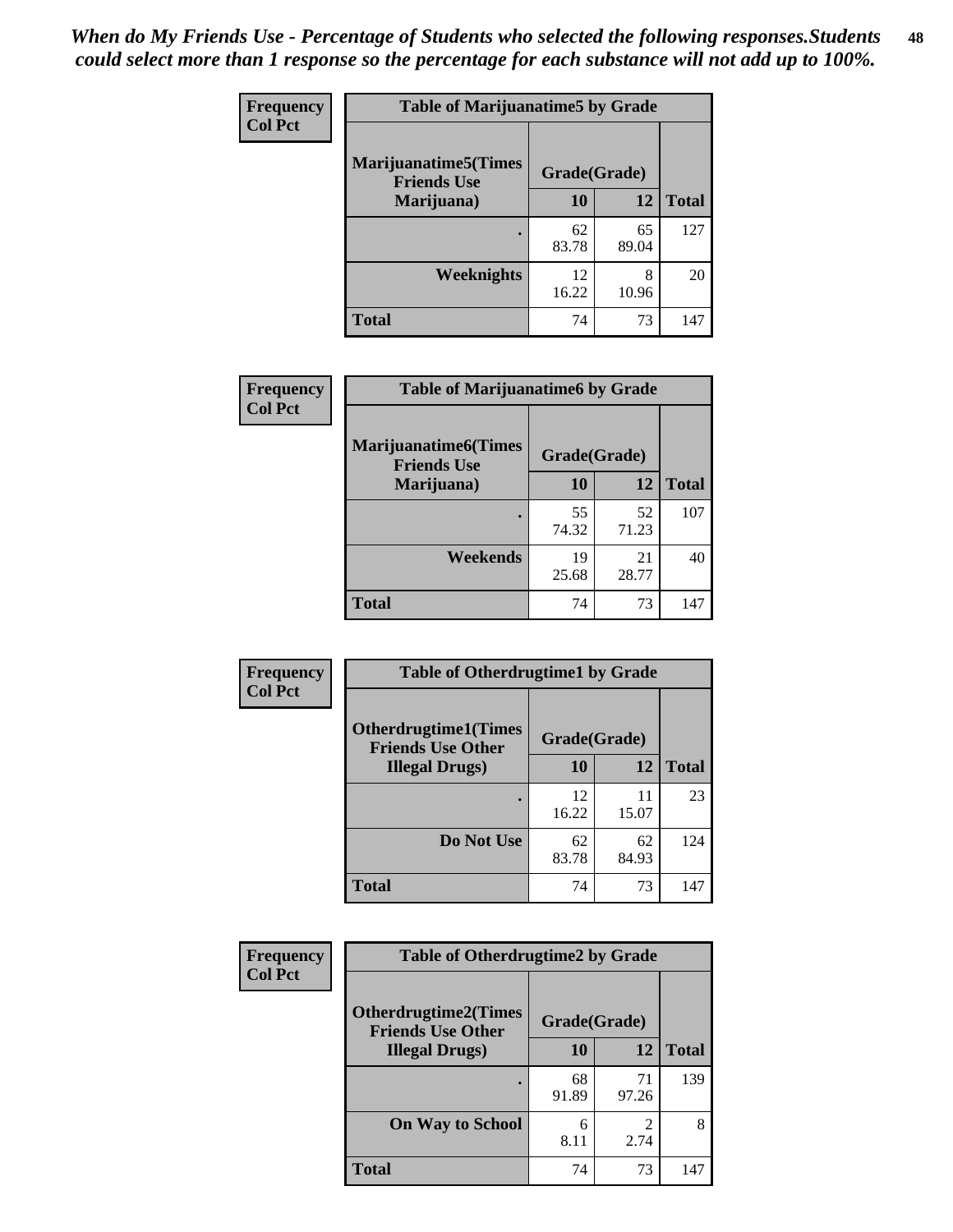*When do My Friends Use - Percentage of Students who selected the following responses.Students could select more than 1 response so the percentage for each substance will not add up to 100%.*

**Frequency**
**Col Pct**

| Table of Marijuanatime5 by Grade | | | |
|---|---|---|---|
| **Marijuanatime5(Times Friends Use Marijuana)** | **Grade(Grade)** | | **Total** |
| | **10** | **12** | |
| **.** | 62<br>83.78 | 65<br>89.04 | 127 |
| **Weeknights** | 12<br>16.22 | 8<br>10.96 | 20 |
| **Total** | 74 | 73 | 147 |

**Frequency**
**Col Pct**

| Table of Marijuanatime6 by Grade | | | |
|---|---|---|---|
| **Marijuanatime6(Times Friends Use Marijuana)** | **Grade(Grade)** | | **Total** |
| | **10** | **12** | |
| **.** | 55<br>74.32 | 52<br>71.23 | 107 |
| **Weekends** | 19<br>25.68 | 21<br>28.77 | 40 |
| **Total** | 74 | 73 | 147 |

**Frequency**
**Col Pct**

| Table of Otherdrugtime1 by Grade | | | |
|---|---|---|---|
| **Otherdrugtime1(Times Friends Use Other Illegal Drugs)** | **Grade(Grade)** | | **Total** |
| | **10** | **12** | |
| **.** | 12<br>16.22 | 11<br>15.07 | 23 |
| **Do Not Use** | 62<br>83.78 | 62<br>84.93 | 124 |
| **Total** | 74 | 73 | 147 |

**Frequency**
**Col Pct**

| Table of Otherdrugtime2 by Grade | | | |
|---|---|---|---|
| **Otherdrugtime2(Times Friends Use Other Illegal Drugs)** | **Grade(Grade)** | | **Total** |
| | **10** | **12** | |
| **.** | 68<br>91.89 | 71<br>97.26 | 139 |
| **On Way to School** | 6<br>8.11 | 2<br>2.74 | 8 |
| **Total** | 74 | 73 | 147 |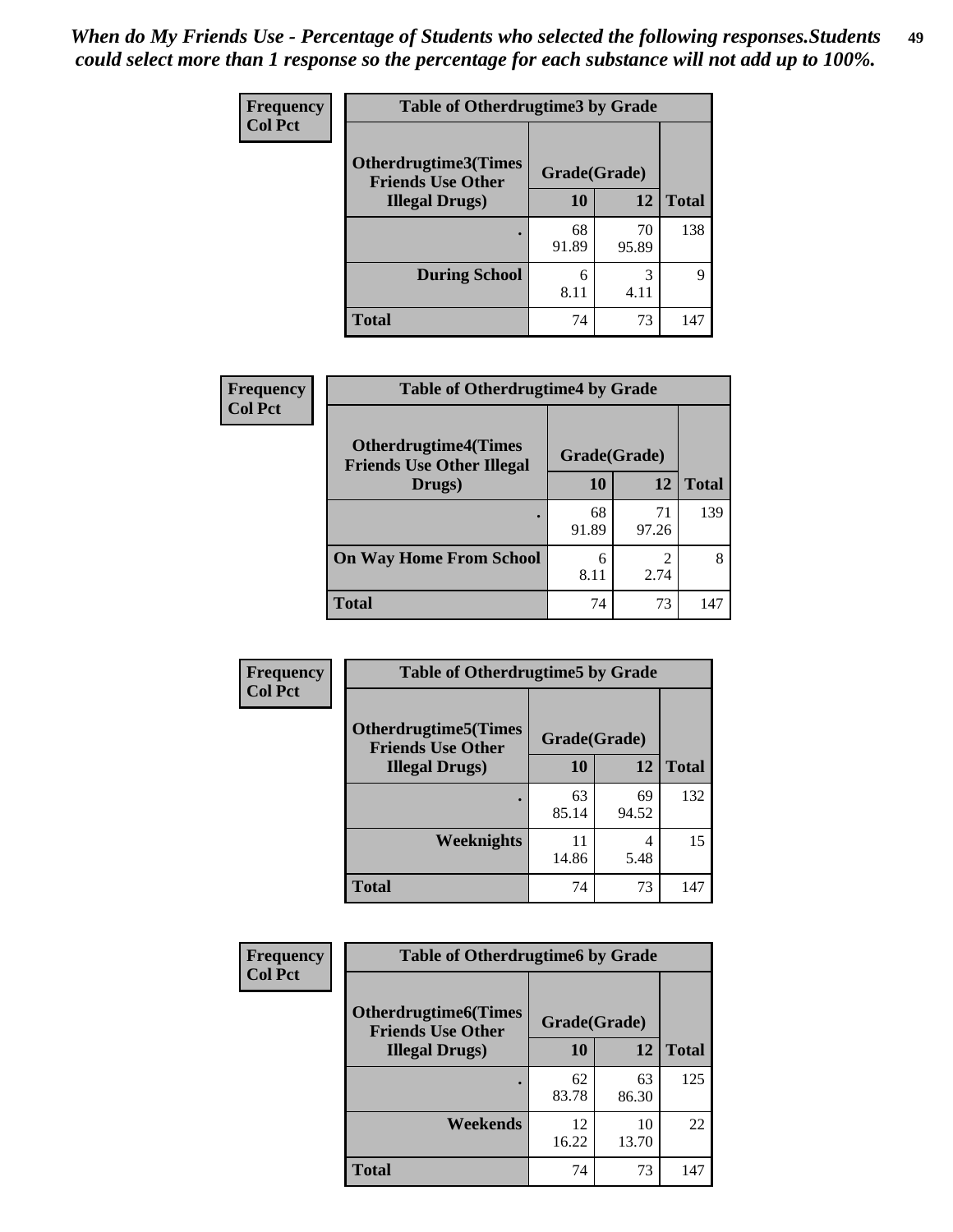*When do My Friends Use - Percentage of Students who selected the following responses.Students could select more than 1 response so the percentage for each substance will not add up to 100%.*

**Frequency**
**Col Pct**

| Table of Otherdrugtime3 by Grade | | | |
|---|---|---|---|
| **Otherdrugtime3(Times Friends Use Other Illegal Drugs)** | **Grade(Grade)** | | **Total** |
| | **10** | **12** | |
| **.** | 68<br>91.89 | 70<br>95.89 | 138 |
| **During School** | 6<br>8.11 | 3<br>4.11 | 9 |
| **Total** | 74 | 73 | 147 |

**Frequency**
**Col Pct**

| Table of Otherdrugtime4 by Grade | | | |
|---|---|---|---|
| **Otherdrugtime4(Times Friends Use Other Illegal Drugs)** | **Grade(Grade)** | | **Total** |
| | **10** | **12** | |
| **.** | 68<br>91.89 | 71<br>97.26 | 139 |
| **On Way Home From School** | 6<br>8.11 | 2<br>2.74 | 8 |
| **Total** | 74 | 73 | 147 |

**Frequency**
**Col Pct**

| Table of Otherdrugtime5 by Grade | | | |
|---|---|---|---|
| **Otherdrugtime5(Times Friends Use Other Illegal Drugs)** | **Grade(Grade)** | | **Total** |
| | **10** | **12** | |
| **.** | 63<br>85.14 | 69<br>94.52 | 132 |
| **Weeknights** | 11<br>14.86 | 4<br>5.48 | 15 |
| **Total** | 74 | 73 | 147 |

**Frequency**
**Col Pct**

| Table of Otherdrugtime6 by Grade | | | |
|---|---|---|---|
| **Otherdrugtime6(Times Friends Use Other Illegal Drugs)** | **Grade(Grade)** | | **Total** |
| | **10** | **12** | |
| **.** | 62<br>83.78 | 63<br>86.30 | 125 |
| **Weekends** | 12<br>16.22 | 10<br>13.70 | 22 |
| **Total** | 74 | 73 | 147 |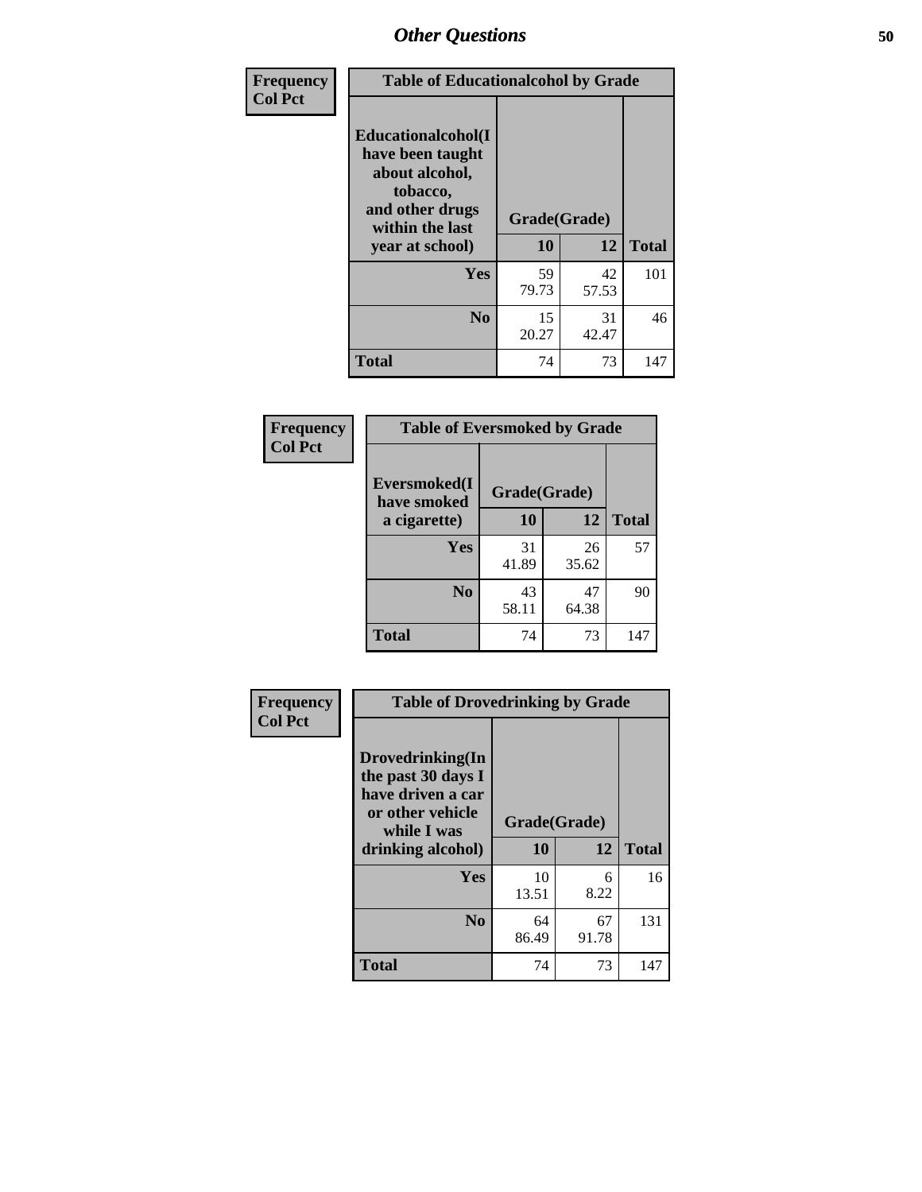## Other Questions

| Frequency<br>Col Pct | | | |
|---|---|---|---|
| **Table of Educationalcohol by Grade** | | | |
| **Educationalcohol(I have been taught about alcohol, tobacco, and other drugs within the last year at school)** | **Grade(Grade)** | | |
| | **10** | **12** | **Total** |
| **Yes** | 59<br>79.73 | 42<br>57.53 | 101 |
| **No** | 15<br>20.27 | 31<br>42.47 | 46 |
| **Total** | 74 | 73 | 147 |

| Frequency<br>Col Pct | | | |
|---|---|---|---|
| **Table of Eversmoked by Grade** | | | |
| **Eversmoked(I have smoked a cigarette)** | **Grade(Grade)** | | |
| | **10** | **12** | **Total** |
| **Yes** | 31<br>41.89 | 26<br>35.62 | 57 |
| **No** | 43<br>58.11 | 47<br>64.38 | 90 |
| **Total** | 74 | 73 | 147 |

| Frequency<br>Col Pct | | | |
|---|---|---|---|
| **Table of Drovedrinking by Grade** | | | |
| **Drovedrinking(In the past 30 days I have driven a car or other vehicle while I was drinking alcohol)** | **Grade(Grade)** | | |
| | **10** | **12** | **Total** |
| **Yes** | 10<br>13.51 | 6<br>8.22 | 16 |
| **No** | 64<br>86.49 | 67<br>91.78 | 131 |
| **Total** | 74 | 73 | 147 |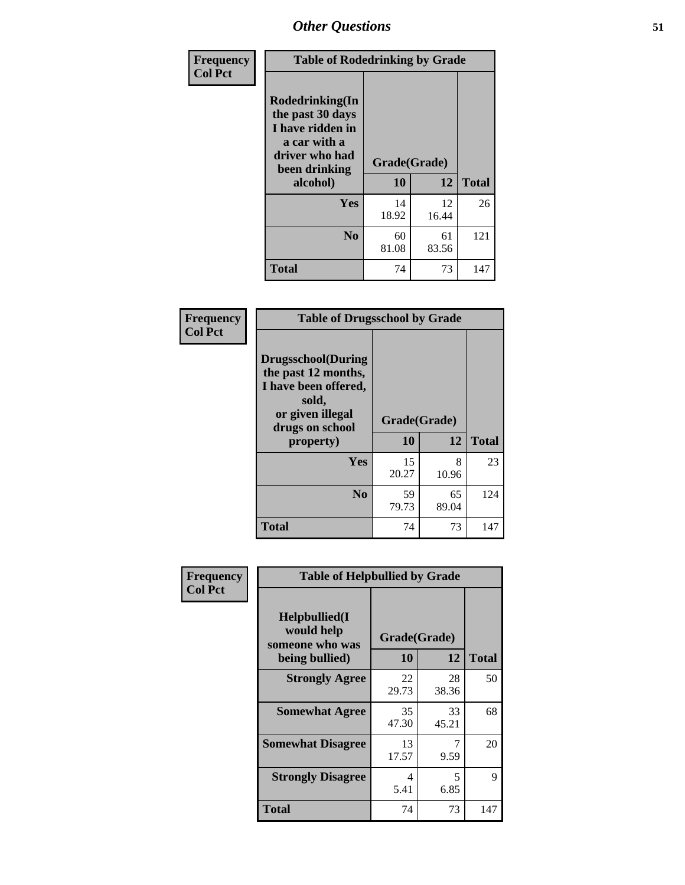| Frequency<br>Col Pct | Table of Rodedrinking by Grade | | |
|---|---|---|---|
| Rodedrinking(In the past 30 days I have ridden in a car with a driver who had been drinking alcohol) | Grade(Grade) | | |
| | 10 | 12 | Total |
| Yes | 14<br>18.92 | 12<br>16.44 | 26 |
| No | 60<br>81.08 | 61<br>83.56 | 121 |
| Total | 74 | 73 | 147 |

| Frequency<br>Col Pct | Table of Drugsschool by Grade | | |
|---|---|---|---|
| Drugsschool(During the past 12 months, I have been offered, sold, or given illegal drugs on school property) | Grade(Grade) | | |
| | 10 | 12 | Total |
| Yes | 15<br>20.27 | 8<br>10.96 | 23 |
| No | 59<br>79.73 | 65<br>89.04 | 124 |
| Total | 74 | 73 | 147 |

| Frequency<br>Col Pct | Table of Helpbullied by Grade | | |
|---|---|---|---|
| Helpbullied(I would help someone who was being bullied) | Grade(Grade) | | |
| | 10 | 12 | Total |
| Strongly Agree | 22<br>29.73 | 28<br>38.36 | 50 |
| Somewhat Agree | 35<br>47.30 | 33<br>45.21 | 68 |
| Somewhat Disagree | 13<br>17.57 | 7<br>9.59 | 20 |
| Strongly Disagree | 4<br>5.41 | 5<br>6.85 | 9 |
| Total | 74 | 73 | 147 |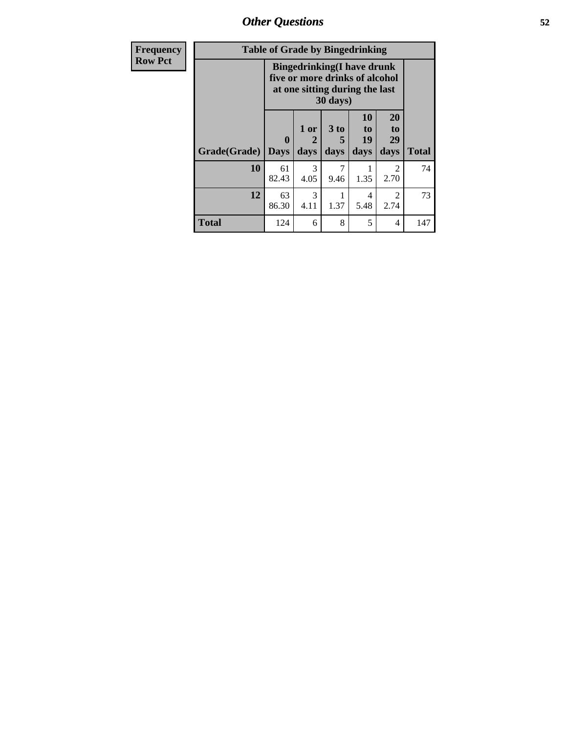## Other Questions

| Frequency<br>Row Pct |
|---|

**Table of Grade by Bingedrinking**

| Grade(Grade) | Bingedrinking(I have drunk five or more drinks of alcohol at one sitting during the last 30 days) | | | | | Total |
|---|---|---|---|---|---|---|
| | 0 Days | 1 or 2 days | 3 to 5 days | 10 to 19 days | 20 to 29 days | |
| **10** | 61<br>82.43 | 3<br>4.05 | 7<br>9.46 | 1<br>1.35 | 2<br>2.70 | 74 |
| **12** | 63<br>86.30 | 3<br>4.11 | 1<br>1.37 | 4<br>5.48 | 2<br>2.74 | 73 |
| **Total** | 124 | 6 | 8 | 5 | 4 | 147 |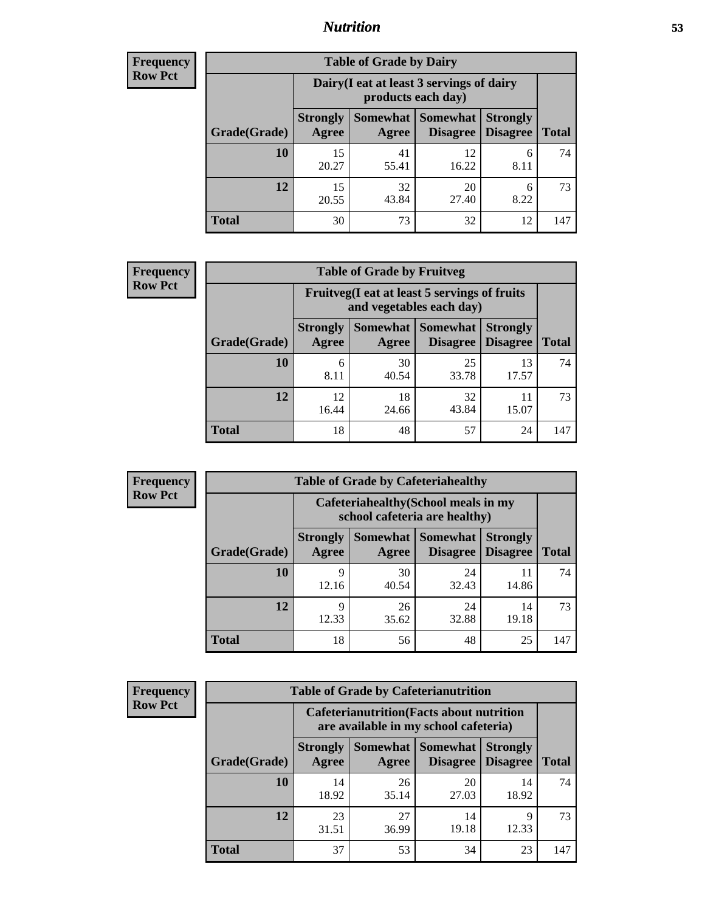## Nutrition

**Frequency**
**Row Pct**

| Table of Grade by Dairy | | | | | |
|---|---|---|---|---|---|
| | Dairy(I eat at least 3 servings of dairy products each day) | | | | |
| Grade(Grade) | Strongly Agree | Somewhat Agree | Somewhat Disagree | Strongly Disagree | Total |
| 10 | 15<br>20.27 | 41<br>55.41 | 12<br>16.22 | 6<br>8.11 | 74 |
| 12 | 15<br>20.55 | 32<br>43.84 | 20<br>27.40 | 6<br>8.22 | 73 |
| Total | 30 | 73 | 32 | 12 | 147 |

**Frequency**
**Row Pct**

| Table of Grade by Fruitveg | | | | | |
|---|---|---|---|---|---|
| | Fruitveg(I eat at least 5 servings of fruits and vegetables each day) | | | | |
| Grade(Grade) | Strongly Agree | Somewhat Agree | Somewhat Disagree | Strongly Disagree | Total |
| 10 | 6<br>8.11 | 30<br>40.54 | 25<br>33.78 | 13<br>17.57 | 74 |
| 12 | 12<br>16.44 | 18<br>24.66 | 32<br>43.84 | 11<br>15.07 | 73 |
| Total | 18 | 48 | 57 | 24 | 147 |

**Frequency**
**Row Pct**

| Table of Grade by Cafeteriahealthy | | | | | |
|---|---|---|---|---|---|
| | Cafeteriahealthy(School meals in my school cafeteria are healthy) | | | | |
| Grade(Grade) | Strongly Agree | Somewhat Agree | Somewhat Disagree | Strongly Disagree | Total |
| 10 | 9<br>12.16 | 30<br>40.54 | 24<br>32.43 | 11<br>14.86 | 74 |
| 12 | 9<br>12.33 | 26<br>35.62 | 24<br>32.88 | 14<br>19.18 | 73 |
| Total | 18 | 56 | 48 | 25 | 147 |

**Frequency**
**Row Pct**

| Table of Grade by Cafeterianutrition | | | | | |
|---|---|---|---|---|---|
| | Cafeterianutrition(Facts about nutrition are available in my school cafeteria) | | | | |
| Grade(Grade) | Strongly Agree | Somewhat Agree | Somewhat Disagree | Strongly Disagree | Total |
| 10 | 14<br>18.92 | 26<br>35.14 | 20<br>27.03 | 14<br>18.92 | 74 |
| 12 | 23<br>31.51 | 27<br>36.99 | 14<br>19.18 | 9<br>12.33 | 73 |
| Total | 37 | 53 | 34 | 23 | 147 |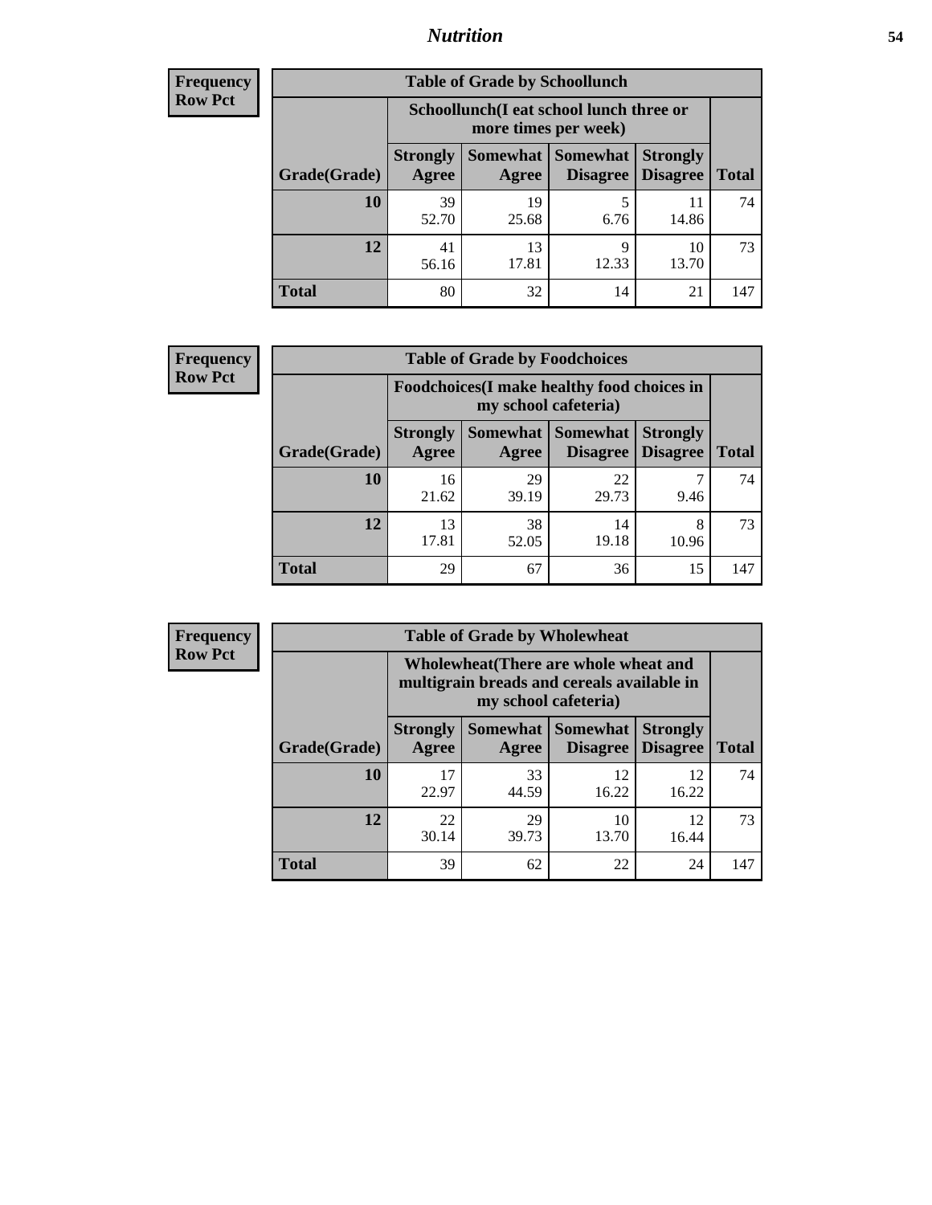## Nutrition

**Frequency Row Pct**

| Table of Grade by Schoollunch | | | | | |
|---|---|---|---|---|---|
| | Schoollunch(I eat school lunch three or more times per week) | | | | |
| Grade(Grade) | Strongly Agree | Somewhat Agree | Somewhat Disagree | Strongly Disagree | Total |
| 10 | 39<br>52.70 | 19<br>25.68 | 5<br>6.76 | 11<br>14.86 | 74 |
| 12 | 41<br>56.16 | 13<br>17.81 | 9<br>12.33 | 10<br>13.70 | 73 |
| Total | 80 | 32 | 14 | 21 | 147 |

**Frequency Row Pct**

| Table of Grade by Foodchoices | | | | | |
|---|---|---|---|---|---|
| | Foodchoices(I make healthy food choices in my school cafeteria) | | | | |
| Grade(Grade) | Strongly Agree | Somewhat Agree | Somewhat Disagree | Strongly Disagree | Total |
| 10 | 16<br>21.62 | 29<br>39.19 | 22<br>29.73 | 7<br>9.46 | 74 |
| 12 | 13<br>17.81 | 38<br>52.05 | 14<br>19.18 | 8<br>10.96 | 73 |
| Total | 29 | 67 | 36 | 15 | 147 |

**Frequency Row Pct**

| Table of Grade by Wholewheat | | | | | |
|---|---|---|---|---|---|
| | Wholewheat(There are whole wheat and multigrain breads and cereals available in my school cafeteria) | | | | |
| Grade(Grade) | Strongly Agree | Somewhat Agree | Somewhat Disagree | Strongly Disagree | Total |
| 10 | 17<br>22.97 | 33<br>44.59 | 12<br>16.22 | 12<br>16.22 | 74 |
| 12 | 22<br>30.14 | 29<br>39.73 | 10<br>13.70 | 12<br>16.44 | 73 |
| Total | 39 | 62 | 22 | 24 | 147 |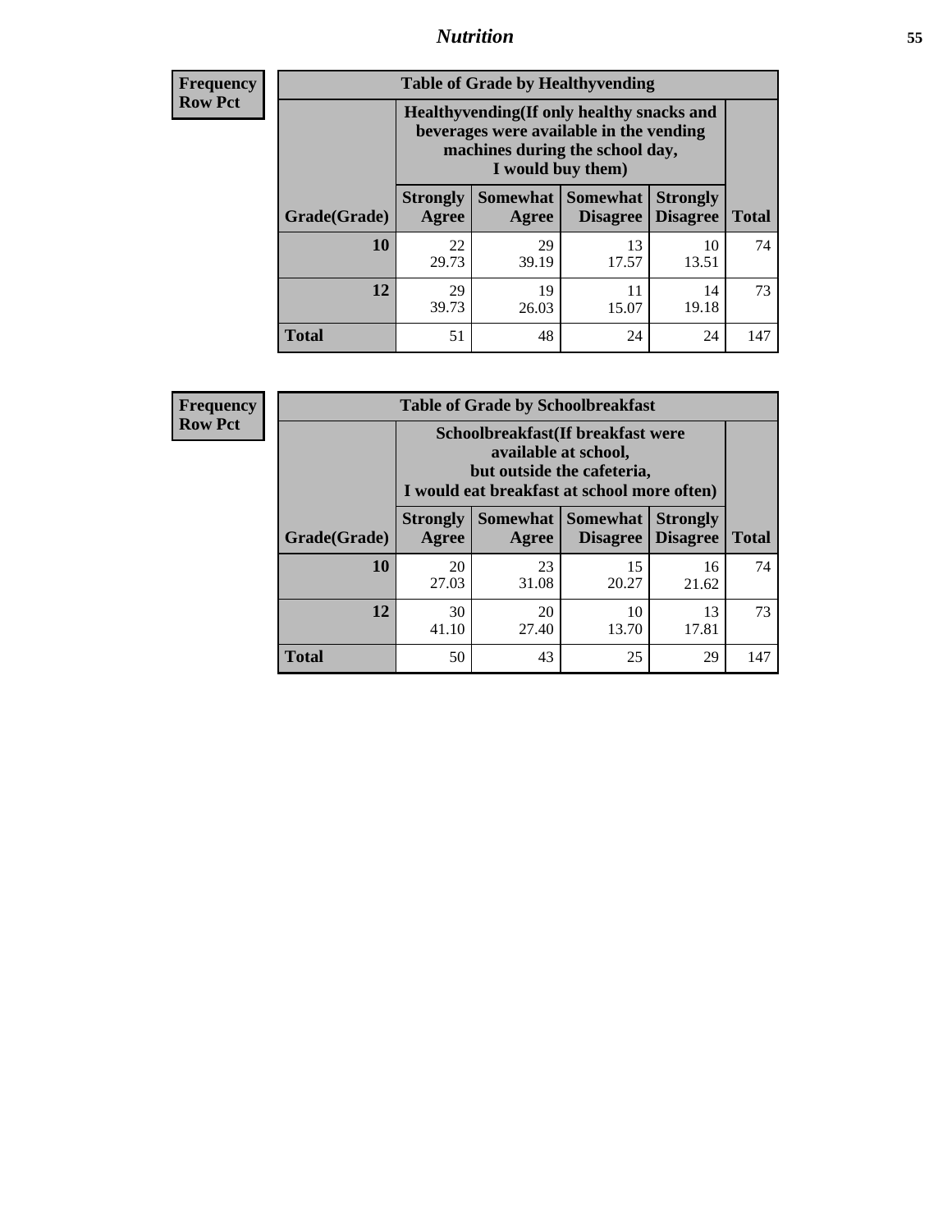## Nutrition

**Frequency**
**Row Pct**

**Table of Grade by Healthyvending**

| Grade(Grade) | Healthyvending(If only healthy snacks and beverages were available in the vending machines during the school day, I would buy them) | | | | Total |
|---|---|---|---|---|---|
| | Strongly Agree | Somewhat Agree | Somewhat Disagree | Strongly Disagree | |
| **10** | 22<br>29.73 | 29<br>39.19 | 13<br>17.57 | 10<br>13.51 | 74 |
| **12** | 29<br>39.73 | 19<br>26.03 | 11<br>15.07 | 14<br>19.18 | 73 |
| **Total** | 51 | 48 | 24 | 24 | 147 |

**Frequency**
**Row Pct**

**Table of Grade by Schoolbreakfast**

| Grade(Grade) | Schoolbreakfast(If breakfast were available at school, but outside the cafeteria, I would eat breakfast at school more often) | | | | Total |
|---|---|---|---|---|---|
| | Strongly Agree | Somewhat Agree | Somewhat Disagree | Strongly Disagree | |
| **10** | 20<br>27.03 | 23<br>31.08 | 15<br>20.27 | 16<br>21.62 | 74 |
| **12** | 30<br>41.10 | 20<br>27.40 | 10<br>13.70 | 13<br>17.81 | 73 |
| **Total** | 50 | 43 | 25 | 29 | 147 |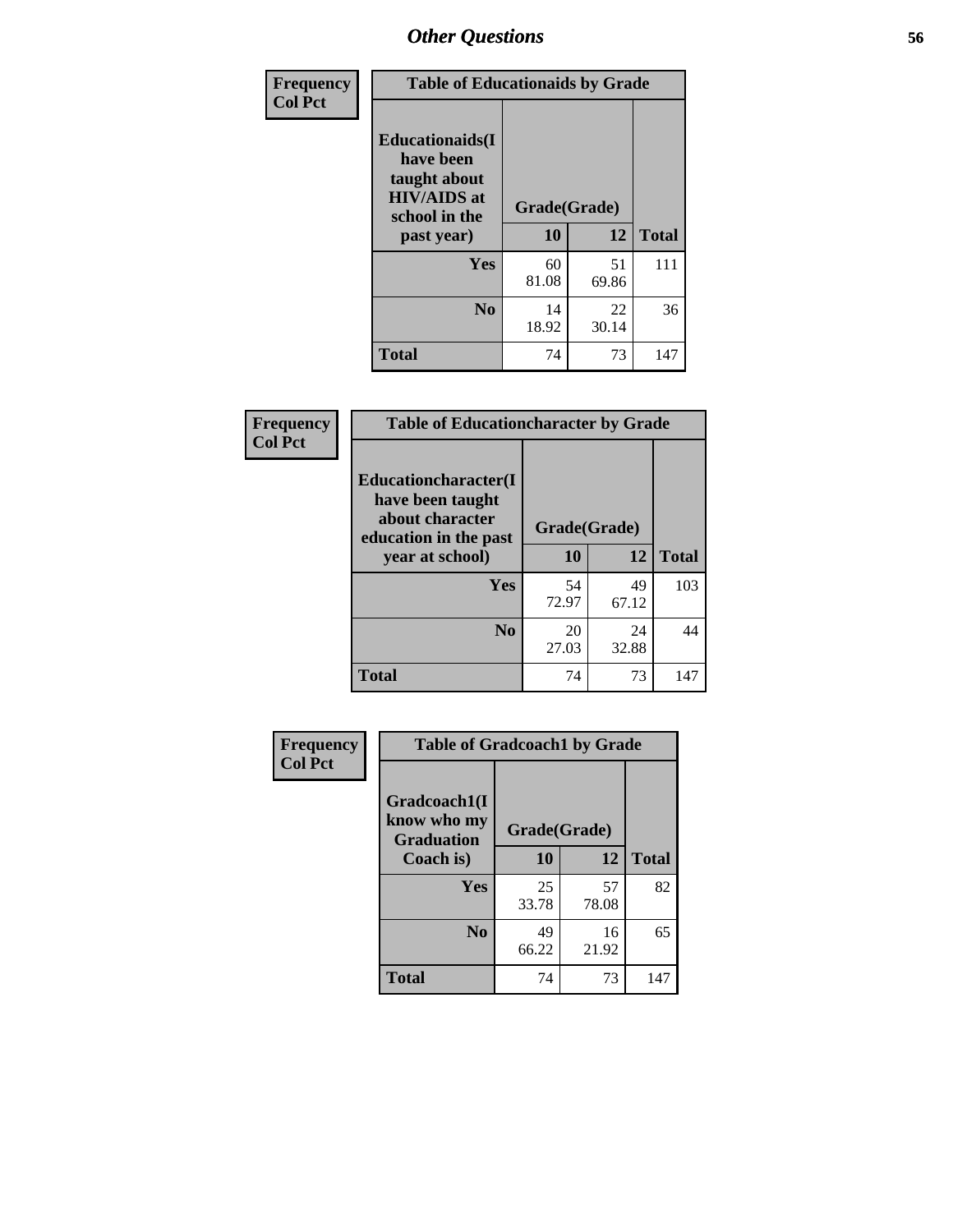## Other Questions

**Frequency**
**Col Pct**

| Table of Educationaids by Grade | | | |
|---|---|---|---|
| Educationaids(I have been taught about HIV/AIDS at school in the past year) | Grade(Grade) | | |
| | 10 | 12 | Total |
| Yes | 60<br>81.08 | 51<br>69.86 | 111 |
| No | 14<br>18.92 | 22<br>30.14 | 36 |
| Total | 74 | 73 | 147 |

**Frequency**
**Col Pct**

| Table of Educationcharacter by Grade | | | |
|---|---|---|---|
| Educationcharacter(I have been taught about character education in the past year at school) | Grade(Grade) | | |
| | 10 | 12 | Total |
| Yes | 54<br>72.97 | 49<br>67.12 | 103 |
| No | 20<br>27.03 | 24<br>32.88 | 44 |
| Total | 74 | 73 | 147 |

**Frequency**
**Col Pct**

| Table of Gradcoach1 by Grade | | | |
|---|---|---|---|
| Gradcoach1(I know who my Graduation Coach is) | Grade(Grade) | | |
| | 10 | 12 | Total |
| Yes | 25<br>33.78 | 57<br>78.08 | 82 |
| No | 49<br>66.22 | 16<br>21.92 | 65 |
| Total | 74 | 73 | 147 |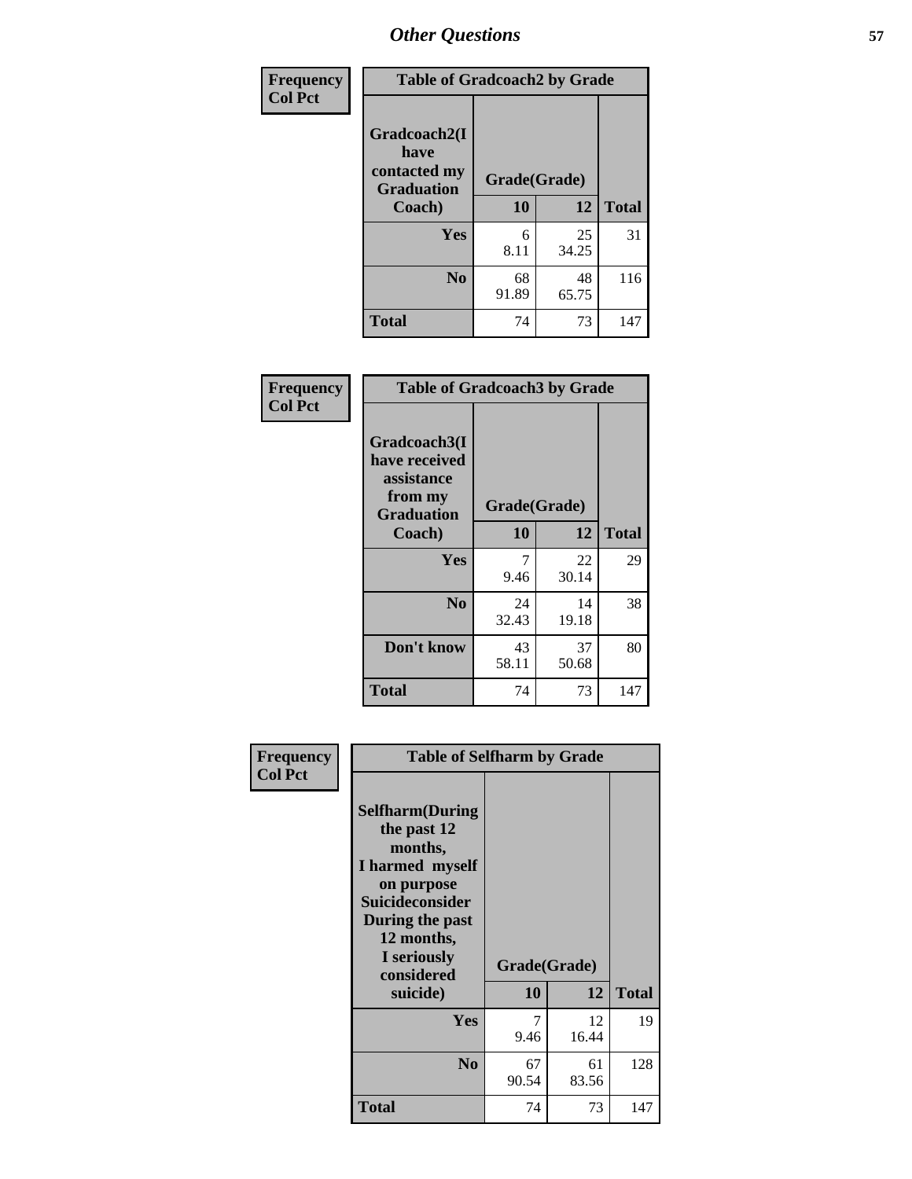# Other Questions

**Frequency**
**Col Pct**

| Table of Gradcoach2 by Grade | | | |
|---|---|---|---|
| Gradcoach2(I have contacted my Graduation Coach) | Grade(Grade) | | |
| | 10 | 12 | Total |
| Yes | 6<br>8.11 | 25<br>34.25 | 31 |
| No | 68<br>91.89 | 48<br>65.75 | 116 |
| Total | 74 | 73 | 147 |

**Frequency**
**Col Pct**

| Table of Gradcoach3 by Grade | | | |
|---|---|---|---|
| Gradcoach3(I have received assistance from my Graduation Coach) | Grade(Grade) | | |
| | 10 | 12 | Total |
| Yes | 7<br>9.46 | 22<br>30.14 | 29 |
| No | 24<br>32.43 | 14<br>19.18 | 38 |
| Don't know | 43<br>58.11 | 37<br>50.68 | 80 |
| Total | 74 | 73 | 147 |

**Frequency**
**Col Pct**

| Table of Selfharm by Grade | | | |
|---|---|---|---|
| Selfharm(During the past 12 months, I harmed myself on purpose Suicideconsider During the past 12 months, I seriously considered suicide) | Grade(Grade) | | |
| | 10 | 12 | Total |
| Yes | 7<br>9.46 | 12<br>16.44 | 19 |
| No | 67<br>90.54 | 61<br>83.56 | 128 |
| Total | 74 | 73 | 147 |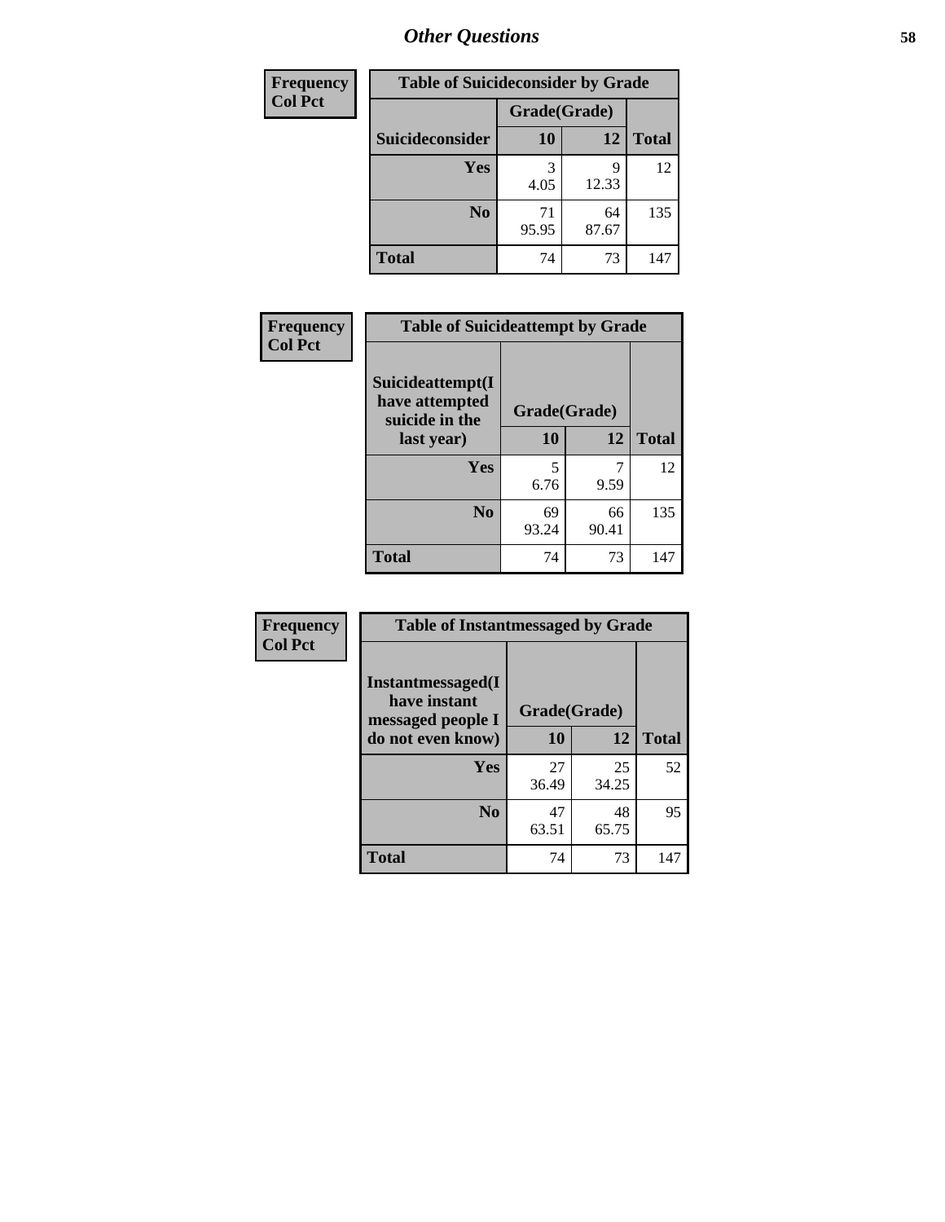## Other Questions

| Frequency<br>Col Pct |
|---|

**Table of Suicideconsider by Grade**

| Suicideconsider | Grade(Grade) 10 | 12 | Total |
|---|---|---|---|
| Yes | 3<br>4.05 | 9<br>12.33 | 12 |
| No | 71<br>95.95 | 64<br>87.67 | 135 |
| Total | 74 | 73 | 147 |

| Frequency<br>Col Pct |
|---|

**Table of Suicideattempt by Grade**

| Suicideattempt(I have attempted suicide in the last year) | Grade(Grade) 10 | 12 | Total |
|---|---|---|---|
| Yes | 5<br>6.76 | 7<br>9.59 | 12 |
| No | 69<br>93.24 | 66<br>90.41 | 135 |
| Total | 74 | 73 | 147 |

| Frequency<br>Col Pct |
|---|

**Table of Instantmessaged by Grade**

| Instantmessaged(I have instant messaged people I do not even know) | Grade(Grade) 10 | 12 | Total |
|---|---|---|---|
| Yes | 27<br>36.49 | 25<br>34.25 | 52 |
| No | 47<br>63.51 | 48<br>65.75 | 95 |
| Total | 74 | 73 | 147 |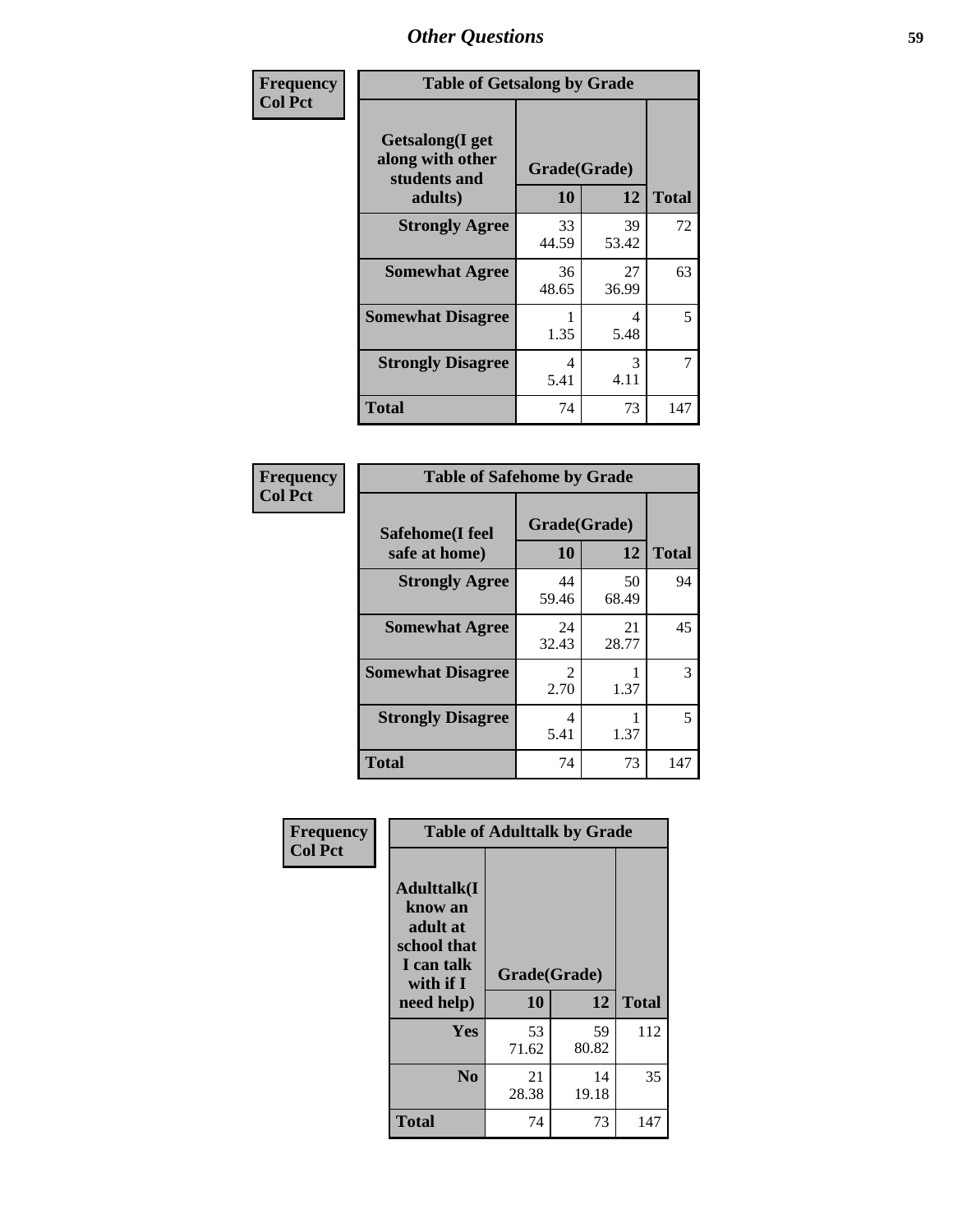# Other Questions

**Frequency**
**Col Pct**

| Table of Getsalong by Grade | | | |
|---|---|---|---|
| Getsalong(I get along with other students and adults) | Grade(Grade) | | |
| | 10 | 12 | Total |
| **Strongly Agree** | 33<br>44.59 | 39<br>53.42 | 72 |
| **Somewhat Agree** | 36<br>48.65 | 27<br>36.99 | 63 |
| **Somewhat Disagree** | 1<br>1.35 | 4<br>5.48 | 5 |
| **Strongly Disagree** | 4<br>5.41 | 3<br>4.11 | 7 |
| **Total** | 74 | 73 | 147 |

**Frequency**
**Col Pct**

| Table of Safehome by Grade | | | |
|---|---|---|---|
| Safehome(I feel safe at home) | Grade(Grade) | | |
| | 10 | 12 | Total |
| **Strongly Agree** | 44<br>59.46 | 50<br>68.49 | 94 |
| **Somewhat Agree** | 24<br>32.43 | 21<br>28.77 | 45 |
| **Somewhat Disagree** | 2<br>2.70 | 1<br>1.37 | 3 |
| **Strongly Disagree** | 4<br>5.41 | 1<br>1.37 | 5 |
| **Total** | 74 | 73 | 147 |

**Frequency**
**Col Pct**

| Table of Adulttalk by Grade | | | |
|---|---|---|---|
| Adulttalk(I know an adult at school that I can talk with if I need help) | Grade(Grade) | | |
| | 10 | 12 | Total |
| **Yes** | 53<br>71.62 | 59<br>80.82 | 112 |
| **No** | 21<br>28.38 | 14<br>19.18 | 35 |
| **Total** | 74 | 73 | 147 |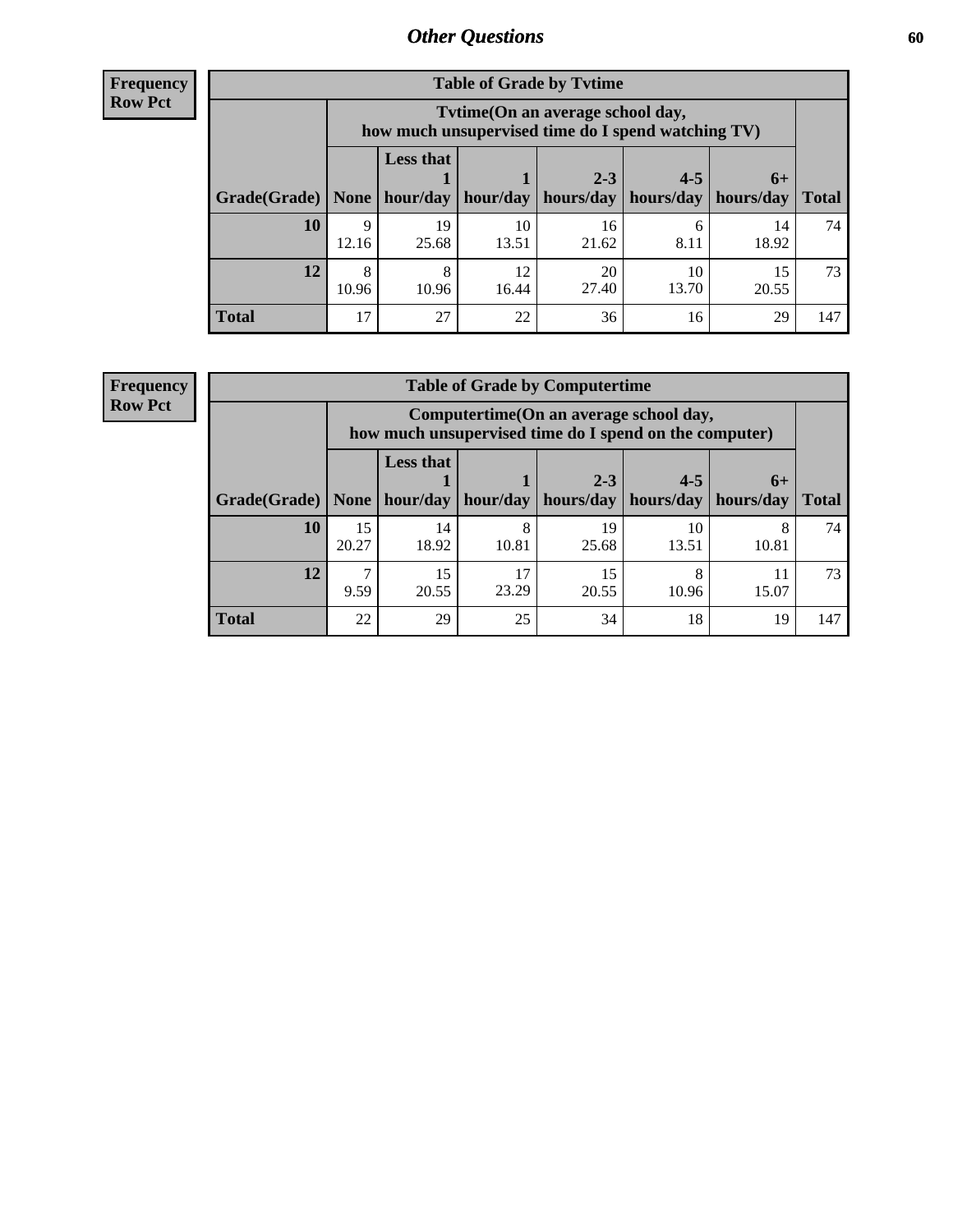## Other Questions

**Frequency**
**Row Pct**

| Table of Grade by Tvtime | | | | | | | |
|---|---|---|---|---|---|---|---|
| | Tvtime(On an average school day, how much unsupervised time do I spend watching TV) | | | | | | |
| Grade(Grade) | None | Less that 1 hour/day | 1 hour/day | 2-3 hours/day | 4-5 hours/day | 6+ hours/day | Total |
| **10** | 9<br>12.16 | 19<br>25.68 | 10<br>13.51 | 16<br>21.62 | 6<br>8.11 | 14<br>18.92 | 74 |
| **12** | 8<br>10.96 | 8<br>10.96 | 12<br>16.44 | 20<br>27.40 | 10<br>13.70 | 15<br>20.55 | 73 |
| **Total** | 17 | 27 | 22 | 36 | 16 | 29 | 147 |

**Frequency**
**Row Pct**

| Table of Grade by Computertime | | | | | | | |
|---|---|---|---|---|---|---|---|
| | Computertime(On an average school day, how much unsupervised time do I spend on the computer) | | | | | | |
| Grade(Grade) | None | Less that 1 hour/day | 1 hour/day | 2-3 hours/day | 4-5 hours/day | 6+ hours/day | Total |
| **10** | 15<br>20.27 | 14<br>18.92 | 8<br>10.81 | 19<br>25.68 | 10<br>13.51 | 8<br>10.81 | 74 |
| **12** | 7<br>9.59 | 15<br>20.55 | 17<br>23.29 | 15<br>20.55 | 8<br>10.96 | 11<br>15.07 | 73 |
| **Total** | 22 | 29 | 25 | 34 | 18 | 19 | 147 |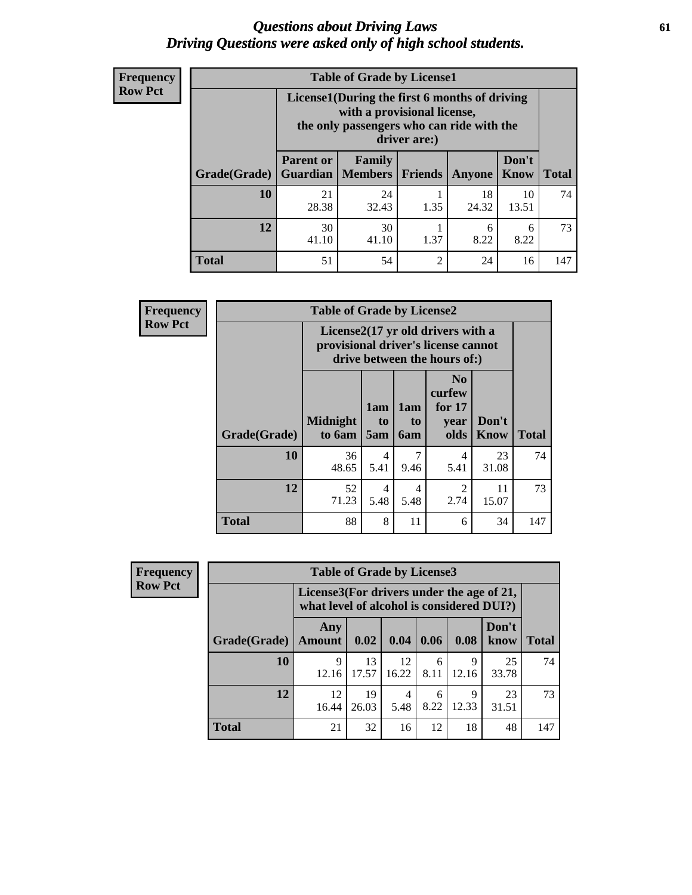# *Questions about Driving Laws*
# *Driving Questions were asked only of high school students.*

**Frequency**
**Row Pct**

| Table of Grade by License1 | | | | | | |
|---|---|---|---|---|---|---|
| | License1(During the first 6 months of driving with a provisional license, the only passengers who can ride with the driver are:) | | | | | |
| Grade(Grade) | Parent or Guardian | Family Members | Friends | Anyone | Don't Know | Total |
| 10 | 21<br>28.38 | 24<br>32.43 | 1<br>1.35 | 18<br>24.32 | 10<br>13.51 | 74 |
| 12 | 30<br>41.10 | 30<br>41.10 | 1<br>1.37 | 6<br>8.22 | 6<br>8.22 | 73 |
| Total | 51 | 54 | 2 | 24 | 16 | 147 |

**Frequency**
**Row Pct**

| Table of Grade by License2 | | | | | | |
|---|---|---|---|---|---|---|
| | License2(17 yr old drivers with a provisional driver's license cannot drive between the hours of:) | | | | | |
| Grade(Grade) | Midnight to 6am | 1am to 5am | 1am to 6am | No curfew for 17 year olds | Don't Know | Total |
| 10 | 36<br>48.65 | 4<br>5.41 | 7<br>9.46 | 4<br>5.41 | 23<br>31.08 | 74 |
| 12 | 52<br>71.23 | 4<br>5.48 | 4<br>5.48 | 2<br>2.74 | 11<br>15.07 | 73 |
| Total | 88 | 8 | 11 | 6 | 34 | 147 |

**Frequency**
**Row Pct**

| Table of Grade by License3 | | | | | | | |
|---|---|---|---|---|---|---|---|
| | License3(For drivers under the age of 21, what level of alcohol is considered DUI?) | | | | | | |
| Grade(Grade) | Any Amount | 0.02 | 0.04 | 0.06 | 0.08 | Don't know | Total |
| 10 | 9<br>12.16 | 13<br>17.57 | 12<br>16.22 | 6<br>8.11 | 9<br>12.16 | 25<br>33.78 | 74 |
| 12 | 12<br>16.44 | 19<br>26.03 | 4<br>5.48 | 6<br>8.22 | 9<br>12.33 | 23<br>31.51 | 73 |
| Total | 21 | 32 | 16 | 12 | 18 | 48 | 147 |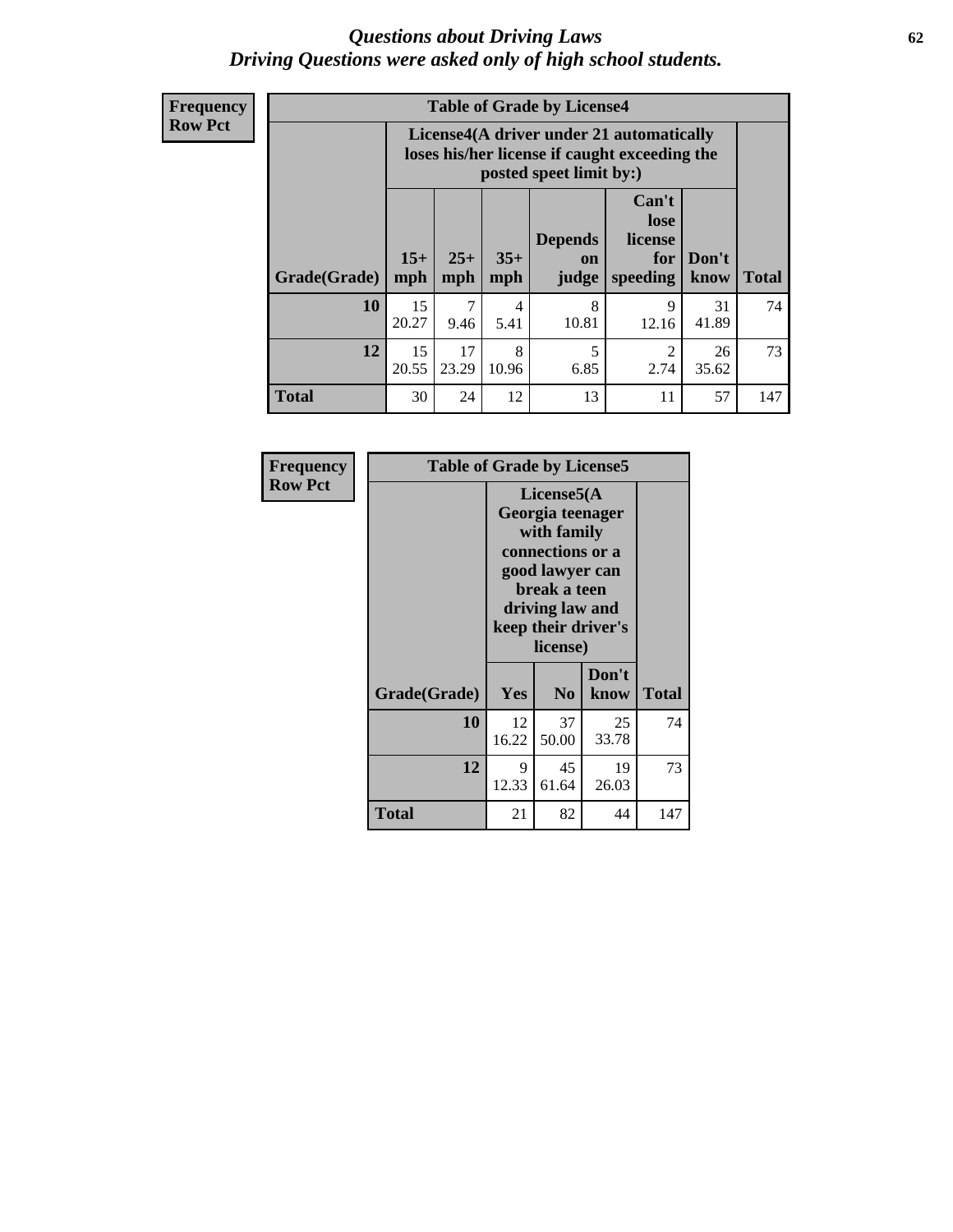# *Questions about Driving Laws*
## *Driving Questions were asked only of high school students.*

**Frequency**
**Row Pct**

**Table of Grade by License4**

| | License4(A driver under 21 automatically loses his/her license if caught exceeding the posted speet limit by:) | | | | | | |
|---|---|---|---|---|---|---|---|
| **Grade(Grade)** | **15+ mph** | **25+ mph** | **35+ mph** | **Depends on judge** | **Can't lose license for speeding** | **Don't know** | **Total** |
| **10** | 15<br>20.27 | 7<br>9.46 | 4<br>5.41 | 8<br>10.81 | 9<br>12.16 | 31<br>41.89 | 74 |
| **12** | 15<br>20.55 | 17<br>23.29 | 8<br>10.96 | 5<br>6.85 | 2<br>2.74 | 26<br>35.62 | 73 |
| **Total** | 30 | 24 | 12 | 13 | 11 | 57 | 147 |

**Frequency**
**Row Pct**

**Table of Grade by License5**

| | License5(A Georgia teenager with family connections or a good lawyer can break a teen driving law and keep their driver's license) | | | |
|---|---|---|---|---|
| **Grade(Grade)** | **Yes** | **No** | **Don't know** | **Total** |
| **10** | 12<br>16.22 | 37<br>50.00 | 25<br>33.78 | 74 |
| **12** | 9<br>12.33 | 45<br>61.64 | 19<br>26.03 | 73 |
| **Total** | 21 | 82 | 44 | 147 |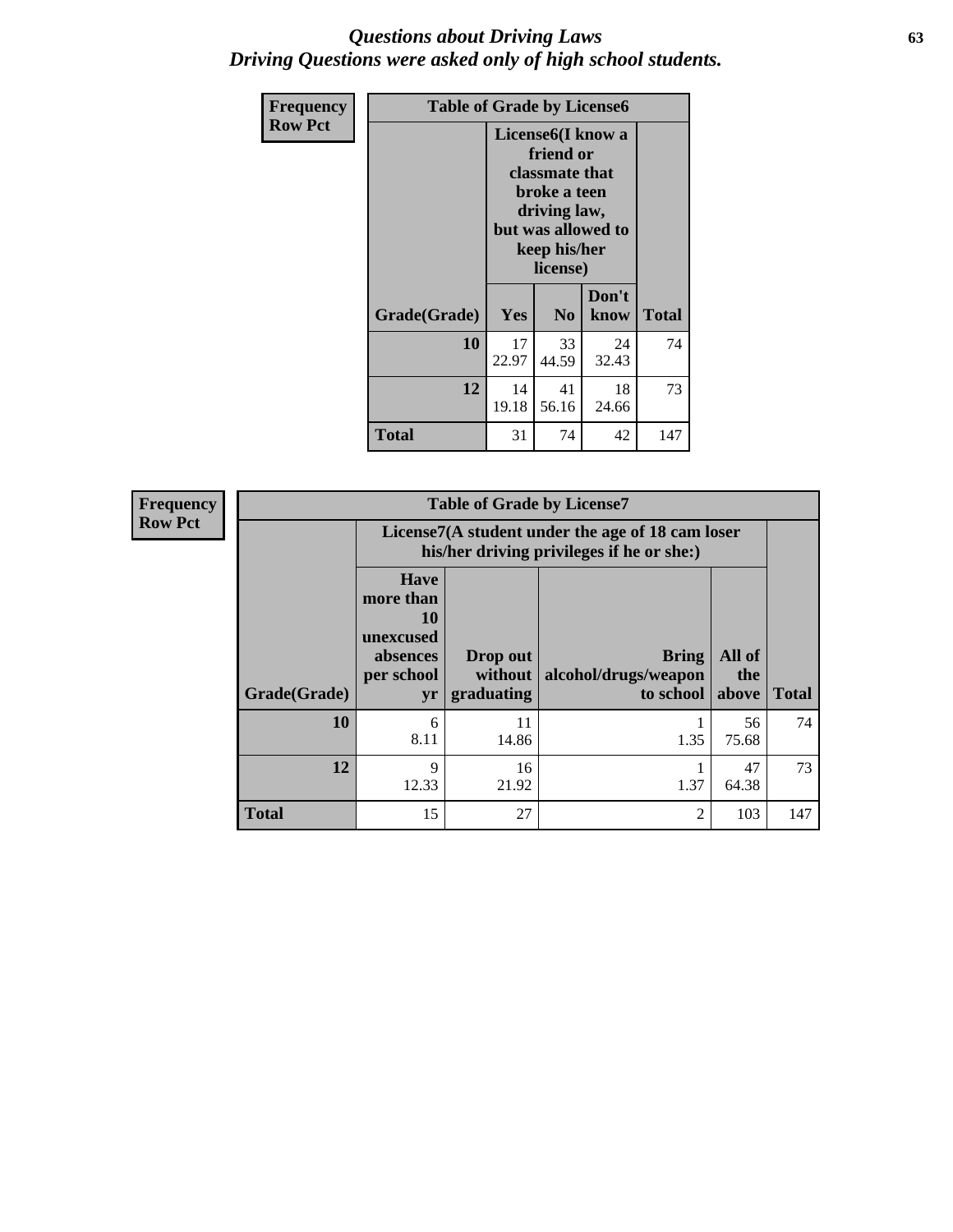# *Questions about Driving Laws*
## *Driving Questions were asked only of high school students.*

**Frequency**
**Row Pct**

| Table of Grade by License6 | | | | |
|---|---|---|---|---|
| | License6(I know a friend or classmate that broke a teen driving law, but was allowed to keep his/her license) | | | |
| Grade(Grade) | Yes | No | Don't know | Total |
| 10 | 17<br>22.97 | 33<br>44.59 | 24<br>32.43 | 74 |
| 12 | 14<br>19.18 | 41<br>56.16 | 18<br>24.66 | 73 |
| Total | 31 | 74 | 42 | 147 |

**Frequency**
**Row Pct**

| Table of Grade by License7 | | | | | |
|---|---|---|---|---|---|
| | License7(A student under the age of 18 cam loser his/her driving privileges if he or she:) | | | | |
| Grade(Grade) | Have more than 10 unexcused absences per school yr | Drop out without graduating | Bring alcohol/drugs/weapon to school | All of the above | Total |
| 10 | 6<br>8.11 | 11<br>14.86 | 1<br>1.35 | 56<br>75.68 | 74 |
| 12 | 9<br>12.33 | 16<br>21.92 | 1<br>1.37 | 47<br>64.38 | 73 |
| Total | 15 | 27 | 2 | 103 | 147 |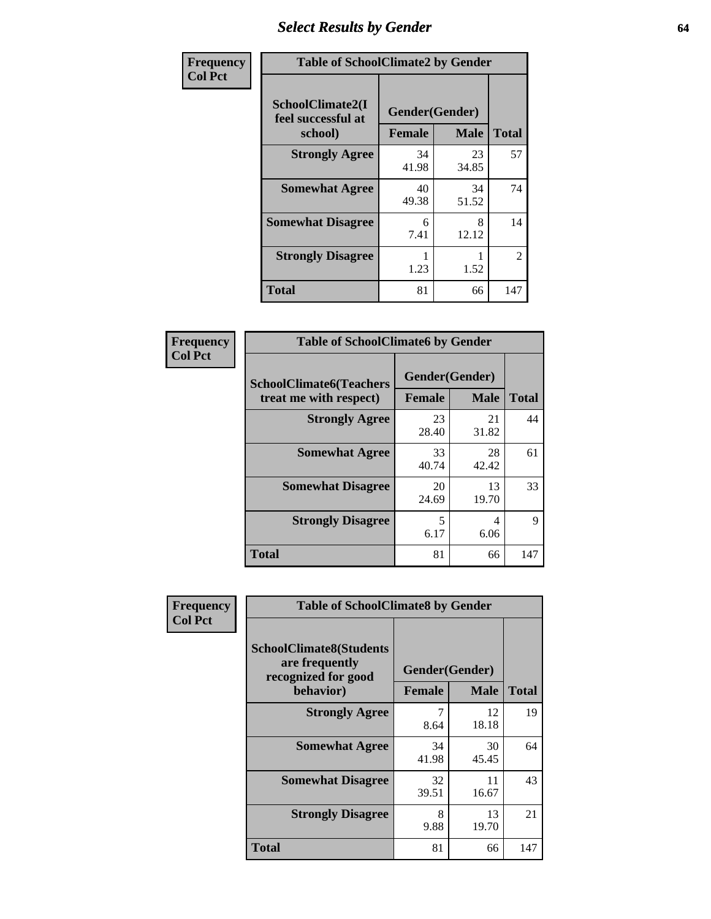# Select Results by Gender

**Frequency**
**Col Pct**

| Table of SchoolClimate2 by Gender | | | |
|---|---|---|---|
| **SchoolClimate2(I feel successful at school)** | **Gender(Gender)** | | **Total** |
| | **Female** | **Male** | |
| **Strongly Agree** | 34<br>41.98 | 23<br>34.85 | 57 |
| **Somewhat Agree** | 40<br>49.38 | 34<br>51.52 | 74 |
| **Somewhat Disagree** | 6<br>7.41 | 8<br>12.12 | 14 |
| **Strongly Disagree** | 1<br>1.23 | 1<br>1.52 | 2 |
| **Total** | 81 | 66 | 147 |

**Frequency**
**Col Pct**

| Table of SchoolClimate6 by Gender | | | |
|---|---|---|---|
| **SchoolClimate6(Teachers treat me with respect)** | **Gender(Gender)** | | **Total** |
| | **Female** | **Male** | |
| **Strongly Agree** | 23<br>28.40 | 21<br>31.82 | 44 |
| **Somewhat Agree** | 33<br>40.74 | 28<br>42.42 | 61 |
| **Somewhat Disagree** | 20<br>24.69 | 13<br>19.70 | 33 |
| **Strongly Disagree** | 5<br>6.17 | 4<br>6.06 | 9 |
| **Total** | 81 | 66 | 147 |

**Frequency**
**Col Pct**

| Table of SchoolClimate8 by Gender | | | |
|---|---|---|---|
| **SchoolClimate8(Students are frequently recognized for good behavior)** | **Gender(Gender)** | | **Total** |
| | **Female** | **Male** | |
| **Strongly Agree** | 7<br>8.64 | 12<br>18.18 | 19 |
| **Somewhat Agree** | 34<br>41.98 | 30<br>45.45 | 64 |
| **Somewhat Disagree** | 32<br>39.51 | 11<br>16.67 | 43 |
| **Strongly Disagree** | 8<br>9.88 | 13<br>19.70 | 21 |
| **Total** | 81 | 66 | 147 |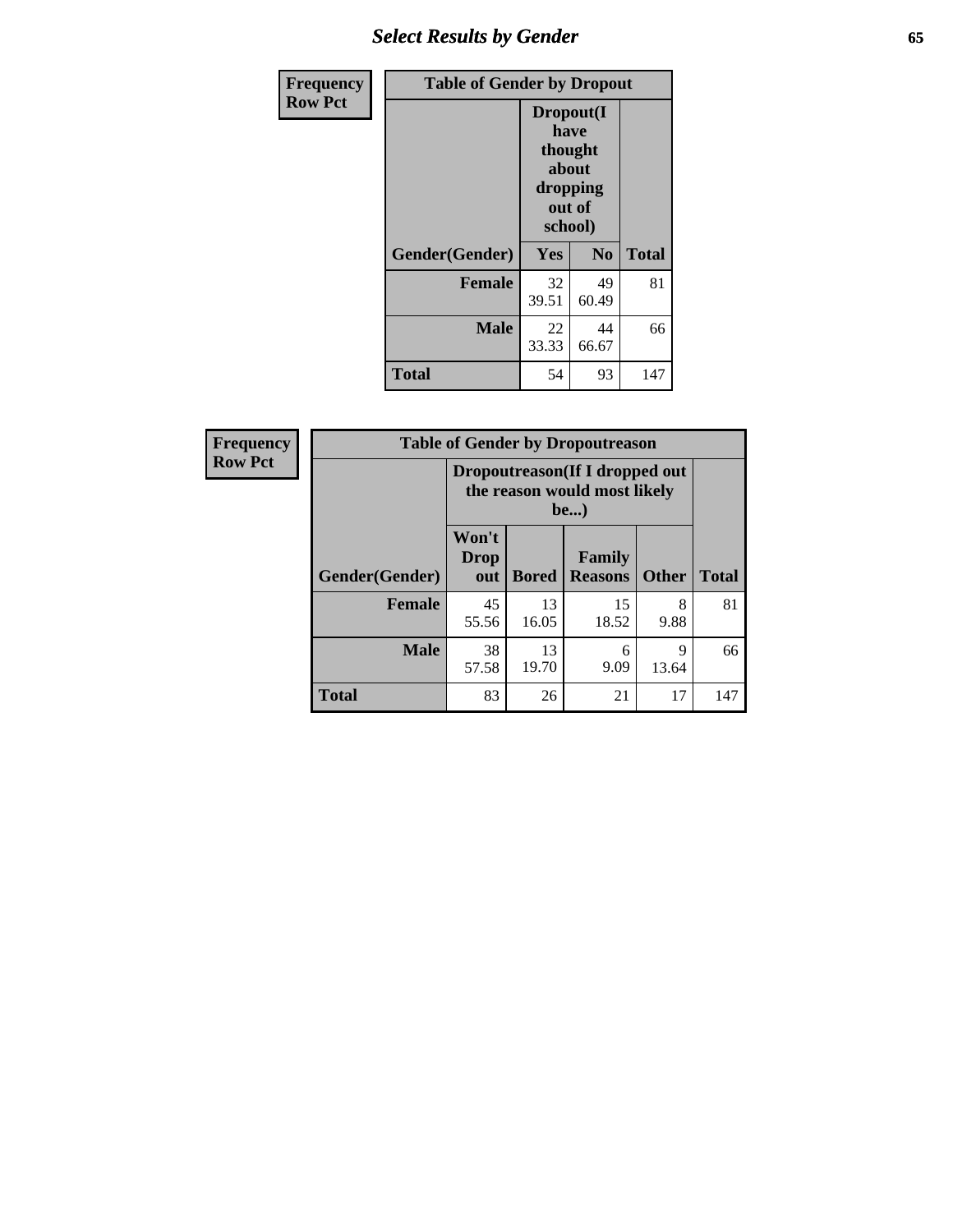| Frequency Row Pct | Table of Gender by Dropout | | |
|---|---|---|---|
| | Dropout(I have thought about dropping out of school) | | |
| Gender(Gender) | Yes | No | Total |
| Female | 32 39.51 | 49 60.49 | 81 |
| Male | 22 33.33 | 44 66.67 | 66 |
| Total | 54 | 93 | 147 |

| Frequency Row Pct | Table of Gender by Dropoutreason | | | | |
|---|---|---|---|---|---|
| | Dropoutreason(If I dropped out the reason would most likely be...) | | | | |
| Gender(Gender) | Won't Drop out | Bored | Family Reasons | Other | Total |
| Female | 45 55.56 | 13 16.05 | 15 18.52 | 8 9.88 | 81 |
| Male | 38 57.58 | 13 19.70 | 6 9.09 | 9 13.64 | 66 |
| Total | 83 | 26 | 21 | 17 | 147 |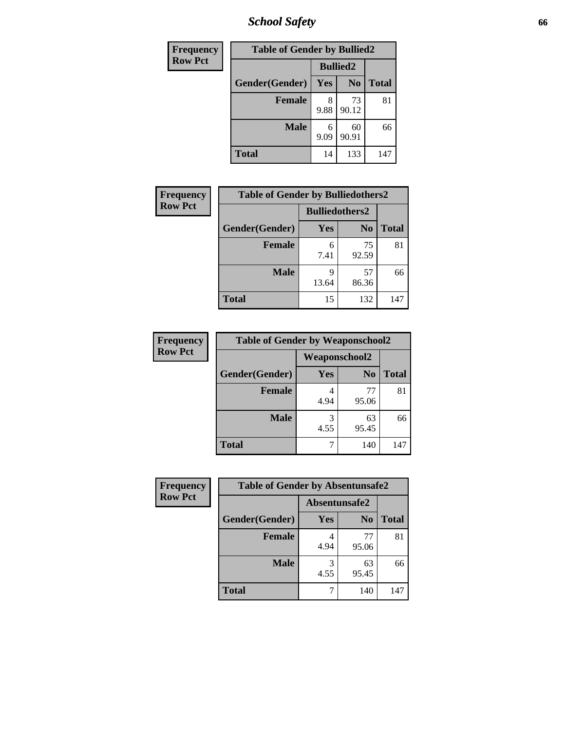# School Safety

| Frequency<br>Row Pct |
|---|

**Table of Gender by Bullied2**

| Gender(Gender) | Bullied2 Yes | Bullied2 No | Total |
|---|---|---|---|
| Female | 8<br>9.88 | 73<br>90.12 | 81 |
| Male | 6<br>9.09 | 60<br>90.91 | 66 |
| Total | 14 | 133 | 147 |

| Frequency<br>Row Pct |
|---|

**Table of Gender by Bulliedothers2**

| Gender(Gender) | Bulliedothers2 Yes | Bulliedothers2 No | Total |
|---|---|---|---|
| Female | 6<br>7.41 | 75<br>92.59 | 81 |
| Male | 9<br>13.64 | 57<br>86.36 | 66 |
| Total | 15 | 132 | 147 |

| Frequency<br>Row Pct |
|---|

**Table of Gender by Weaponschool2**

| Gender(Gender) | Weaponschool2 Yes | Weaponschool2 No | Total |
|---|---|---|---|
| Female | 4<br>4.94 | 77<br>95.06 | 81 |
| Male | 3<br>4.55 | 63<br>95.45 | 66 |
| Total | 7 | 140 | 147 |

| Frequency<br>Row Pct |
|---|

**Table of Gender by Absentunsafe2**

| Gender(Gender) | Absentunsafe2 Yes | Absentunsafe2 No | Total |
|---|---|---|---|
| Female | 4<br>4.94 | 77<br>95.06 | 81 |
| Male | 3<br>4.55 | 63<br>95.45 | 66 |
| Total | 7 | 140 | 147 |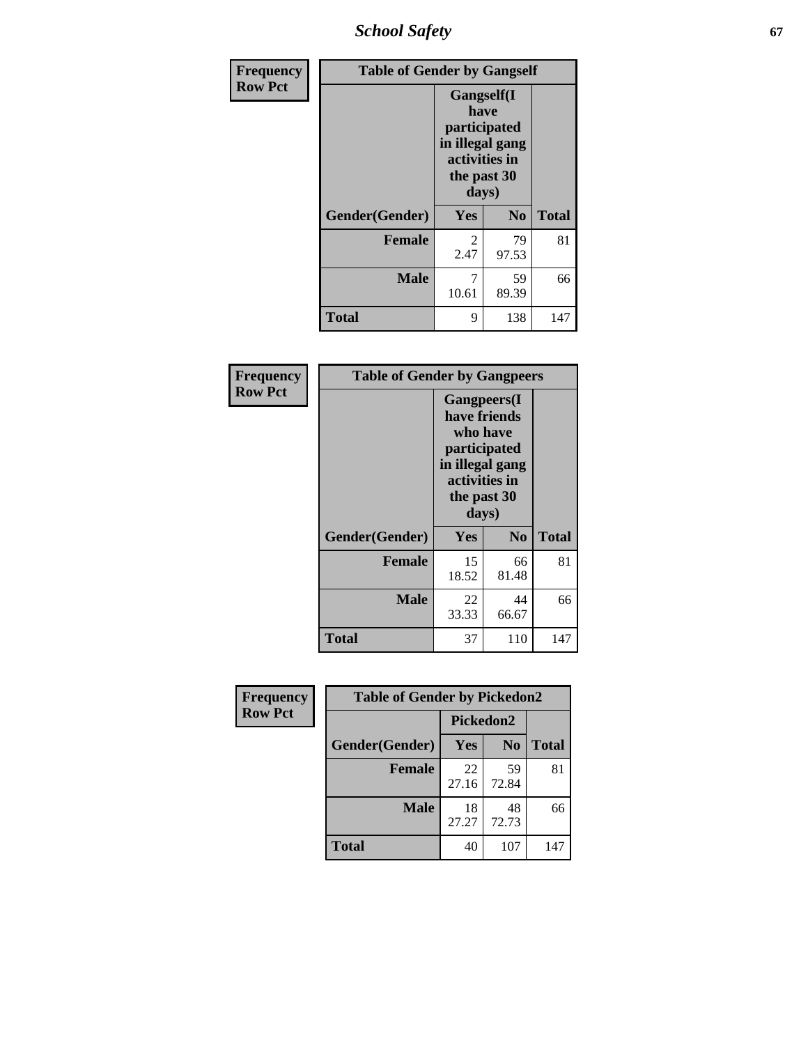| Frequency Row Pct | Table of Gender by Gangself | | |
|---|---|---|---|
| | Gangself(I have participated in illegal gang activities in the past 30 days) | | |
| Gender(Gender) | Yes | No | Total |
| Female | 2<br>2.47 | 79<br>97.53 | 81 |
| Male | 7<br>10.61 | 59<br>89.39 | 66 |
| Total | 9 | 138 | 147 |

| Frequency Row Pct | Table of Gender by Gangpeers | | |
|---|---|---|---|
| | Gangpeers(I have friends who have participated in illegal gang activities in the past 30 days) | | |
| Gender(Gender) | Yes | No | Total |
| Female | 15<br>18.52 | 66<br>81.48 | 81 |
| Male | 22<br>33.33 | 44<br>66.67 | 66 |
| Total | 37 | 110 | 147 |

| Frequency Row Pct | Table of Gender by Pickedon2 | | |
|---|---|---|---|
| | Pickedon2 | | |
| Gender(Gender) | Yes | No | Total |
| Female | 22<br>27.16 | 59<br>72.84 | 81 |
| Male | 18<br>27.27 | 48<br>72.73 | 66 |
| Total | 40 | 107 | 147 |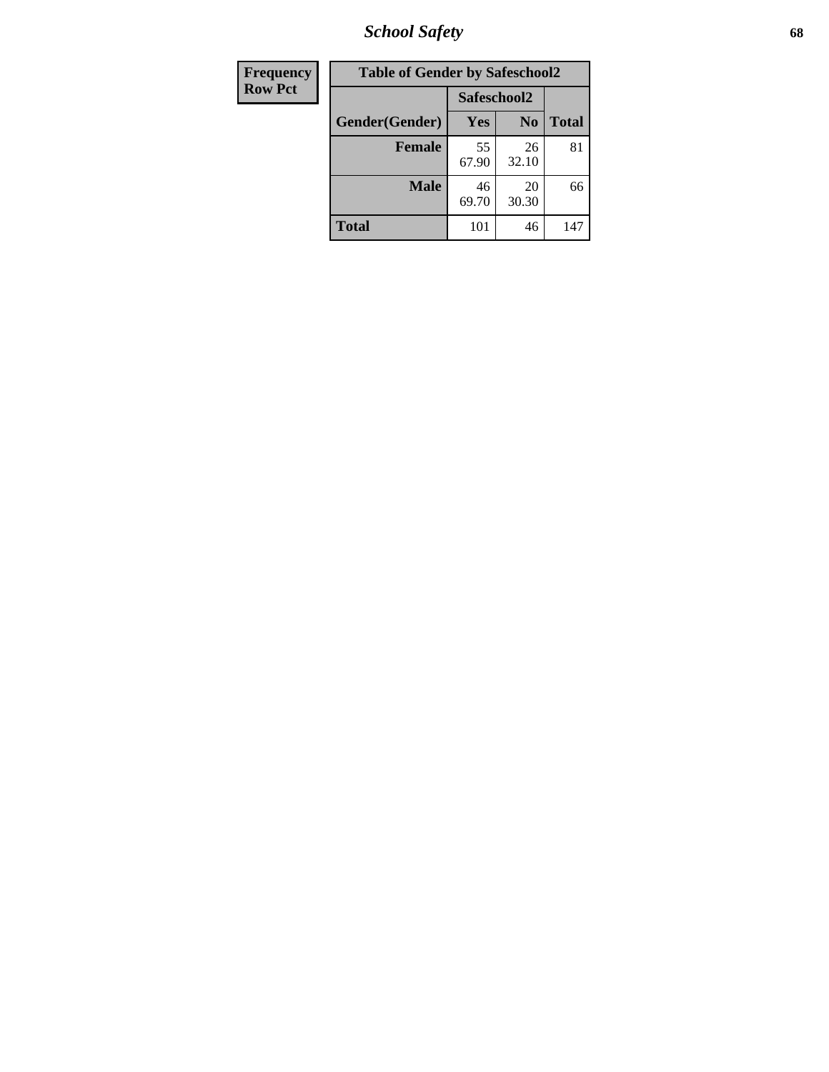# School Safety

| Frequency<br>Row Pct |
|---|

**Table of Gender by Safeschool2**

| Gender(Gender) | Safeschool2 | | Total |
|---|---|---|---|
| | Yes | No | |
| Female | 55<br>67.90 | 26<br>32.10 | 81 |
| Male | 46<br>69.70 | 20<br>30.30 | 66 |
| Total | 101 | 46 | 147 |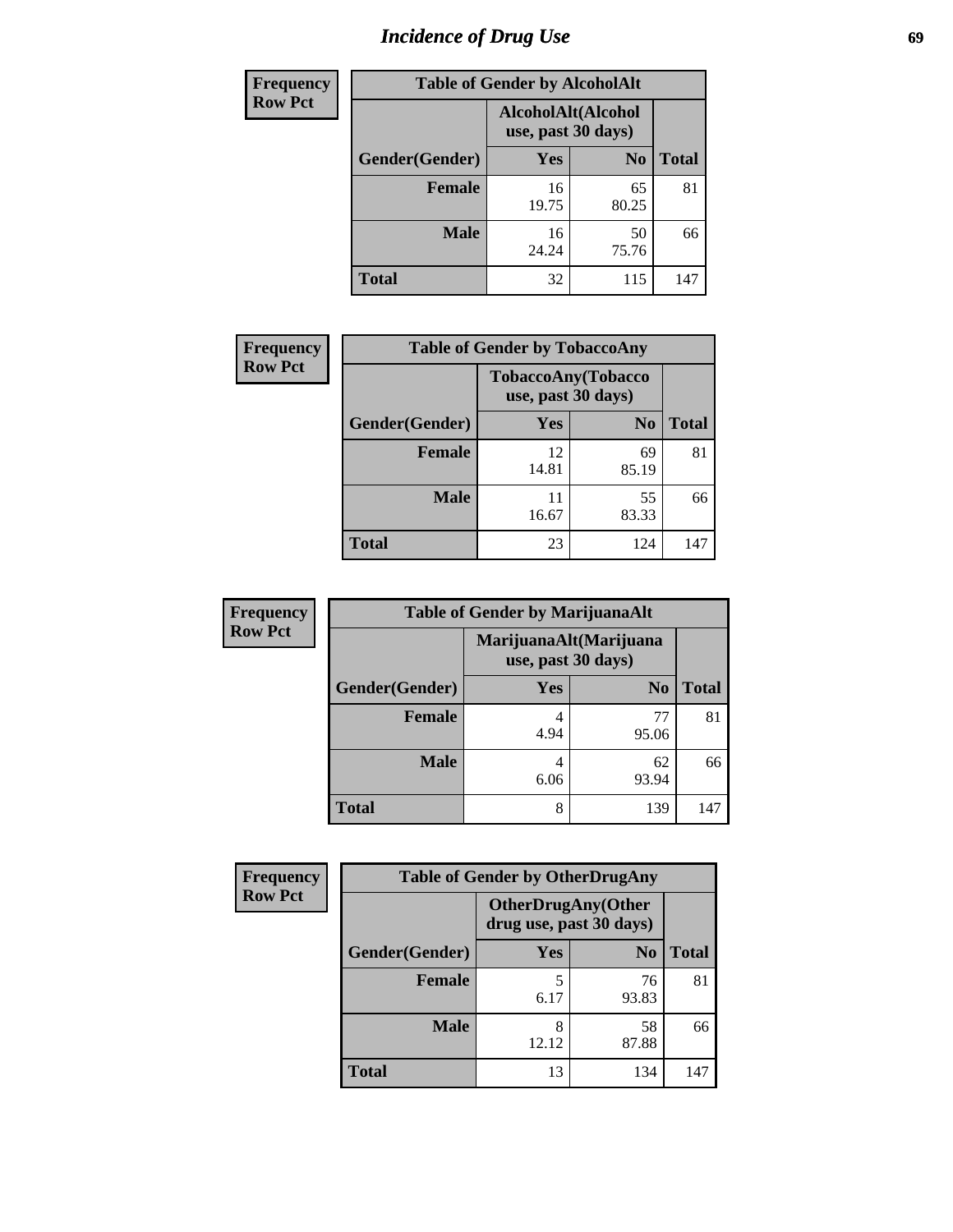# Incidence of Drug Use

**Frequency**
**Row Pct**

| Table of Gender by AlcoholAlt | | | |
|---|---|---|---|
| | AlcoholAlt(Alcohol use, past 30 days) | | |
| Gender(Gender) | Yes | No | Total |
| Female | 16<br>19.75 | 65<br>80.25 | 81 |
| Male | 16<br>24.24 | 50<br>75.76 | 66 |
| Total | 32 | 115 | 147 |

**Frequency**
**Row Pct**

| Table of Gender by TobaccoAny | | | |
|---|---|---|---|
| | TobaccoAny(Tobacco use, past 30 days) | | |
| Gender(Gender) | Yes | No | Total |
| Female | 12<br>14.81 | 69<br>85.19 | 81 |
| Male | 11<br>16.67 | 55<br>83.33 | 66 |
| Total | 23 | 124 | 147 |

**Frequency**
**Row Pct**

| Table of Gender by MarijuanaAlt | | | |
|---|---|---|---|
| | MarijuanaAlt(Marijuana use, past 30 days) | | |
| Gender(Gender) | Yes | No | Total |
| Female | 4<br>4.94 | 77<br>95.06 | 81 |
| Male | 4<br>6.06 | 62<br>93.94 | 66 |
| Total | 8 | 139 | 147 |

**Frequency**
**Row Pct**

| Table of Gender by OtherDrugAny | | | |
|---|---|---|---|
| | OtherDrugAny(Other drug use, past 30 days) | | |
| Gender(Gender) | Yes | No | Total |
| Female | 5<br>6.17 | 76<br>93.83 | 81 |
| Male | 8<br>12.12 | 58<br>87.88 | 66 |
| Total | 13 | 134 | 147 |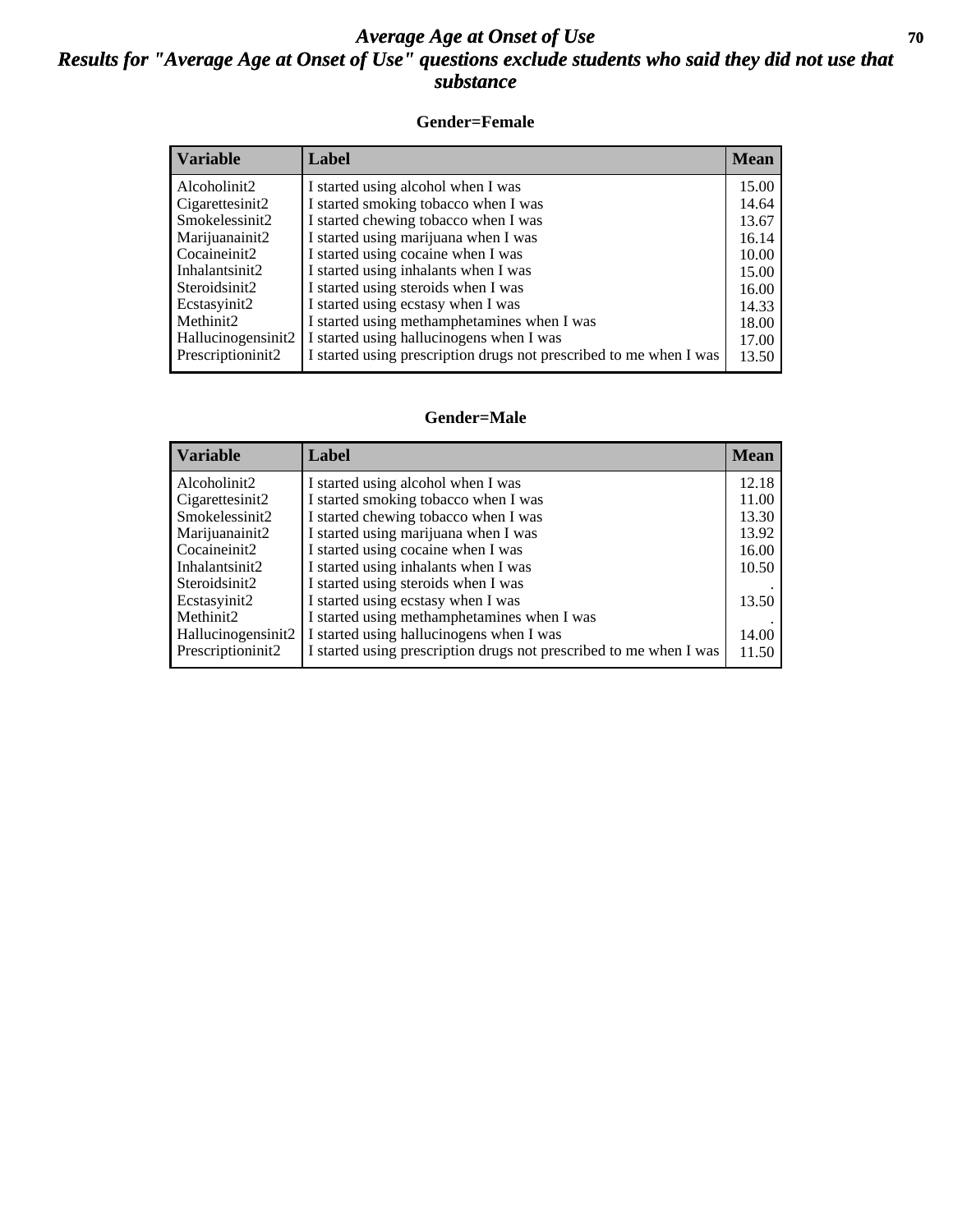# *Average Age at Onset of Use*

## *Results for "Average Age at Onset of Use" questions exclude students who said they did not use that substance*

### Gender=Female

| Variable | Label | Mean |
|---|---|---|
| Alcoholinit2 | I started using alcohol when I was | 15.00 |
| Cigarettesinit2 | I started smoking tobacco when I was | 14.64 |
| Smokelessinit2 | I started chewing tobacco when I was | 13.67 |
| Marijuanainit2 | I started using marijuana when I was | 16.14 |
| Cocaineinit2 | I started using cocaine when I was | 10.00 |
| Inhalantsinit2 | I started using inhalants when I was | 15.00 |
| Steroidsinit2 | I started using steroids when I was | 16.00 |
| Ecstasyinit2 | I started using ecstasy when I was | 14.33 |
| Methinit2 | I started using methamphetamines when I was | 18.00 |
| Hallucinogensinit2 | I started using hallucinogens when I was | 17.00 |
| Prescriptioninit2 | I started using prescription drugs not prescribed to me when I was | 13.50 |

### Gender=Male

| Variable | Label | Mean |
|---|---|---|
| Alcoholinit2 | I started using alcohol when I was | 12.18 |
| Cigarettesinit2 | I started smoking tobacco when I was | 11.00 |
| Smokelessinit2 | I started chewing tobacco when I was | 13.30 |
| Marijuanainit2 | I started using marijuana when I was | 13.92 |
| Cocaineinit2 | I started using cocaine when I was | 16.00 |
| Inhalantsinit2 | I started using inhalants when I was | 10.50 |
| Steroidsinit2 | I started using steroids when I was | . |
| Ecstasyinit2 | I started using ecstasy when I was | 13.50 |
| Methinit2 | I started using methamphetamines when I was | . |
| Hallucinogensinit2 | I started using hallucinogens when I was | 14.00 |
| Prescriptioninit2 | I started using prescription drugs not prescribed to me when I was | 11.50 |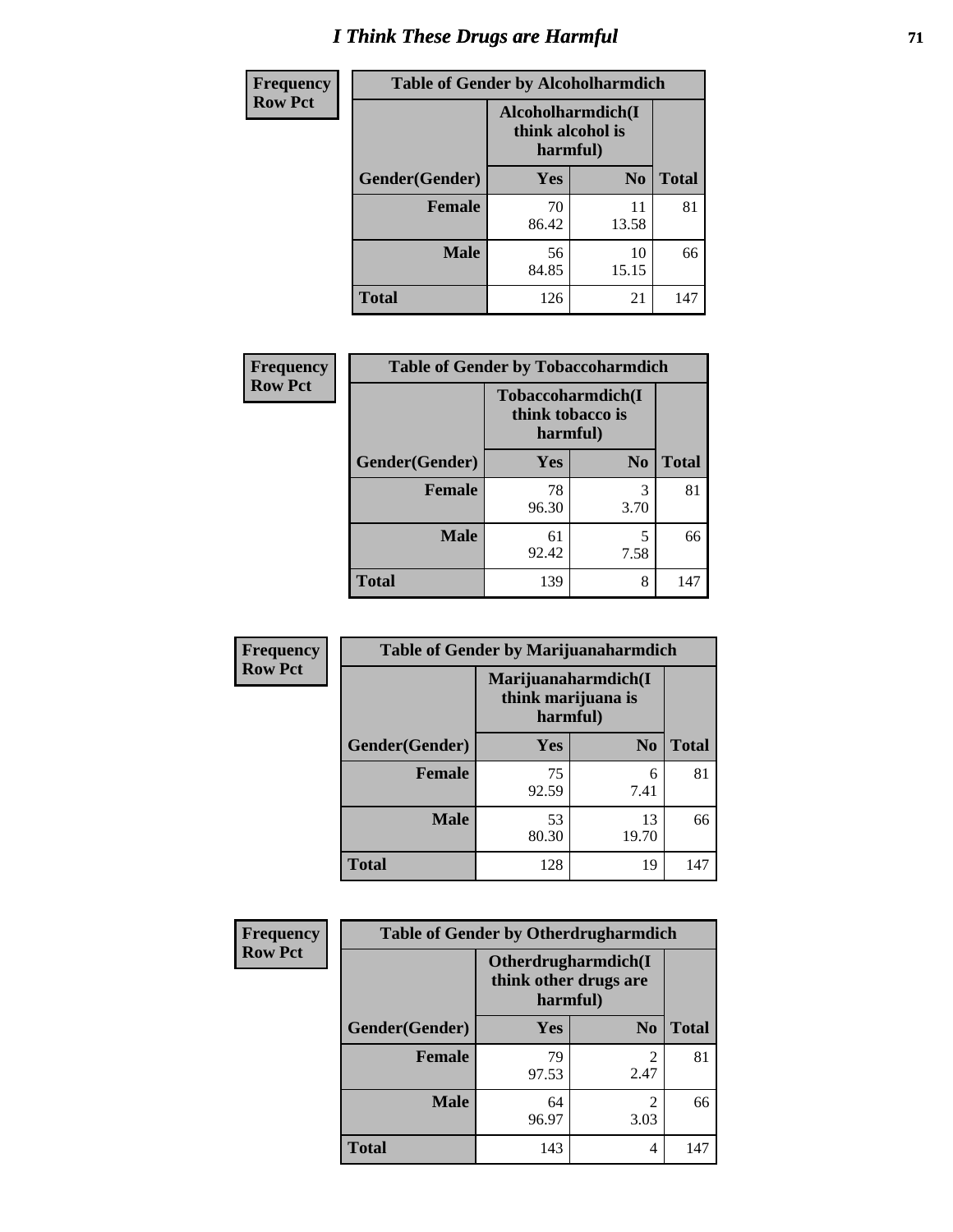# I Think These Drugs are Harmful

| Frequency Row Pct | Table of Gender by Alcoholharmdich | | |
|---|---|---|---|
| | Alcoholharmdich(I think alcohol is harmful) | | |
| Gender(Gender) | Yes | No | Total |
| Female | 70<br>86.42 | 11<br>13.58 | 81 |
| Male | 56<br>84.85 | 10<br>15.15 | 66 |
| Total | 126 | 21 | 147 |

| Frequency Row Pct | Table of Gender by Tobaccoharmdich | | |
|---|---|---|---|
| | Tobaccoharmdich(I think tobacco is harmful) | | |
| Gender(Gender) | Yes | No | Total |
| Female | 78<br>96.30 | 3<br>3.70 | 81 |
| Male | 61<br>92.42 | 5<br>7.58 | 66 |
| Total | 139 | 8 | 147 |

| Frequency Row Pct | Table of Gender by Marijuanaharmdich | | |
|---|---|---|---|
| | Marijuanaharmdich(I think marijuana is harmful) | | |
| Gender(Gender) | Yes | No | Total |
| Female | 75<br>92.59 | 6<br>7.41 | 81 |
| Male | 53<br>80.30 | 13<br>19.70 | 66 |
| Total | 128 | 19 | 147 |

| Frequency Row Pct | Table of Gender by Otherdrugharmdich | | |
|---|---|---|---|
| | Otherdrugharmdich(I think other drugs are harmful) | | |
| Gender(Gender) | Yes | No | Total |
| Female | 79<br>97.53 | 2<br>2.47 | 81 |
| Male | 64<br>96.97 | 2<br>3.03 | 66 |
| Total | 143 | 4 | 147 |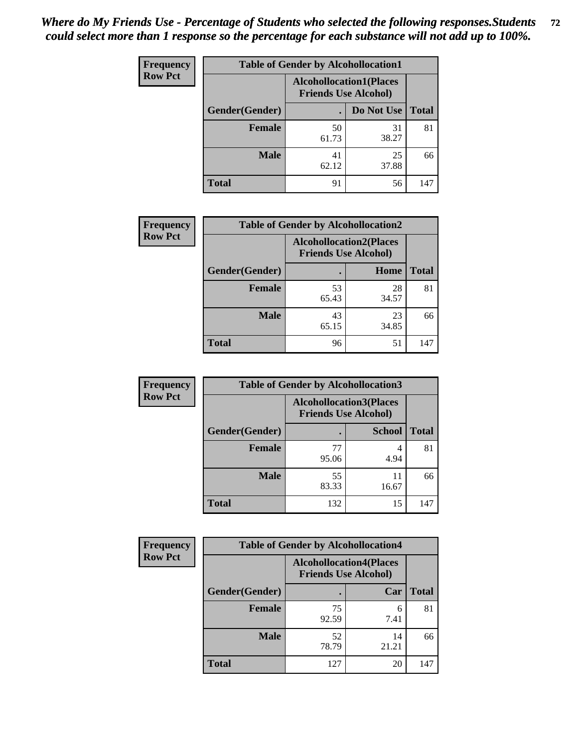*Where do My Friends Use - Percentage of Students who selected the following responses.Students could select more than 1 response so the percentage for each substance will not add up to 100%.*

| Frequency Row Pct | Table of Gender by Alcohollocation1 | | |
|---|---|---|---|
| | Alcohollocation1(Places Friends Use Alcohol) | | |
| Gender(Gender) | . | Do Not Use | Total |
| **Female** | 50<br>61.73 | 31<br>38.27 | 81 |
| **Male** | 41<br>62.12 | 25<br>37.88 | 66 |
| **Total** | 91 | 56 | 147 |

| Frequency Row Pct | Table of Gender by Alcohollocation2 | | |
|---|---|---|---|
| | Alcohollocation2(Places Friends Use Alcohol) | | |
| Gender(Gender) | . | Home | Total |
| **Female** | 53<br>65.43 | 28<br>34.57 | 81 |
| **Male** | 43<br>65.15 | 23<br>34.85 | 66 |
| **Total** | 96 | 51 | 147 |

| Frequency Row Pct | Table of Gender by Alcohollocation3 | | |
|---|---|---|---|
| | Alcohollocation3(Places Friends Use Alcohol) | | |
| Gender(Gender) | . | School | Total |
| **Female** | 77<br>95.06 | 4<br>4.94 | 81 |
| **Male** | 55<br>83.33 | 11<br>16.67 | 66 |
| **Total** | 132 | 15 | 147 |

| Frequency Row Pct | Table of Gender by Alcohollocation4 | | |
|---|---|---|---|
| | Alcohollocation4(Places Friends Use Alcohol) | | |
| Gender(Gender) | . | Car | Total |
| **Female** | 75<br>92.59 | 6<br>7.41 | 81 |
| **Male** | 52<br>78.79 | 14<br>21.21 | 66 |
| **Total** | 127 | 20 | 147 |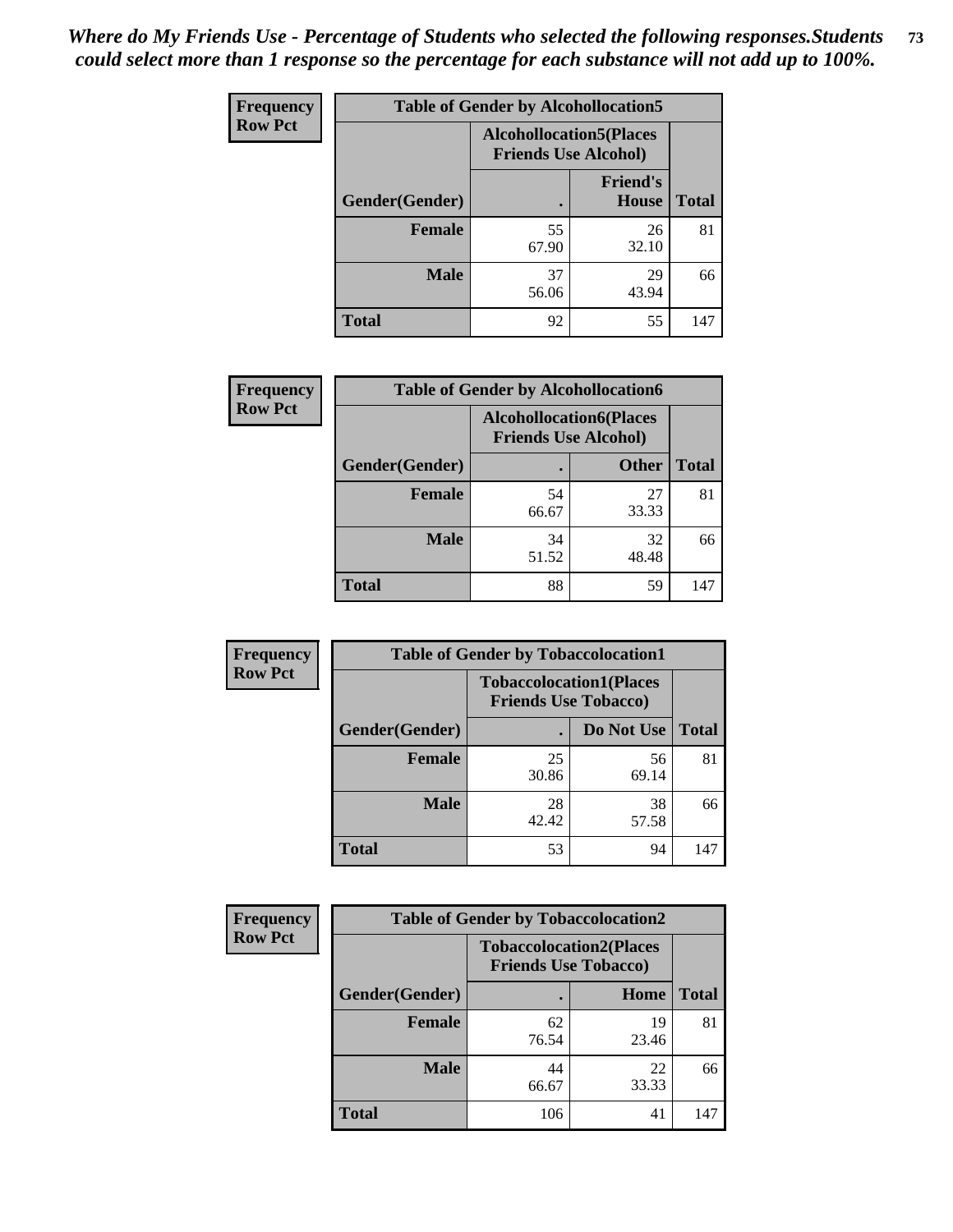*Where do My Friends Use - Percentage of Students who selected the following responses.Students could select more than 1 response so the percentage for each substance will not add up to 100%.*

**Frequency Row Pct**

| Table of Gender by Alcohollocation5 | | | |
|---|---|---|---|
| | Alcohollocation5(Places Friends Use Alcohol) | | |
| Gender(Gender) | . | Friend's House | Total |
| Female | 55<br>67.90 | 26<br>32.10 | 81 |
| Male | 37<br>56.06 | 29<br>43.94 | 66 |
| Total | 92 | 55 | 147 |

**Frequency Row Pct**

| Table of Gender by Alcohollocation6 | | | |
|---|---|---|---|
| | Alcohollocation6(Places Friends Use Alcohol) | | |
| Gender(Gender) | . | Other | Total |
| Female | 54<br>66.67 | 27<br>33.33 | 81 |
| Male | 34<br>51.52 | 32<br>48.48 | 66 |
| Total | 88 | 59 | 147 |

**Frequency Row Pct**

| Table of Gender by Tobaccolocation1 | | | |
|---|---|---|---|
| | Tobaccolocation1(Places Friends Use Tobacco) | | |
| Gender(Gender) | . | Do Not Use | Total |
| Female | 25<br>30.86 | 56<br>69.14 | 81 |
| Male | 28<br>42.42 | 38<br>57.58 | 66 |
| Total | 53 | 94 | 147 |

**Frequency Row Pct**

| Table of Gender by Tobaccolocation2 | | | |
|---|---|---|---|
| | Tobaccolocation2(Places Friends Use Tobacco) | | |
| Gender(Gender) | . | Home | Total |
| Female | 62<br>76.54 | 19<br>23.46 | 81 |
| Male | 44<br>66.67 | 22<br>33.33 | 66 |
| Total | 106 | 41 | 147 |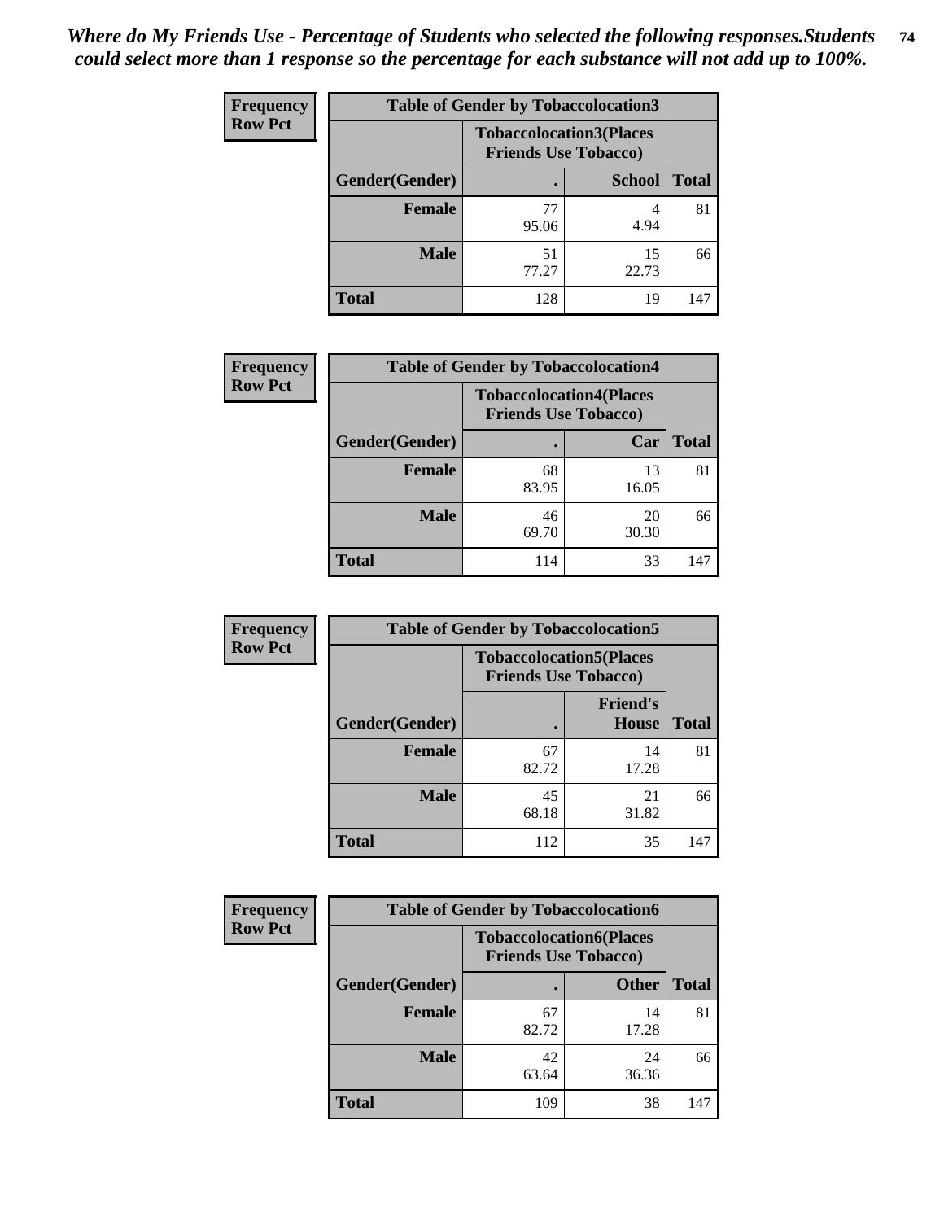*Where do My Friends Use - Percentage of Students who selected the following responses.Students could select more than 1 response so the percentage for each substance will not add up to 100%.*

**Frequency**
**Row Pct**

| Table of Gender by Tobaccolocation3 | | | |
|---|---|---|---|
| | Tobaccolocation3(Places Friends Use Tobacco) | | |
| Gender(Gender) | . | School | Total |
| **Female** | 77<br>95.06 | 4<br>4.94 | 81 |
| **Male** | 51<br>77.27 | 15<br>22.73 | 66 |
| **Total** | 128 | 19 | 147 |

**Frequency**
**Row Pct**

| Table of Gender by Tobaccolocation4 | | | |
|---|---|---|---|
| | Tobaccolocation4(Places Friends Use Tobacco) | | |
| Gender(Gender) | . | Car | Total |
| **Female** | 68<br>83.95 | 13<br>16.05 | 81 |
| **Male** | 46<br>69.70 | 20<br>30.30 | 66 |
| **Total** | 114 | 33 | 147 |

**Frequency**
**Row Pct**

| Table of Gender by Tobaccolocation5 | | | |
|---|---|---|---|
| | Tobaccolocation5(Places Friends Use Tobacco) | | |
| Gender(Gender) | . | Friend's House | Total |
| **Female** | 67<br>82.72 | 14<br>17.28 | 81 |
| **Male** | 45<br>68.18 | 21<br>31.82 | 66 |
| **Total** | 112 | 35 | 147 |

**Frequency**
**Row Pct**

| Table of Gender by Tobaccolocation6 | | | |
|---|---|---|---|
| | Tobaccolocation6(Places Friends Use Tobacco) | | |
| Gender(Gender) | . | Other | Total |
| **Female** | 67<br>82.72 | 14<br>17.28 | 81 |
| **Male** | 42<br>63.64 | 24<br>36.36 | 66 |
| **Total** | 109 | 38 | 147 |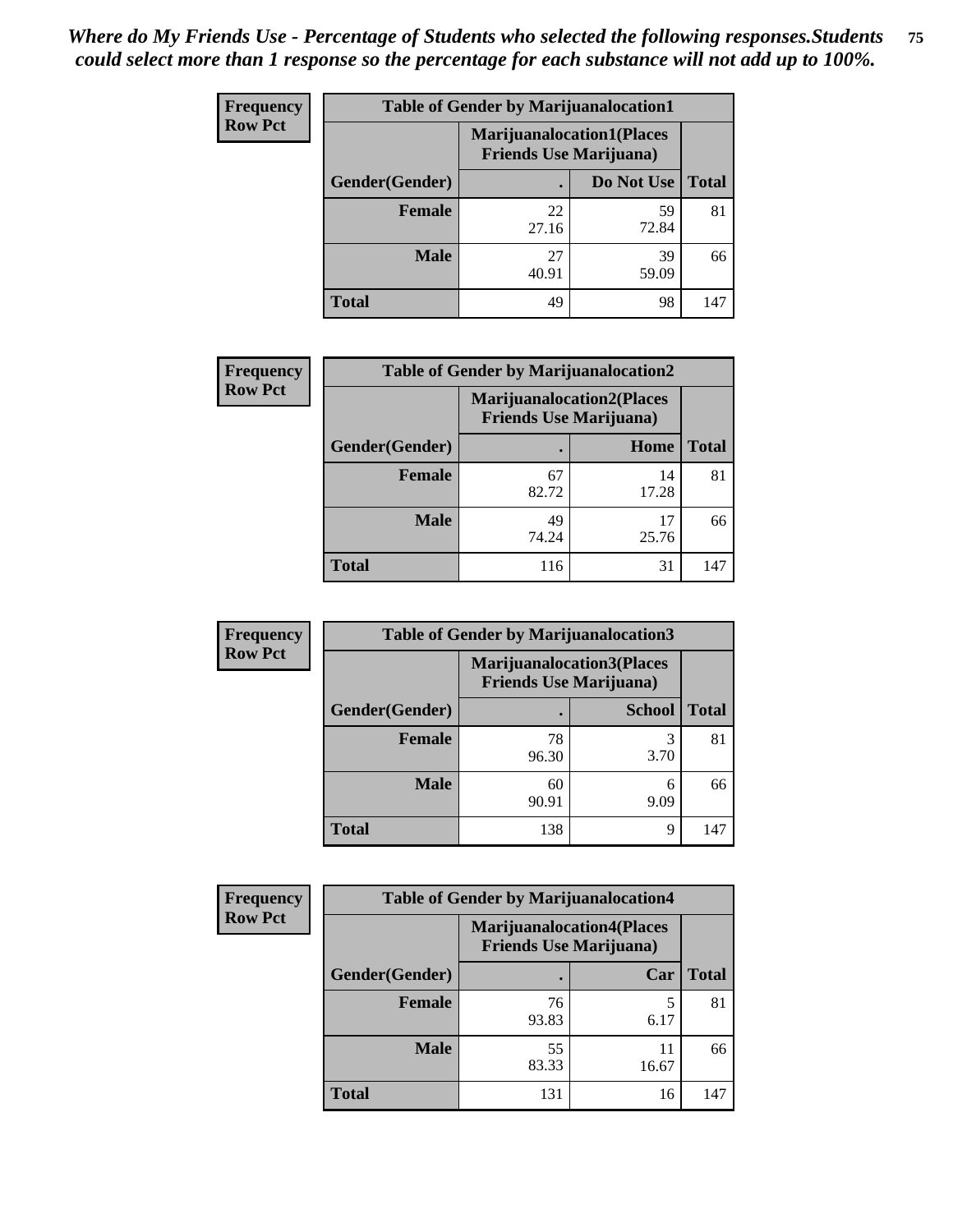*Where do My Friends Use - Percentage of Students who selected the following responses.Students could select more than 1 response so the percentage for each substance will not add up to 100%.*

**Frequency**
**Row Pct**

| Table of Gender by Marijuanalocation1 | | | |
|---|---|---|---|
| | Marijuanalocation1(Places Friends Use Marijuana) | | |
| Gender(Gender) | . | Do Not Use | Total |
| **Female** | 22<br>27.16 | 59<br>72.84 | 81 |
| **Male** | 27<br>40.91 | 39<br>59.09 | 66 |
| **Total** | 49 | 98 | 147 |

**Frequency**
**Row Pct**

| Table of Gender by Marijuanalocation2 | | | |
|---|---|---|---|
| | Marijuanalocation2(Places Friends Use Marijuana) | | |
| Gender(Gender) | . | Home | Total |
| **Female** | 67<br>82.72 | 14<br>17.28 | 81 |
| **Male** | 49<br>74.24 | 17<br>25.76 | 66 |
| **Total** | 116 | 31 | 147 |

**Frequency**
**Row Pct**

| Table of Gender by Marijuanalocation3 | | | |
|---|---|---|---|
| | Marijuanalocation3(Places Friends Use Marijuana) | | |
| Gender(Gender) | . | School | Total |
| **Female** | 78<br>96.30 | 3<br>3.70 | 81 |
| **Male** | 60<br>90.91 | 6<br>9.09 | 66 |
| **Total** | 138 | 9 | 147 |

**Frequency**
**Row Pct**

| Table of Gender by Marijuanalocation4 | | | |
|---|---|---|---|
| | Marijuanalocation4(Places Friends Use Marijuana) | | |
| Gender(Gender) | . | Car | Total |
| **Female** | 76<br>93.83 | 5<br>6.17 | 81 |
| **Male** | 55<br>83.33 | 11<br>16.67 | 66 |
| **Total** | 131 | 16 | 147 |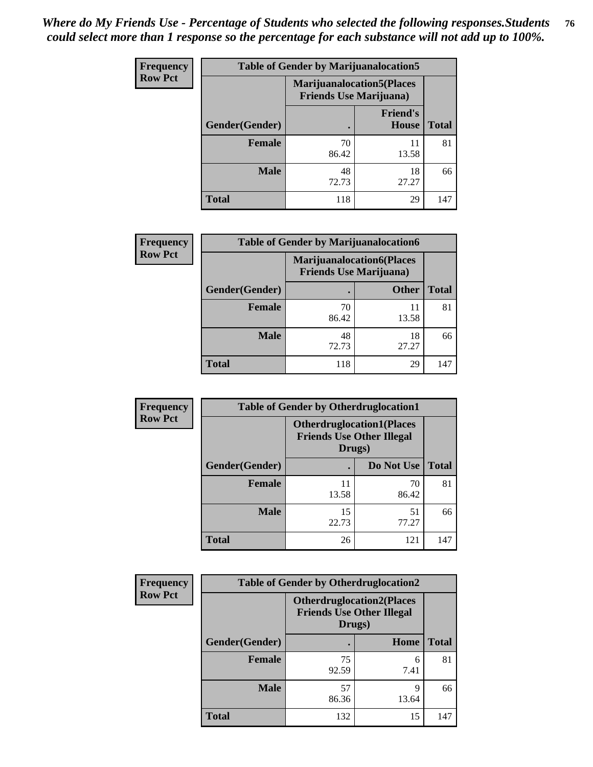*Where do My Friends Use - Percentage of Students who selected the following responses.Students could select more than 1 response so the percentage for each substance will not add up to 100%.*

**Frequency**
**Row Pct**

| Table of Gender by Marijuanalocation5 | | | |
|---|---|---|---|
| | Marijuanalocation5(Places Friends Use Marijuana) | | |
| Gender(Gender) | . | Friend's House | Total |
| **Female** | 70<br>86.42 | 11<br>13.58 | 81 |
| **Male** | 48<br>72.73 | 18<br>27.27 | 66 |
| **Total** | 118 | 29 | 147 |

**Frequency**
**Row Pct**

| Table of Gender by Marijuanalocation6 | | | |
|---|---|---|---|
| | Marijuanalocation6(Places Friends Use Marijuana) | | |
| Gender(Gender) | . | Other | Total |
| **Female** | 70<br>86.42 | 11<br>13.58 | 81 |
| **Male** | 48<br>72.73 | 18<br>27.27 | 66 |
| **Total** | 118 | 29 | 147 |

**Frequency**
**Row Pct**

| Table of Gender by Otherdruglocation1 | | | |
|---|---|---|---|
| | Otherdruglocation1(Places Friends Use Other Illegal Drugs) | | |
| Gender(Gender) | . | Do Not Use | Total |
| **Female** | 11<br>13.58 | 70<br>86.42 | 81 |
| **Male** | 15<br>22.73 | 51<br>77.27 | 66 |
| **Total** | 26 | 121 | 147 |

**Frequency**
**Row Pct**

| Table of Gender by Otherdruglocation2 | | | |
|---|---|---|---|
| | Otherdruglocation2(Places Friends Use Other Illegal Drugs) | | |
| Gender(Gender) | . | Home | Total |
| **Female** | 75<br>92.59 | 6<br>7.41 | 81 |
| **Male** | 57<br>86.36 | 9<br>13.64 | 66 |
| **Total** | 132 | 15 | 147 |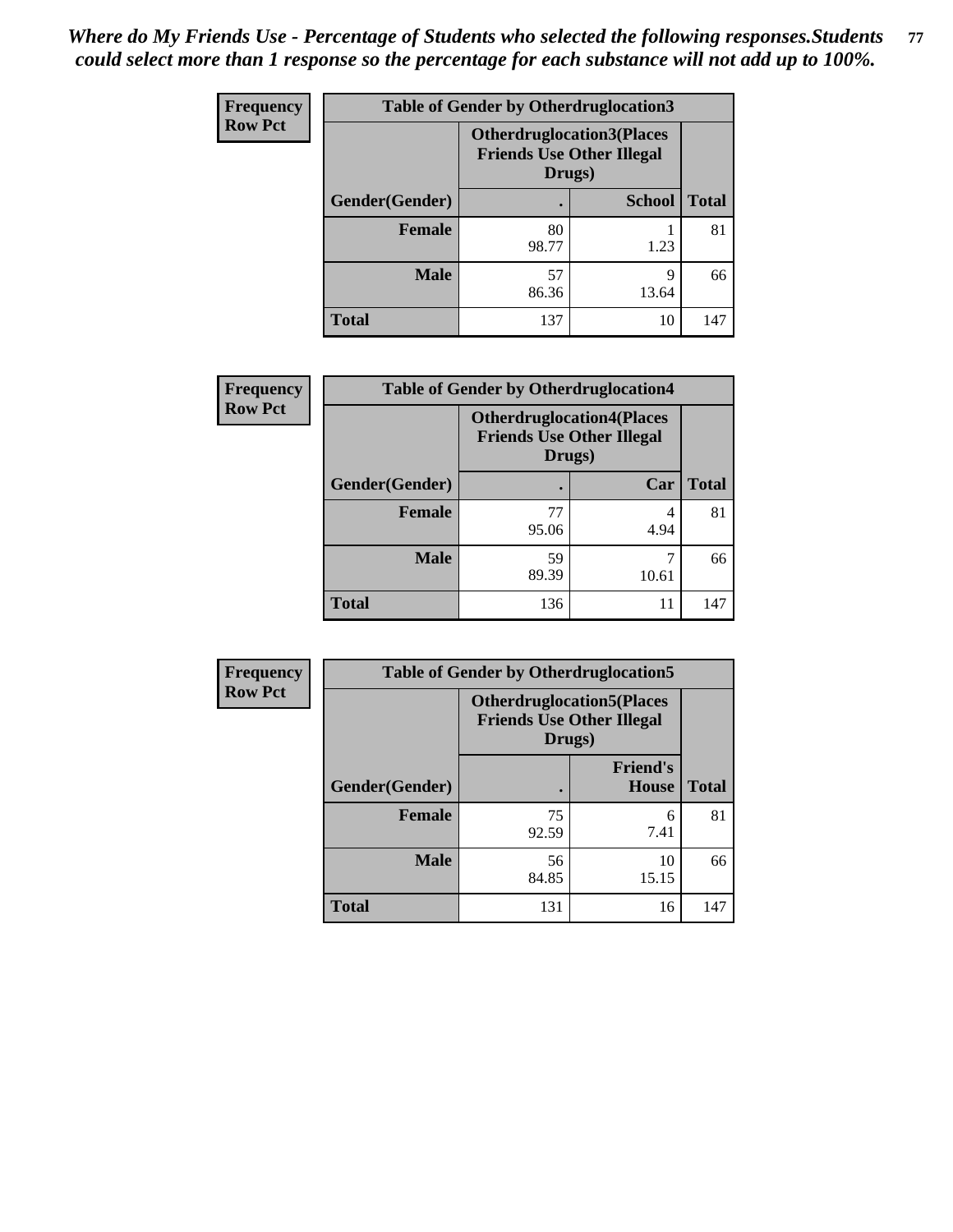*Where do My Friends Use - Percentage of Students who selected the following responses.Students could select more than 1 response so the percentage for each substance will not add up to 100%.*

**Frequency**
**Row Pct**

| Table of Gender by Otherdruglocation3 | | | |
|---|---|---|---|
| | Otherdruglocation3(Places Friends Use Other Illegal Drugs) | | |
| Gender(Gender) | . | School | Total |
| Female | 80<br>98.77 | 1<br>1.23 | 81 |
| Male | 57<br>86.36 | 9<br>13.64 | 66 |
| Total | 137 | 10 | 147 |

**Frequency**
**Row Pct**

| Table of Gender by Otherdruglocation4 | | | |
|---|---|---|---|
| | Otherdruglocation4(Places Friends Use Other Illegal Drugs) | | |
| Gender(Gender) | . | Car | Total |
| Female | 77<br>95.06 | 4<br>4.94 | 81 |
| Male | 59<br>89.39 | 7<br>10.61 | 66 |
| Total | 136 | 11 | 147 |

**Frequency**
**Row Pct**

| Table of Gender by Otherdruglocation5 | | | |
|---|---|---|---|
| | Otherdruglocation5(Places Friends Use Other Illegal Drugs) | | |
| Gender(Gender) | . | Friend's House | Total |
| Female | 75<br>92.59 | 6<br>7.41 | 81 |
| Male | 56<br>84.85 | 10<br>15.15 | 66 |
| Total | 131 | 16 | 147 |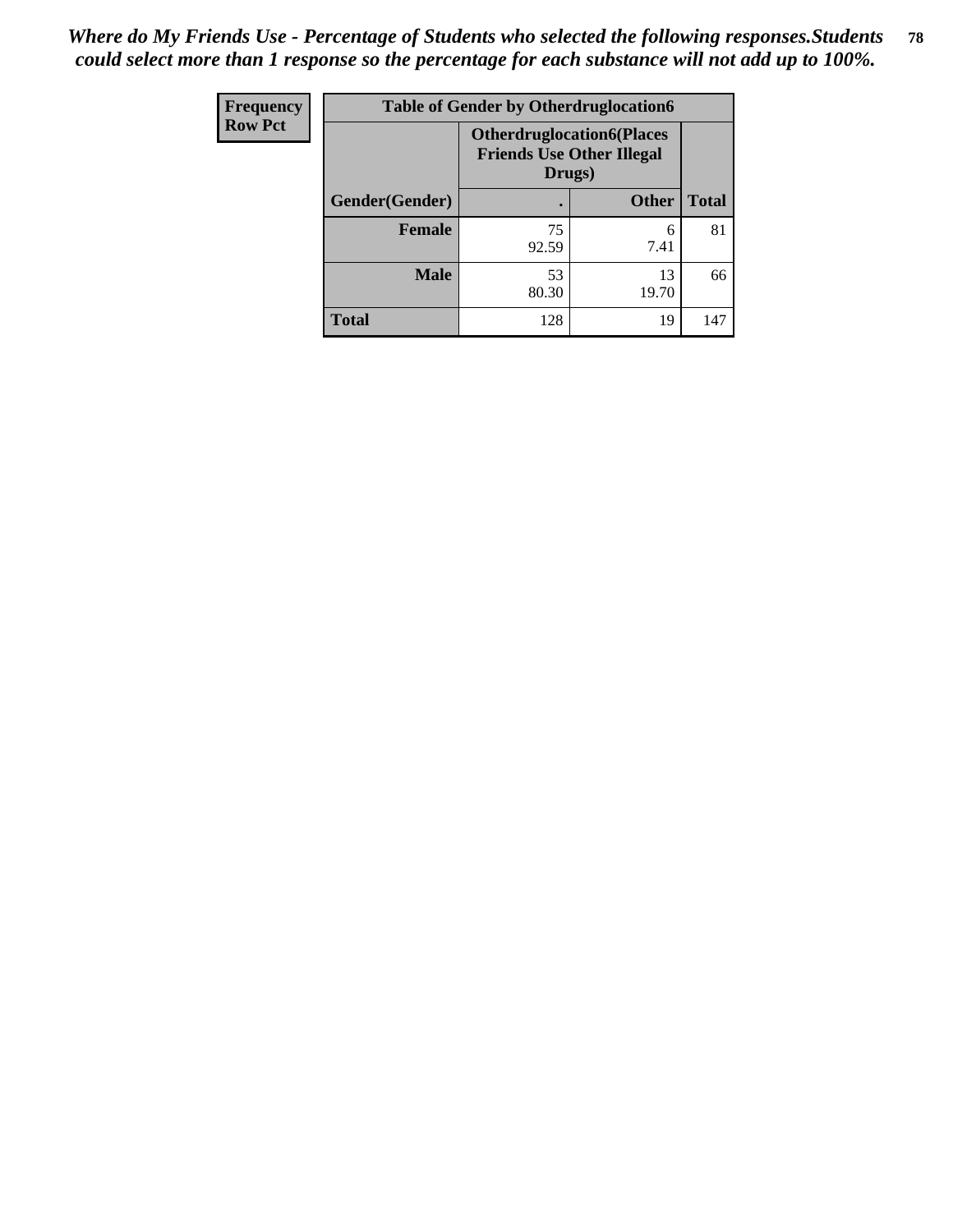*Where do My Friends Use - Percentage of Students who selected the following responses.Students could select more than 1 response so the percentage for each substance will not add up to 100%.*

| Frequency Row Pct | Table of Gender by Otherdruglocation6 | | |
|---|---|---|---|
| | Otherdruglocation6(Places Friends Use Other Illegal Drugs) | | |
| Gender(Gender) | . | Other | Total |
| Female | 75<br>92.59 | 6<br>7.41 | 81 |
| Male | 53<br>80.30 | 13<br>19.70 | 66 |
| Total | 128 | 19 | 147 |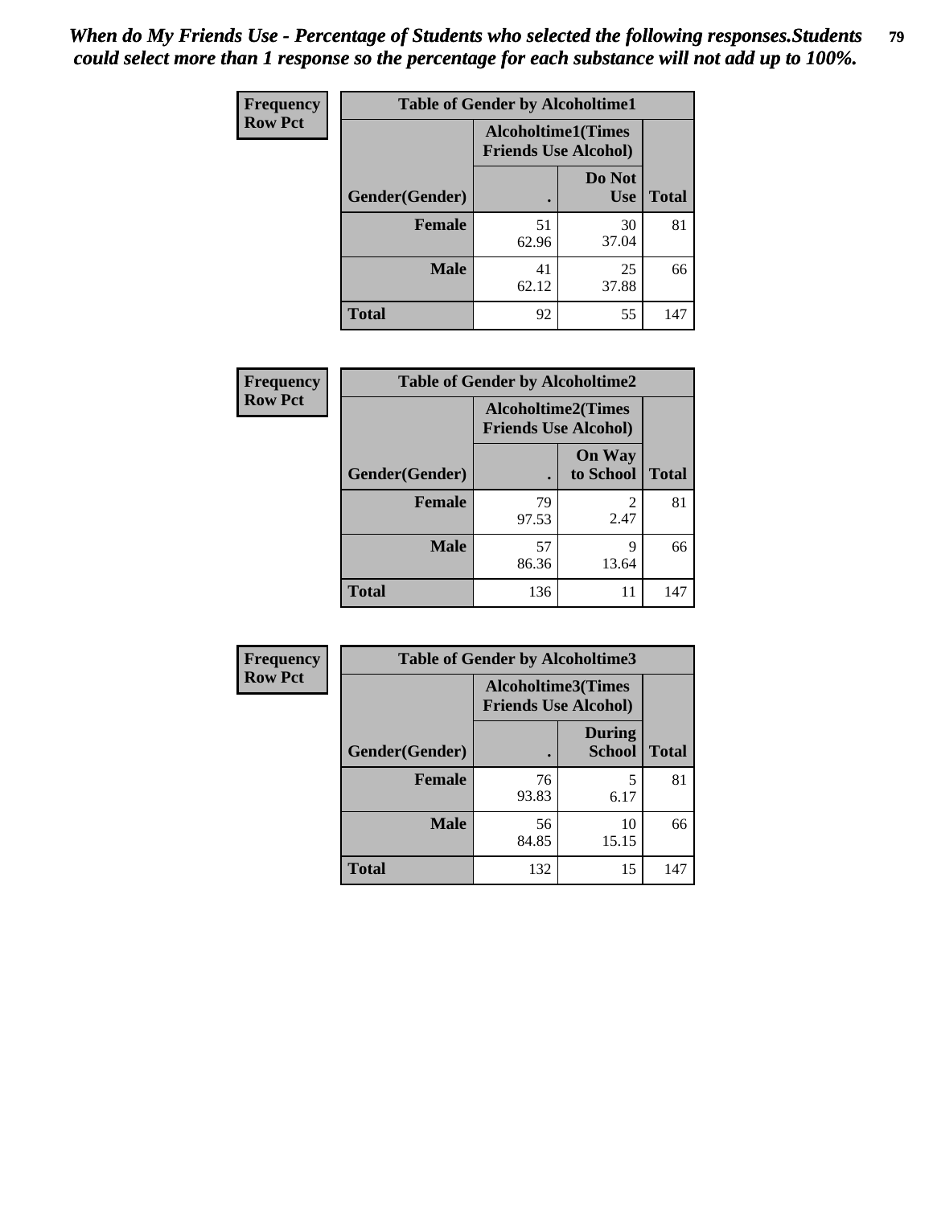# *When do My Friends Use - Percentage of Students who selected the following responses.Students could select more than 1 response so the percentage for each substance will not add up to 100%.*

**Frequency**
**Row Pct**

| Table of Gender by Alcoholtime1 | | | |
|---|---|---|---|
| | Alcoholtime1(Times Friends Use Alcohol) | | |
| Gender(Gender) | . | Do Not Use | Total |
| **Female** | 51<br>62.96 | 30<br>37.04 | 81 |
| **Male** | 41<br>62.12 | 25<br>37.88 | 66 |
| **Total** | 92 | 55 | 147 |

**Frequency**
**Row Pct**

| Table of Gender by Alcoholtime2 | | | |
|---|---|---|---|
| | Alcoholtime2(Times Friends Use Alcohol) | | |
| Gender(Gender) | . | On Way to School | Total |
| **Female** | 79<br>97.53 | 2<br>2.47 | 81 |
| **Male** | 57<br>86.36 | 9<br>13.64 | 66 |
| **Total** | 136 | 11 | 147 |

**Frequency**
**Row Pct**

| Table of Gender by Alcoholtime3 | | | |
|---|---|---|---|
| | Alcoholtime3(Times Friends Use Alcohol) | | |
| Gender(Gender) | . | During School | Total |
| **Female** | 76<br>93.83 | 5<br>6.17 | 81 |
| **Male** | 56<br>84.85 | 10<br>15.15 | 66 |
| **Total** | 132 | 15 | 147 |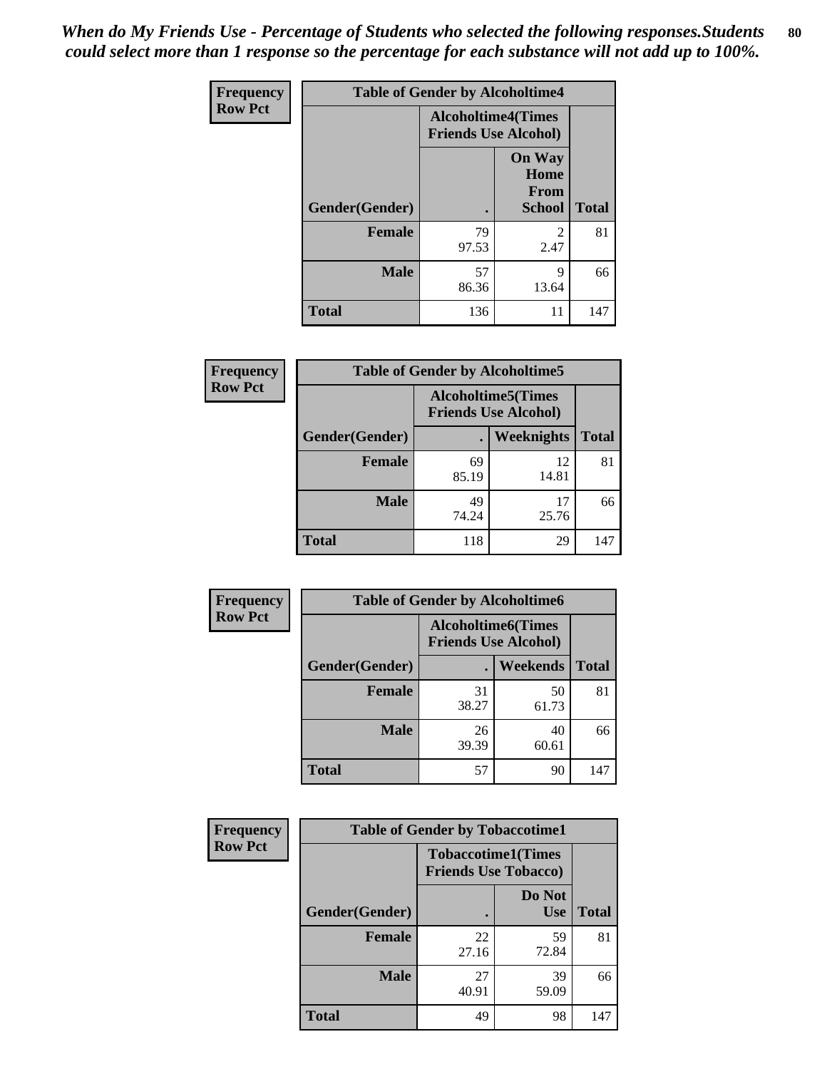*When do My Friends Use - Percentage of Students who selected the following responses.Students could select more than 1 response so the percentage for each substance will not add up to 100%.*

**Frequency**
**Row Pct**

| Table of Gender by Alcoholtime4 | | | |
|---|---|---|---|
| | Alcoholtime4(Times Friends Use Alcohol) | | |
| Gender(Gender) | . | On Way Home From School | Total |
| **Female** | 79<br>97.53 | 2<br>2.47 | 81 |
| **Male** | 57<br>86.36 | 9<br>13.64 | 66 |
| **Total** | 136 | 11 | 147 |

**Frequency**
**Row Pct**

| Table of Gender by Alcoholtime5 | | | |
|---|---|---|---|
| | Alcoholtime5(Times Friends Use Alcohol) | | |
| Gender(Gender) | . | Weeknights | Total |
| **Female** | 69<br>85.19 | 12<br>14.81 | 81 |
| **Male** | 49<br>74.24 | 17<br>25.76 | 66 |
| **Total** | 118 | 29 | 147 |

**Frequency**
**Row Pct**

| Table of Gender by Alcoholtime6 | | | |
|---|---|---|---|
| | Alcoholtime6(Times Friends Use Alcohol) | | |
| Gender(Gender) | . | Weekends | Total |
| **Female** | 31<br>38.27 | 50<br>61.73 | 81 |
| **Male** | 26<br>39.39 | 40<br>60.61 | 66 |
| **Total** | 57 | 90 | 147 |

**Frequency**
**Row Pct**

| Table of Gender by Tobaccotime1 | | | |
|---|---|---|---|
| | Tobaccotime1(Times Friends Use Tobacco) | | |
| Gender(Gender) | . | Do Not Use | Total |
| **Female** | 22<br>27.16 | 59<br>72.84 | 81 |
| **Male** | 27<br>40.91 | 39<br>59.09 | 66 |
| **Total** | 49 | 98 | 147 |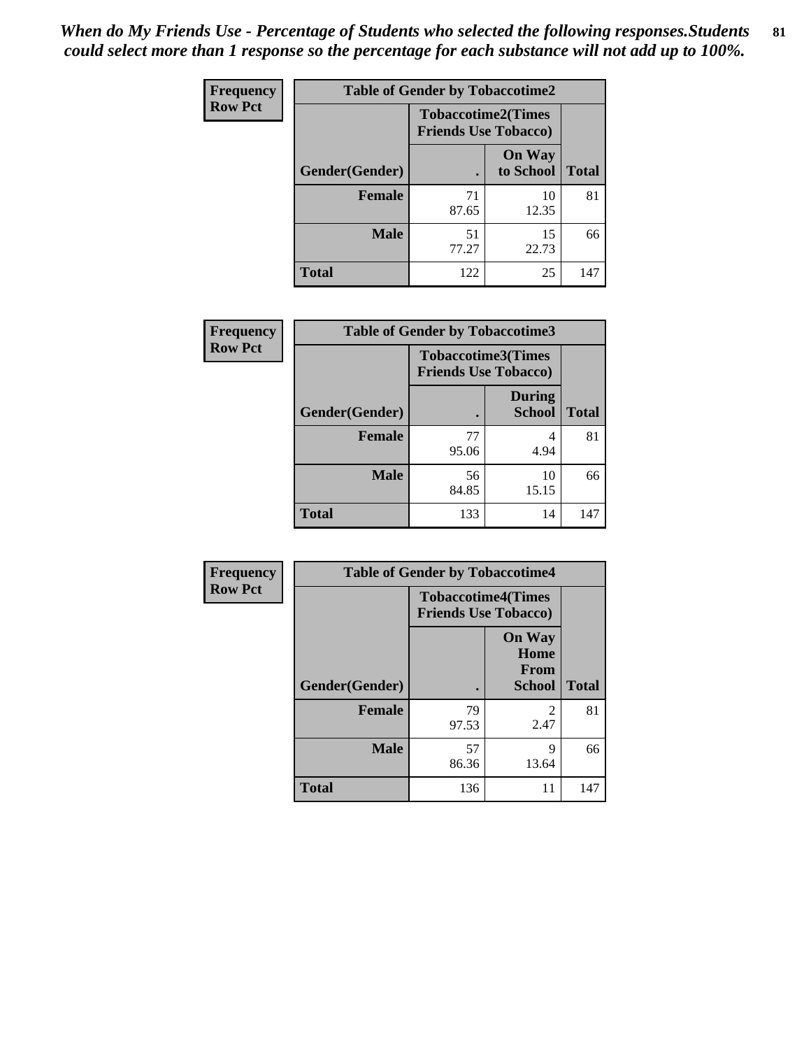*When do My Friends Use - Percentage of Students who selected the following responses.Students could select more than 1 response so the percentage for each substance will not add up to 100%.*

**Frequency**
**Row Pct**

| Table of Gender by Tobaccotime2 | | | |
|---|---|---|---|
| | Tobaccotime2(Times Friends Use Tobacco) | | |
| Gender(Gender) | . | On Way to School | Total |
| **Female** | 71<br>87.65 | 10<br>12.35 | 81 |
| **Male** | 51<br>77.27 | 15<br>22.73 | 66 |
| **Total** | 122 | 25 | 147 |

**Frequency**
**Row Pct**

| Table of Gender by Tobaccotime3 | | | |
|---|---|---|---|
| | Tobaccotime3(Times Friends Use Tobacco) | | |
| Gender(Gender) | . | During School | Total |
| **Female** | 77<br>95.06 | 4<br>4.94 | 81 |
| **Male** | 56<br>84.85 | 10<br>15.15 | 66 |
| **Total** | 133 | 14 | 147 |

**Frequency**
**Row Pct**

| Table of Gender by Tobaccotime4 | | | |
|---|---|---|---|
| | Tobaccotime4(Times Friends Use Tobacco) | | |
| Gender(Gender) | . | On Way Home From School | Total |
| **Female** | 79<br>97.53 | 2<br>2.47 | 81 |
| **Male** | 57<br>86.36 | 9<br>13.64 | 66 |
| **Total** | 136 | 11 | 147 |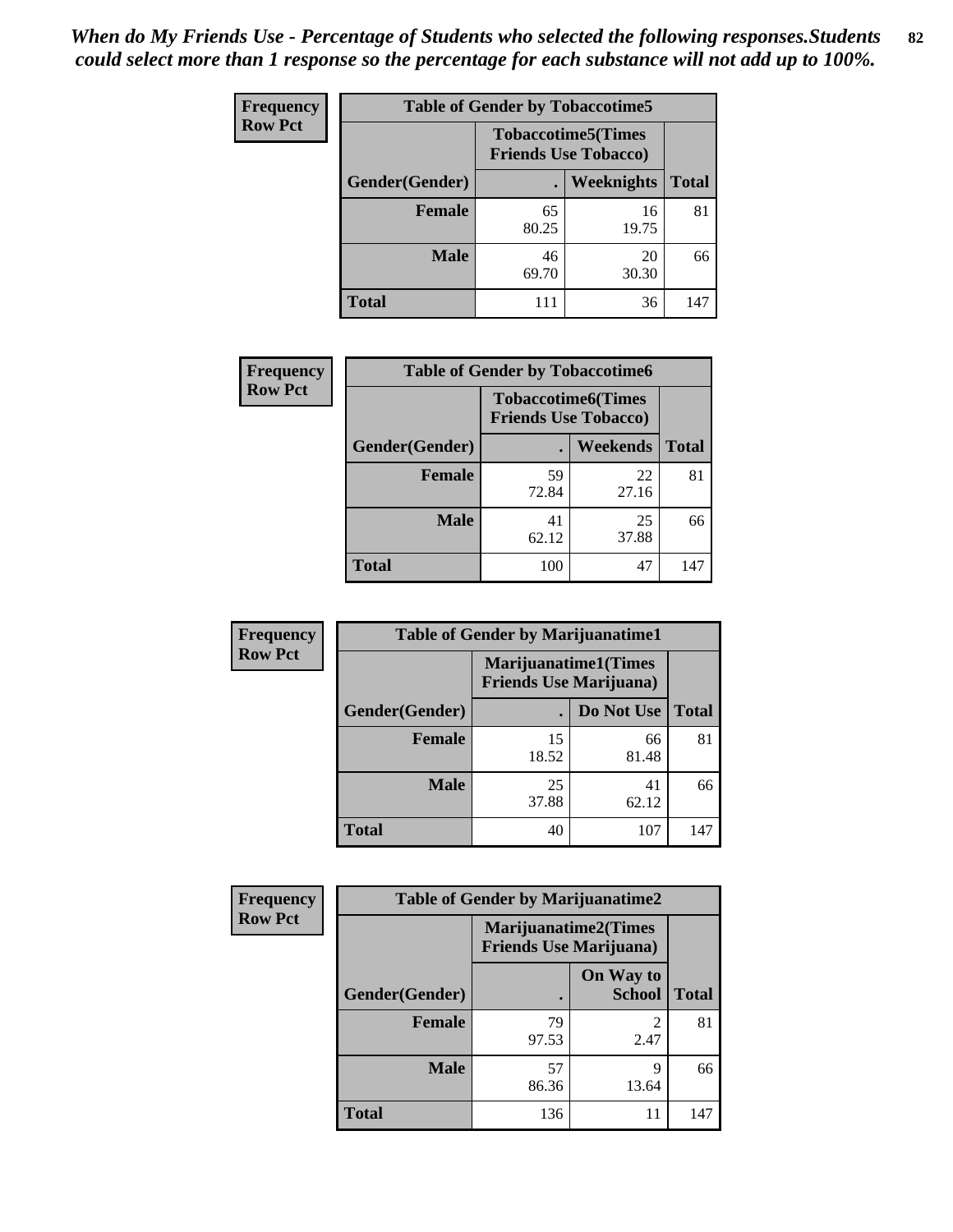*When do My Friends Use - Percentage of Students who selected the following responses.Students could select more than 1 response so the percentage for each substance will not add up to 100%.*

**Frequency**
**Row Pct**

| Table of Gender by Tobaccotime5 | | | |
|---|---|---|---|
| | Tobaccotime5(Times Friends Use Tobacco) | | |
| Gender(Gender) | . | Weeknights | Total |
| **Female** | 65<br>80.25 | 16<br>19.75 | 81 |
| **Male** | 46<br>69.70 | 20<br>30.30 | 66 |
| **Total** | 111 | 36 | 147 |

**Frequency**
**Row Pct**

| Table of Gender by Tobaccotime6 | | | |
|---|---|---|---|
| | Tobaccotime6(Times Friends Use Tobacco) | | |
| Gender(Gender) | . | Weekends | Total |
| **Female** | 59<br>72.84 | 22<br>27.16 | 81 |
| **Male** | 41<br>62.12 | 25<br>37.88 | 66 |
| **Total** | 100 | 47 | 147 |

**Frequency**
**Row Pct**

| Table of Gender by Marijuanatime1 | | | |
|---|---|---|---|
| | Marijuanatime1(Times Friends Use Marijuana) | | |
| Gender(Gender) | . | Do Not Use | Total |
| **Female** | 15<br>18.52 | 66<br>81.48 | 81 |
| **Male** | 25<br>37.88 | 41<br>62.12 | 66 |
| **Total** | 40 | 107 | 147 |

**Frequency**
**Row Pct**

| Table of Gender by Marijuanatime2 | | | |
|---|---|---|---|
| | Marijuanatime2(Times Friends Use Marijuana) | | |
| Gender(Gender) | . | On Way to School | Total |
| **Female** | 79<br>97.53 | 2<br>2.47 | 81 |
| **Male** | 57<br>86.36 | 9<br>13.64 | 66 |
| **Total** | 136 | 11 | 147 |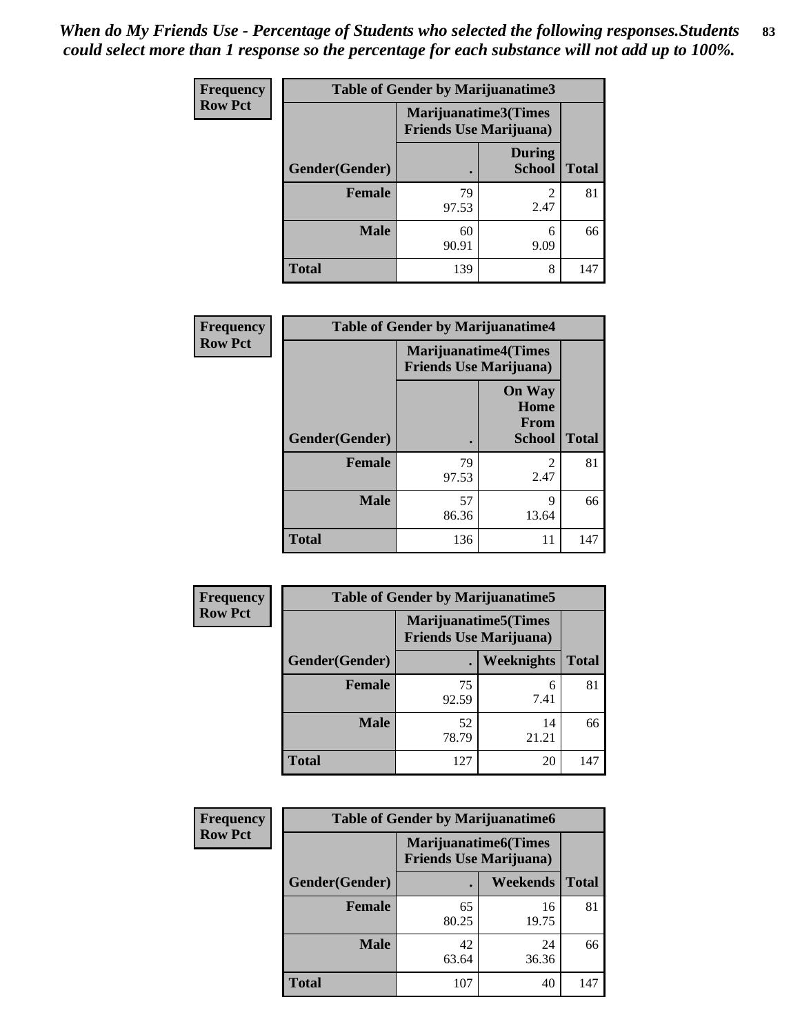*When do My Friends Use - Percentage of Students who selected the following responses.Students could select more than 1 response so the percentage for each substance will not add up to 100%.*

**Frequency**
**Row Pct**

| Table of Gender by Marijuanatime3 | | | |
|---|---|---|---|
| | Marijuanatime3(Times Friends Use Marijuana) | | |
| Gender(Gender) | . | During School | Total |
| **Female** | 79<br>97.53 | 2<br>2.47 | 81 |
| **Male** | 60<br>90.91 | 6<br>9.09 | 66 |
| **Total** | 139 | 8 | 147 |

**Frequency**
**Row Pct**

| Table of Gender by Marijuanatime4 | | | |
|---|---|---|---|
| | Marijuanatime4(Times Friends Use Marijuana) | | |
| Gender(Gender) | . | On Way Home From School | Total |
| **Female** | 79<br>97.53 | 2<br>2.47 | 81 |
| **Male** | 57<br>86.36 | 9<br>13.64 | 66 |
| **Total** | 136 | 11 | 147 |

**Frequency**
**Row Pct**

| Table of Gender by Marijuanatime5 | | | |
|---|---|---|---|
| | Marijuanatime5(Times Friends Use Marijuana) | | |
| Gender(Gender) | . | Weeknights | Total |
| **Female** | 75<br>92.59 | 6<br>7.41 | 81 |
| **Male** | 52<br>78.79 | 14<br>21.21 | 66 |
| **Total** | 127 | 20 | 147 |

**Frequency**
**Row Pct**

| Table of Gender by Marijuanatime6 | | | |
|---|---|---|---|
| | Marijuanatime6(Times Friends Use Marijuana) | | |
| Gender(Gender) | . | Weekends | Total |
| **Female** | 65<br>80.25 | 16<br>19.75 | 81 |
| **Male** | 42<br>63.64 | 24<br>36.36 | 66 |
| **Total** | 107 | 40 | 147 |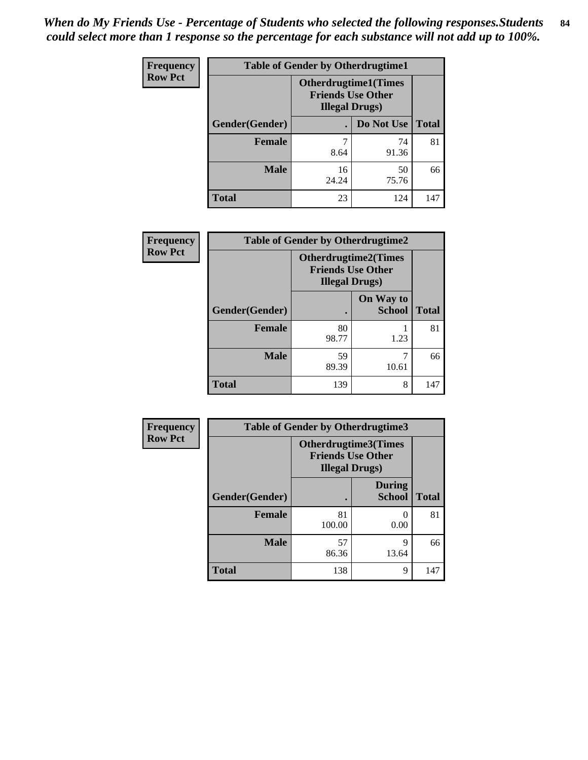*When do My Friends Use - Percentage of Students who selected the following responses.Students could select more than 1 response so the percentage for each substance will not add up to 100%.*

**Frequency**
**Row Pct**

| Table of Gender by Otherdrugtime1 | | | |
|---|---|---|---|
| | Otherdrugtime1(Times Friends Use Other Illegal Drugs) | | |
| Gender(Gender) | . | Do Not Use | Total |
| **Female** | 7<br>8.64 | 74<br>91.36 | 81 |
| **Male** | 16<br>24.24 | 50<br>75.76 | 66 |
| **Total** | 23 | 124 | 147 |

**Frequency**
**Row Pct**

| Table of Gender by Otherdrugtime2 | | | |
|---|---|---|---|
| | Otherdrugtime2(Times Friends Use Other Illegal Drugs) | | |
| Gender(Gender) | . | On Way to School | Total |
| **Female** | 80<br>98.77 | 1<br>1.23 | 81 |
| **Male** | 59<br>89.39 | 7<br>10.61 | 66 |
| **Total** | 139 | 8 | 147 |

**Frequency**
**Row Pct**

| Table of Gender by Otherdrugtime3 | | | |
|---|---|---|---|
| | Otherdrugtime3(Times Friends Use Other Illegal Drugs) | | |
| Gender(Gender) | . | During School | Total |
| **Female** | 81<br>100.00 | 0<br>0.00 | 81 |
| **Male** | 57<br>86.36 | 9<br>13.64 | 66 |
| **Total** | 138 | 9 | 147 |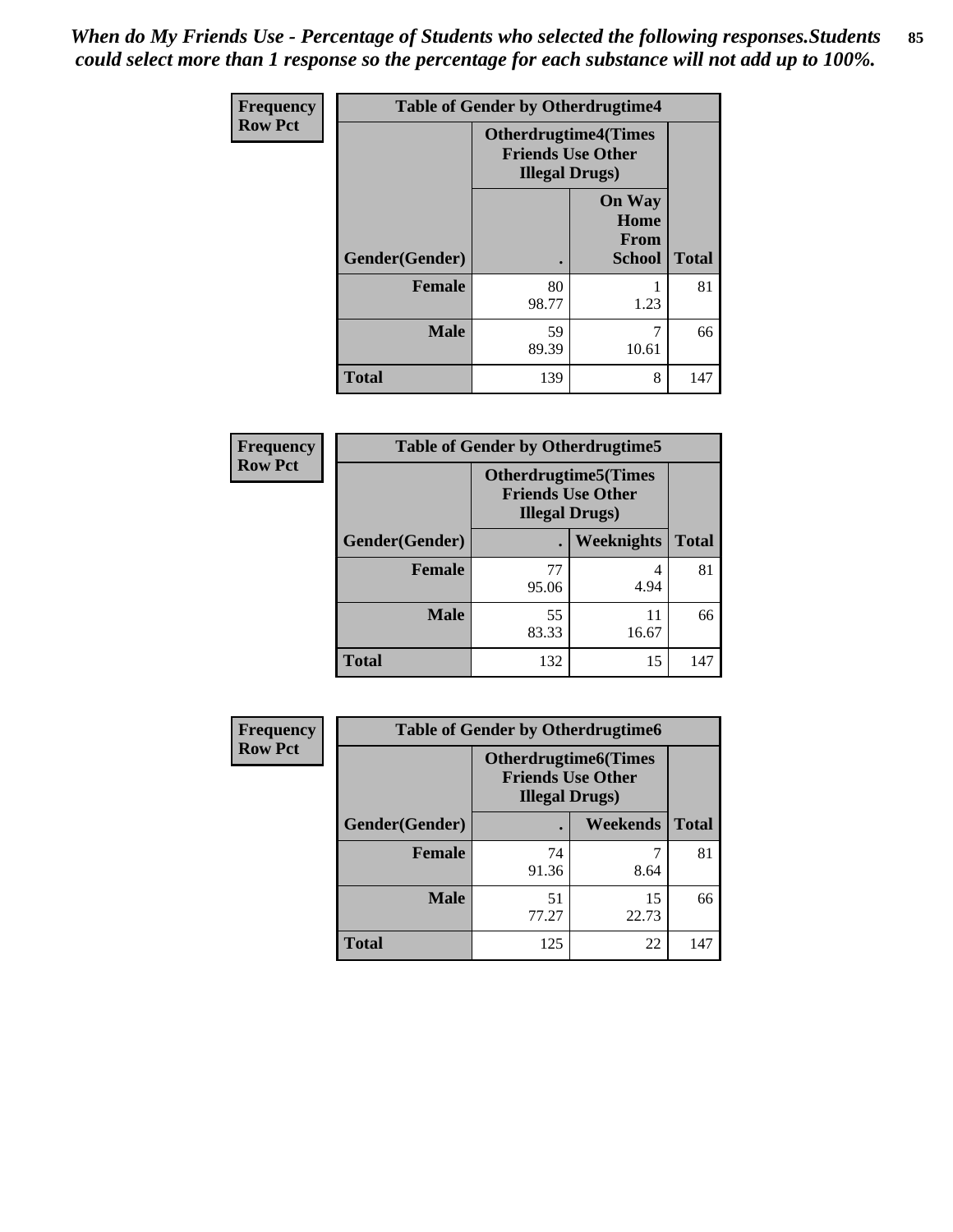*When do My Friends Use - Percentage of Students who selected the following responses.Students could select more than 1 response so the percentage for each substance will not add up to 100%.*

**Frequency**
**Row Pct**

| Table of Gender by Otherdrugtime4 | | | |
|---|---|---|---|
| | Otherdrugtime4(Times Friends Use Other Illegal Drugs) | | |
| Gender(Gender) | . | On Way Home From School | Total |
| **Female** | 80<br>98.77 | 1<br>1.23 | 81 |
| **Male** | 59<br>89.39 | 7<br>10.61 | 66 |
| **Total** | 139 | 8 | 147 |

**Frequency**
**Row Pct**

| Table of Gender by Otherdrugtime5 | | | |
|---|---|---|---|
| | Otherdrugtime5(Times Friends Use Other Illegal Drugs) | | |
| Gender(Gender) | . | Weeknights | Total |
| **Female** | 77<br>95.06 | 4<br>4.94 | 81 |
| **Male** | 55<br>83.33 | 11<br>16.67 | 66 |
| **Total** | 132 | 15 | 147 |

**Frequency**
**Row Pct**

| Table of Gender by Otherdrugtime6 | | | |
|---|---|---|---|
| | Otherdrugtime6(Times Friends Use Other Illegal Drugs) | | |
| Gender(Gender) | . | Weekends | Total |
| **Female** | 74<br>91.36 | 7<br>8.64 | 81 |
| **Male** | 51<br>77.27 | 15<br>22.73 | 66 |
| **Total** | 125 | 22 | 147 |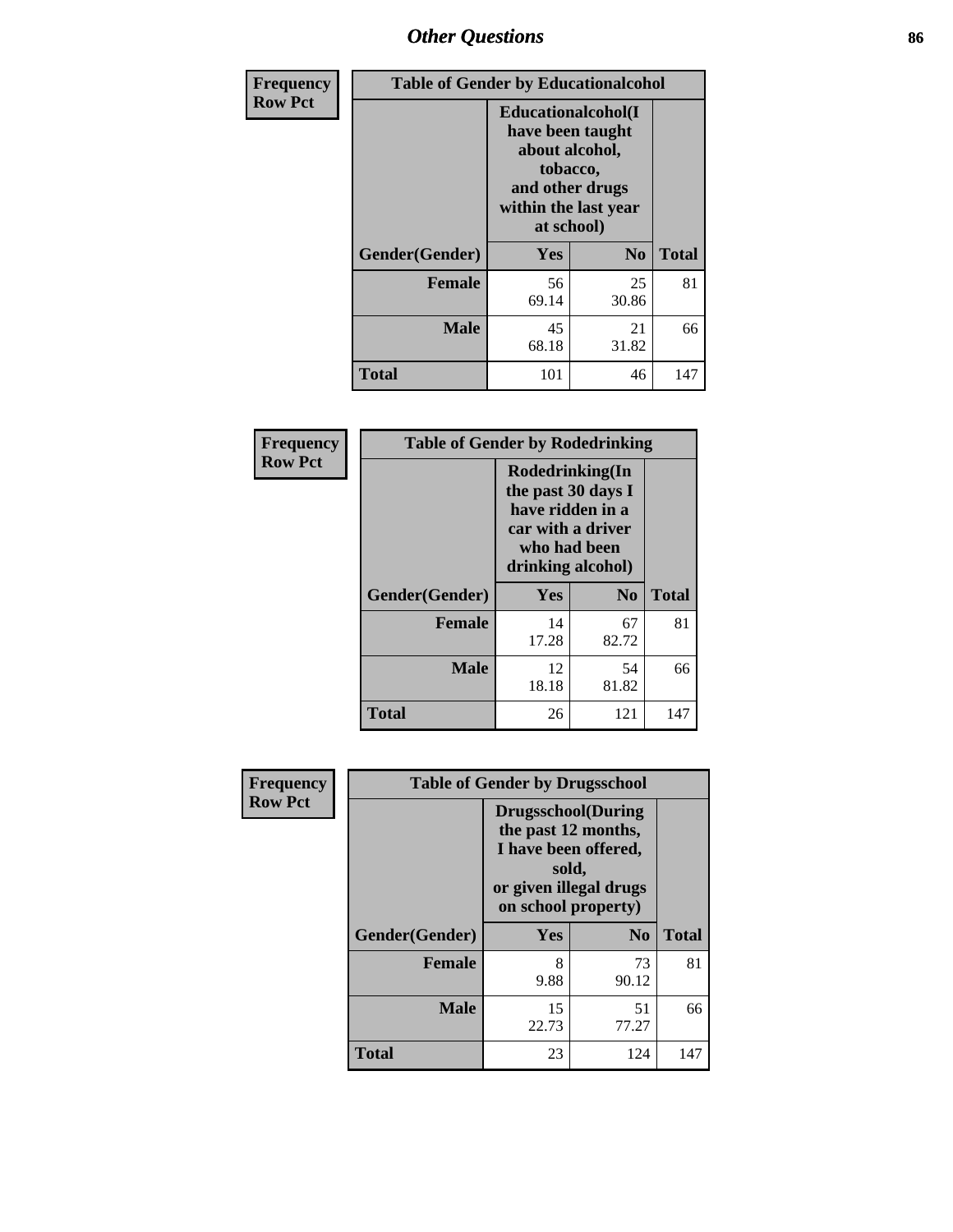# Other Questions

**Frequency Row Pct**

| Table of Gender by Educationalcohol | | | |
|---|---|---|---|
| | Educationalcohol(I have been taught about alcohol, tobacco, and other drugs within the last year at school) | | |
| Gender(Gender) | Yes | No | Total |
| Female | 56<br>69.14 | 25<br>30.86 | 81 |
| Male | 45<br>68.18 | 21<br>31.82 | 66 |
| Total | 101 | 46 | 147 |

**Frequency Row Pct**

| Table of Gender by Rodedrinking | | | |
|---|---|---|---|
| | Rodedrinking(In the past 30 days I have ridden in a car with a driver who had been drinking alcohol) | | |
| Gender(Gender) | Yes | No | Total |
| Female | 14<br>17.28 | 67<br>82.72 | 81 |
| Male | 12<br>18.18 | 54<br>81.82 | 66 |
| Total | 26 | 121 | 147 |

**Frequency Row Pct**

| Table of Gender by Drugsschool | | | |
|---|---|---|---|
| | Drugsschool(During the past 12 months, I have been offered, sold, or given illegal drugs on school property) | | |
| Gender(Gender) | Yes | No | Total |
| Female | 8<br>9.88 | 73<br>90.12 | 81 |
| Male | 15<br>22.73 | 51<br>77.27 | 66 |
| Total | 23 | 124 | 147 |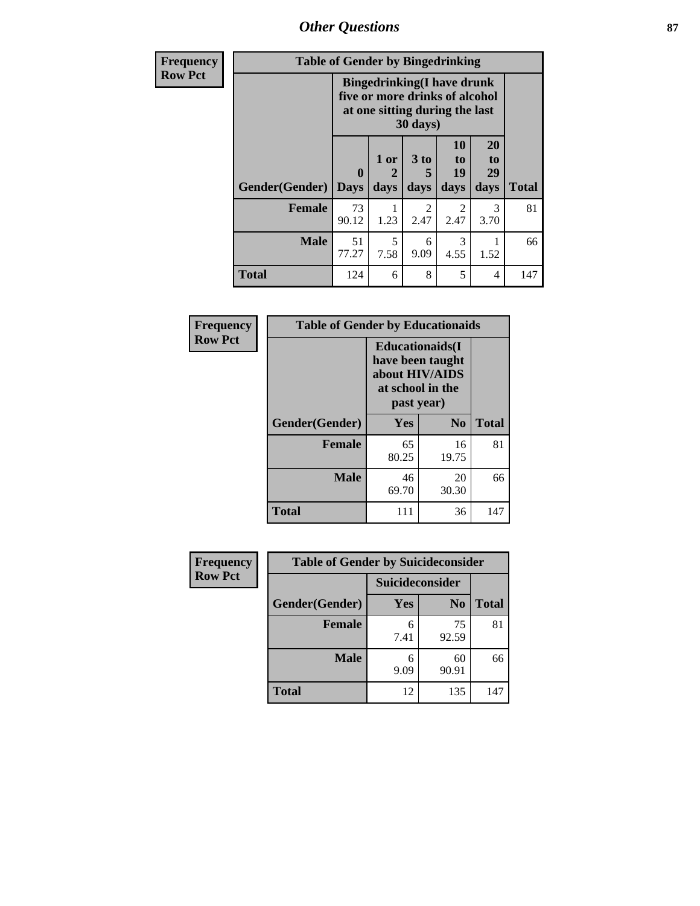## Other Questions

| Frequency Row Pct | | | | | | |
|---|---|---|---|---|---|---|
| **Table of Gender by Bingedrinking** | | | | | | |
| | **Bingedrinking(I have drunk five or more drinks of alcohol at one sitting during the last 30 days)** | | | | | |
| **Gender(Gender)** | **0 Days** | **1 or 2 days** | **3 to 5 days** | **10 to 19 days** | **20 to 29 days** | **Total** |
| **Female** | 73<br>90.12 | 1<br>1.23 | 2<br>2.47 | 2<br>2.47 | 3<br>3.70 | 81 |
| **Male** | 51<br>77.27 | 5<br>7.58 | 6<br>9.09 | 3<br>4.55 | 1<br>1.52 | 66 |
| **Total** | 124 | 6 | 8 | 5 | 4 | 147 |

| Frequency Row Pct | | | |
|---|---|---|---|
| **Table of Gender by Educationaids** | | | |
| | **Educationaids(I have been taught about HIV/AIDS at school in the past year)** | | |
| **Gender(Gender)** | **Yes** | **No** | **Total** |
| **Female** | 65<br>80.25 | 16<br>19.75 | 81 |
| **Male** | 46<br>69.70 | 20<br>30.30 | 66 |
| **Total** | 111 | 36 | 147 |

| Frequency Row Pct | | | |
|---|---|---|---|
| **Table of Gender by Suicideconsider** | | | |
| | **Suicideconsider** | | |
| **Gender(Gender)** | **Yes** | **No** | **Total** |
| **Female** | 6<br>7.41 | 75<br>92.59 | 81 |
| **Male** | 6<br>9.09 | 60<br>90.91 | 66 |
| **Total** | 12 | 135 | 147 |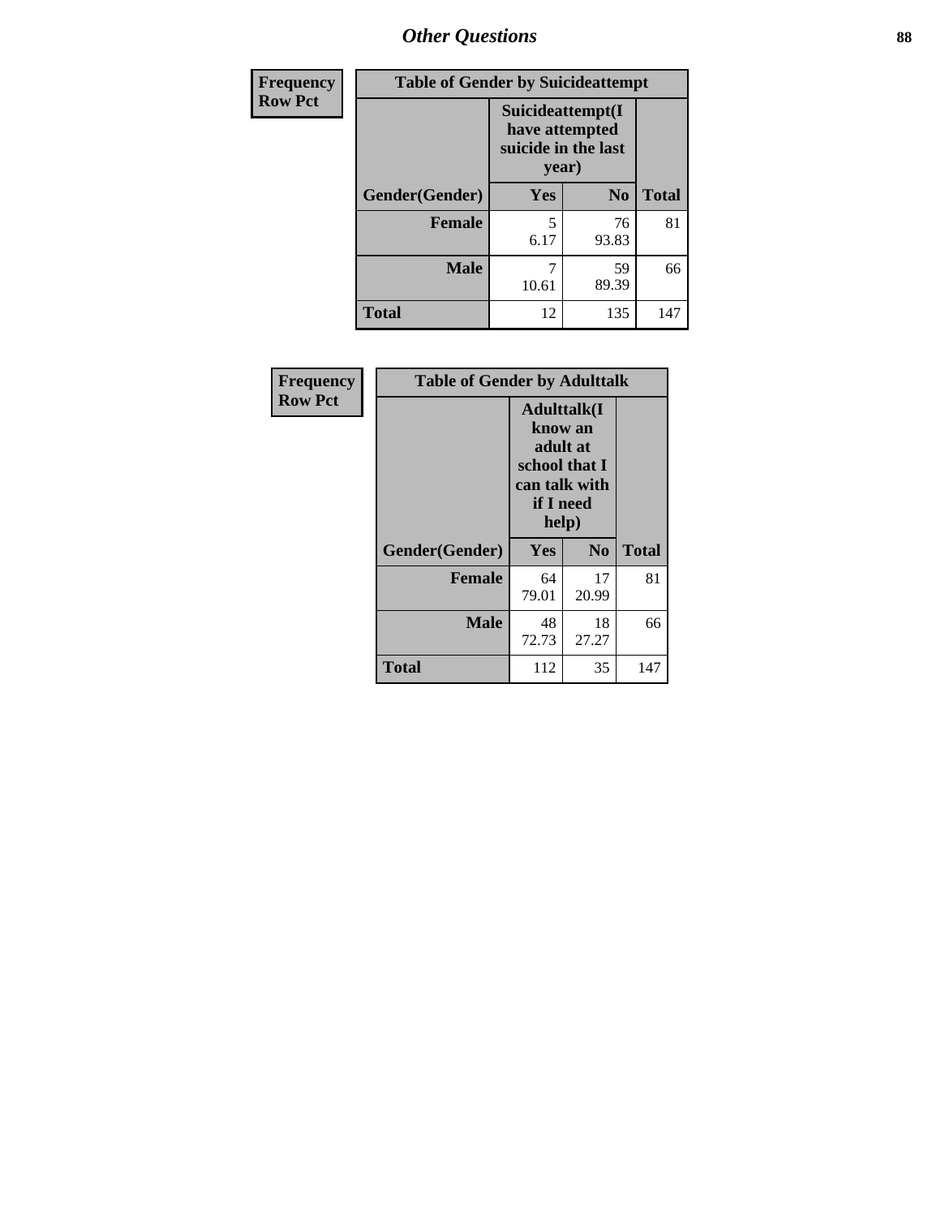## Other Questions

**Frequency**
**Row Pct**

| Table of Gender by Suicideattempt | | | |
|---|---|---|---|
| | Suicideattempt(I have attempted suicide in the last year) | | |
| Gender(Gender) | Yes | No | Total |
| Female | 5<br>6.17 | 76<br>93.83 | 81 |
| Male | 7<br>10.61 | 59<br>89.39 | 66 |
| Total | 12 | 135 | 147 |

**Frequency**
**Row Pct**

| Table of Gender by Adulttalk | | | |
|---|---|---|---|
| | Adulttalk(I know an adult at school that I can talk with if I need help) | | |
| Gender(Gender) | Yes | No | Total |
| Female | 64<br>79.01 | 17<br>20.99 | 81 |
| Male | 48<br>72.73 | 18<br>27.27 | 66 |
| Total | 112 | 35 | 147 |